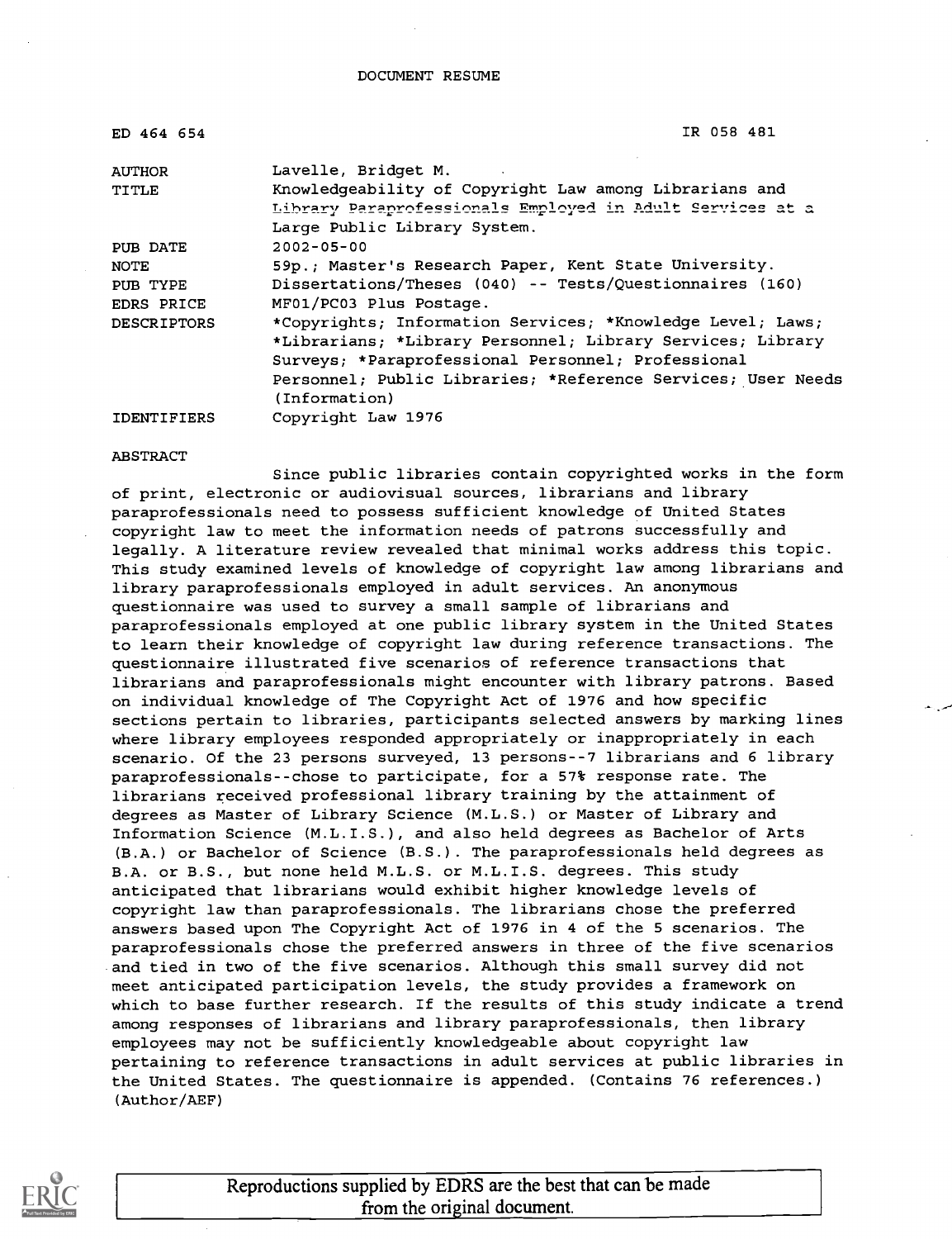DOCUMENT RESUME

| | |
|---|---|
| ED 464 654 | IR 058 481 |
| AUTHOR | Lavelle, Bridget M. |
| TITLE | Knowledgeability of Copyright Law among Librarians and Library Paraprofessionals Employed in Adult Services at a Large Public Library System. |
| PUB DATE | 2002-05-00 |
| NOTE | 59p.; Master's Research Paper, Kent State University. |
| PUB TYPE | Dissertations/Theses (040) -- Tests/Questionnaires (160) |
| EDRS PRICE | MF01/PC03 Plus Postage. |
| DESCRIPTORS | *Copyrights; Information Services; *Knowledge Level; Laws; *Librarians; *Library Personnel; Library Services; Library Surveys; *Paraprofessional Personnel; Professional Personnel; Public Libraries; *Reference Services; User Needs (Information) |
| IDENTIFIERS | Copyright Law 1976 |

ABSTRACT

Since public libraries contain copyrighted works in the form of print, electronic or audiovisual sources, librarians and library paraprofessionals need to possess sufficient knowledge of United States copyright law to meet the information needs of patrons successfully and legally. A literature review revealed that minimal works address this topic. This study examined levels of knowledge of copyright law among librarians and library paraprofessionals employed in adult services. An anonymous questionnaire was used to survey a small sample of librarians and paraprofessionals employed at one public library system in the United States to learn their knowledge of copyright law during reference transactions. The questionnaire illustrated five scenarios of reference transactions that librarians and paraprofessionals might encounter with library patrons. Based on individual knowledge of The Copyright Act of 1976 and how specific sections pertain to libraries, participants selected answers by marking lines where library employees responded appropriately or inappropriately in each scenario. Of the 23 persons surveyed, 13 persons--7 librarians and 6 library paraprofessionals--chose to participate, for a 57% response rate. The librarians received professional library training by the attainment of degrees as Master of Library Science (M.L.S.) or Master of Library and Information Science (M.L.I.S.), and also held degrees as Bachelor of Arts (B.A.) or Bachelor of Science (B.S.). The paraprofessionals held degrees as B.A. or B.S., but none held M.L.S. or M.L.I.S. degrees. This study anticipated that librarians would exhibit higher knowledge levels of copyright law than paraprofessionals. The librarians chose the preferred answers based upon The Copyright Act of 1976 in 4 of the 5 scenarios. The paraprofessionals chose the preferred answers in three of the five scenarios and tied in two of the five scenarios. Although this small survey did not meet anticipated participation levels, the study provides a framework on which to base further research. If the results of this study indicate a trend among responses of librarians and library paraprofessionals, then library employees may not be sufficiently knowledgeable about copyright law pertaining to reference transactions in adult services at public libraries in the United States. The questionnaire is appended. (Contains 76 references.) (Author/AEF)

Reproductions supplied by EDRS are the best that can be made from the original document.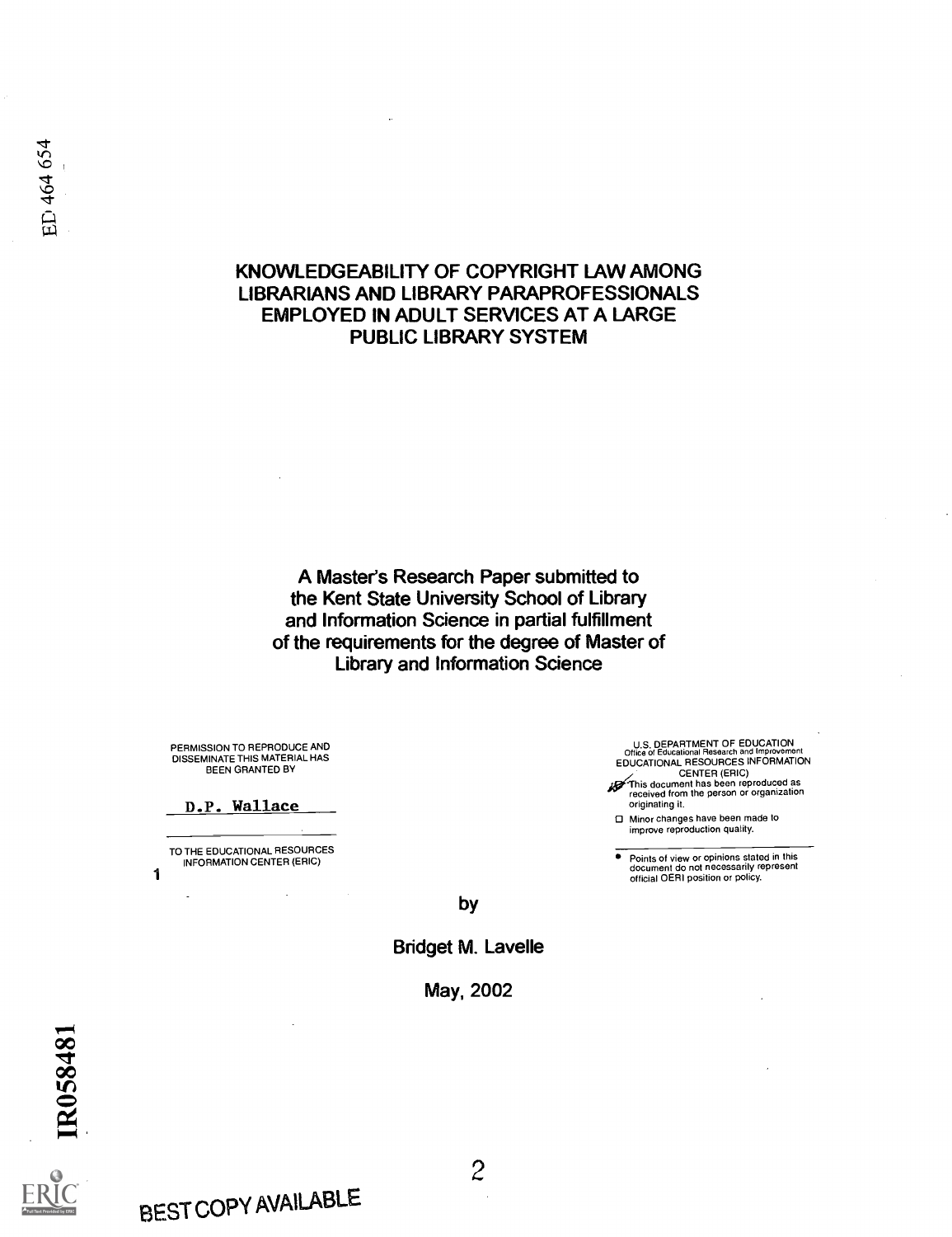ED 464 654

# KNOWLEDGEABILITY OF COPYRIGHT LAW AMONG LIBRARIANS AND LIBRARY PARAPROFESSIONALS EMPLOYED IN ADULT SERVICES AT A LARGE PUBLIC LIBRARY SYSTEM

A Master's Research Paper submitted to the Kent State University School of Library and Information Science in partial fulfillment of the requirements for the degree of Master of Library and Information Science

PERMISSION TO REPRODUCE AND DISSEMINATE THIS MATERIAL HAS BEEN GRANTED BY

D.P. Wallace

TO THE EDUCATIONAL RESOURCES INFORMATION CENTER (ERIC)

1

U.S. DEPARTMENT OF EDUCATION
Office of Educational Research and Improvement
EDUCATIONAL RESOURCES INFORMATION CENTER (ERIC)

- This document has been reproduced as received from the person or organization originating it.
- Minor changes have been made to improve reproduction quality.

- Points of view or opinions stated in this document do not necessarily represent official OERI position or policy.

by

Bridget M. Lavelle

May, 2002

IR058481

BEST COPY AVAILABLE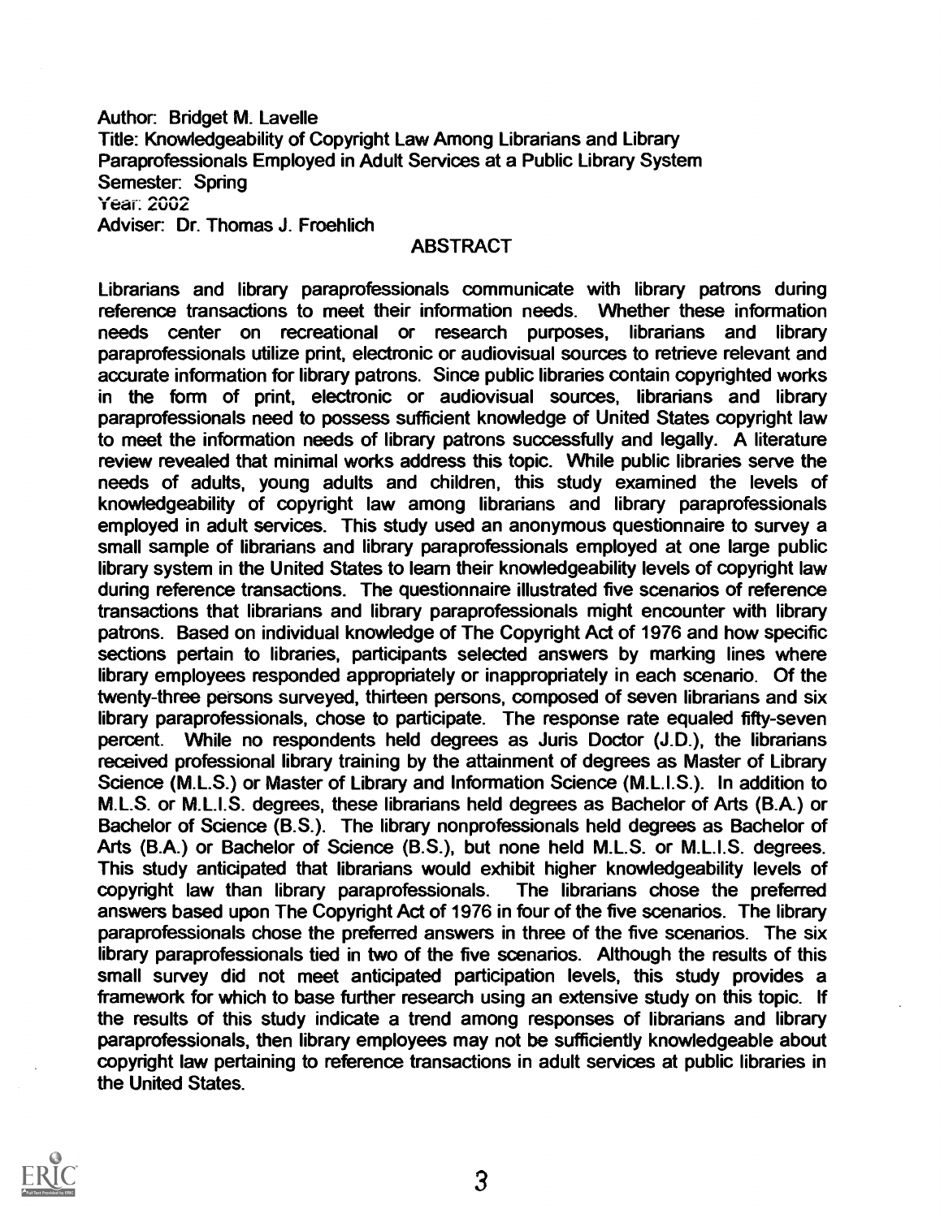Author: Bridget M. Lavelle
Title: Knowledgeability of Copyright Law Among Librarians and Library Paraprofessionals Employed in Adult Services at a Public Library System
Semester: Spring
Year: 2002
Adviser: Dr. Thomas J. Froehlich

## ABSTRACT

Librarians and library paraprofessionals communicate with library patrons during reference transactions to meet their information needs. Whether these information needs center on recreational or research purposes, librarians and library paraprofessionals utilize print, electronic or audiovisual sources to retrieve relevant and accurate information for library patrons. Since public libraries contain copyrighted works in the form of print, electronic or audiovisual sources, librarians and library paraprofessionals need to possess sufficient knowledge of United States copyright law to meet the information needs of library patrons successfully and legally. A literature review revealed that minimal works address this topic. While public libraries serve the needs of adults, young adults and children, this study examined the levels of knowledgeability of copyright law among librarians and library paraprofessionals employed in adult services. This study used an anonymous questionnaire to survey a small sample of librarians and library paraprofessionals employed at one large public library system in the United States to learn their knowledgeability levels of copyright law during reference transactions. The questionnaire illustrated five scenarios of reference transactions that librarians and library paraprofessionals might encounter with library patrons. Based on individual knowledge of The Copyright Act of 1976 and how specific sections pertain to libraries, participants selected answers by marking lines where library employees responded appropriately or inappropriately in each scenario. Of the twenty-three persons surveyed, thirteen persons, composed of seven librarians and six library paraprofessionals, chose to participate. The response rate equaled fifty-seven percent. While no respondents held degrees as Juris Doctor (J.D.), the librarians received professional library training by the attainment of degrees as Master of Library Science (M.L.S.) or Master of Library and Information Science (M.L.I.S.). In addition to M.L.S. or M.L.I.S. degrees, these librarians held degrees as Bachelor of Arts (B.A.) or Bachelor of Science (B.S.). The library nonprofessionals held degrees as Bachelor of Arts (B.A.) or Bachelor of Science (B.S.), but none held M.L.S. or M.L.I.S. degrees. This study anticipated that librarians would exhibit higher knowledgeability levels of copyright law than library paraprofessionals. The librarians chose the preferred answers based upon The Copyright Act of 1976 in four of the five scenarios. The library paraprofessionals chose the preferred answers in three of the five scenarios. The six library paraprofessionals tied in two of the five scenarios. Although the results of this small survey did not meet anticipated participation levels, this study provides a framework for which to base further research using an extensive study on this topic. If the results of this study indicate a trend among responses of librarians and library paraprofessionals, then library employees may not be sufficiently knowledgeable about copyright law pertaining to reference transactions in adult services at public libraries in the United States.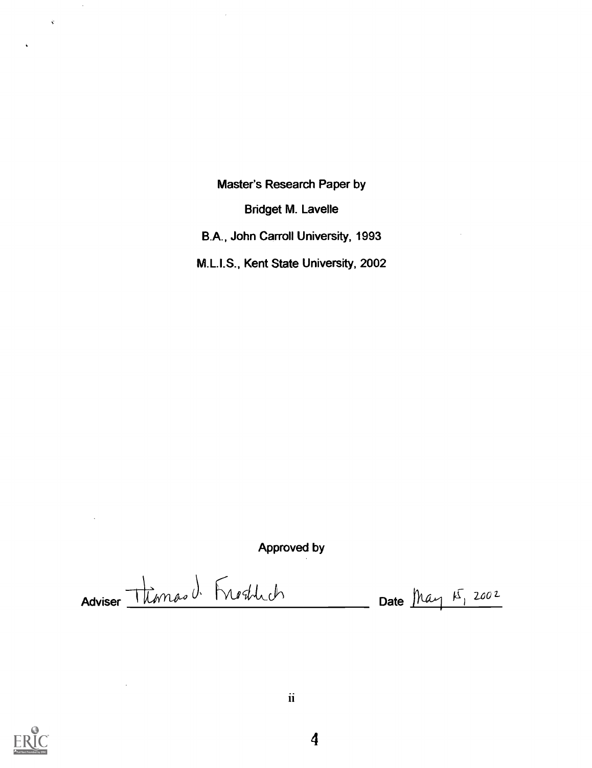Master's Research Paper by

Bridget M. Lavelle

B.A., John Carroll University, 1993

M.L.I.S., Kent State University, 2002

Approved by

Adviser Thomas J. Froehlich Date May 15, 2002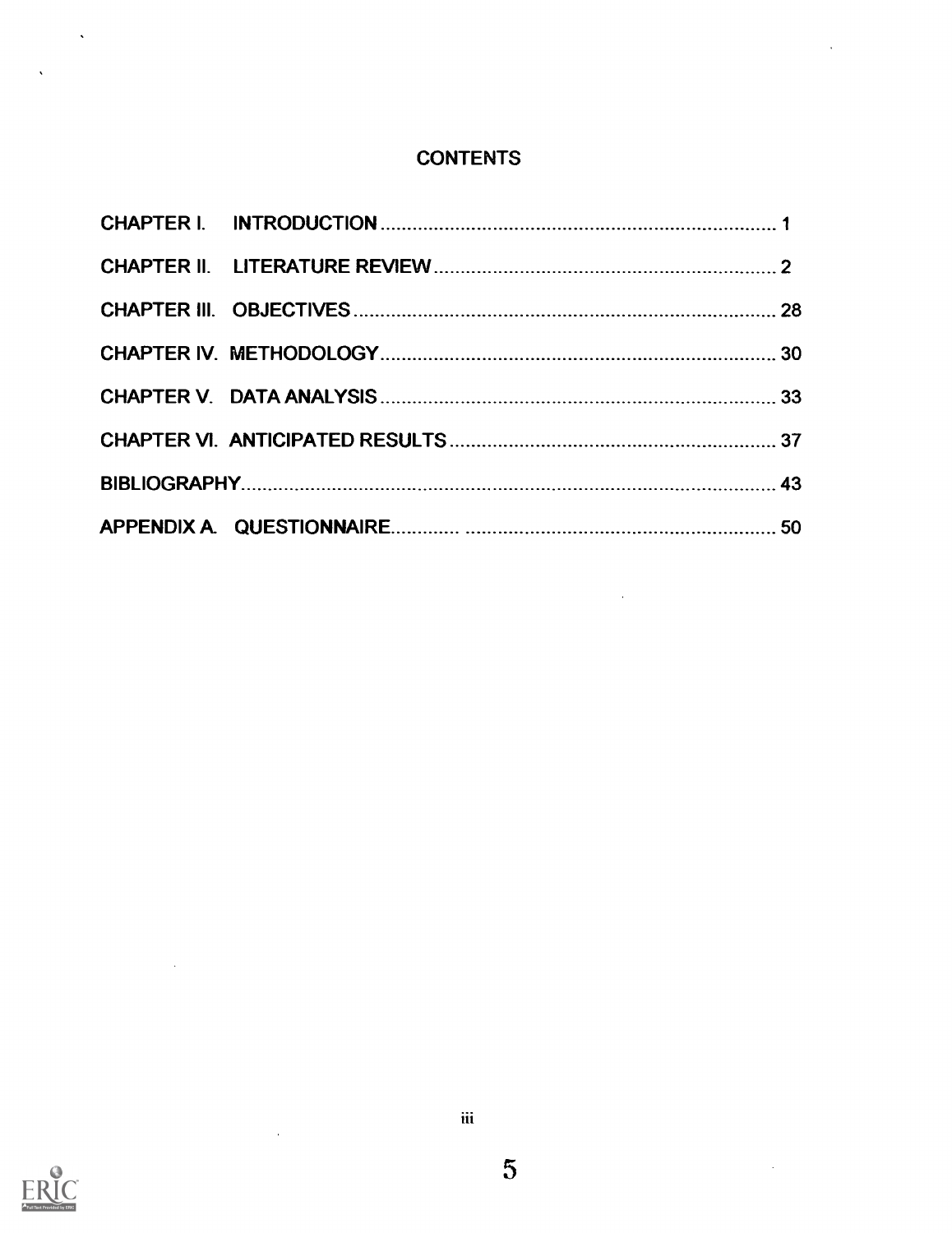# CONTENTS

| | |
|---|---|
| CHAPTER I. INTRODUCTION | 1 |
| CHAPTER II. LITERATURE REVIEW | 2 |
| CHAPTER III. OBJECTIVES | 28 |
| CHAPTER IV. METHODOLOGY | 30 |
| CHAPTER V. DATA ANALYSIS | 33 |
| CHAPTER VI. ANTICIPATED RESULTS | 37 |
| BIBLIOGRAPHY | 43 |
| APPENDIX A. QUESTIONNAIRE | 50 |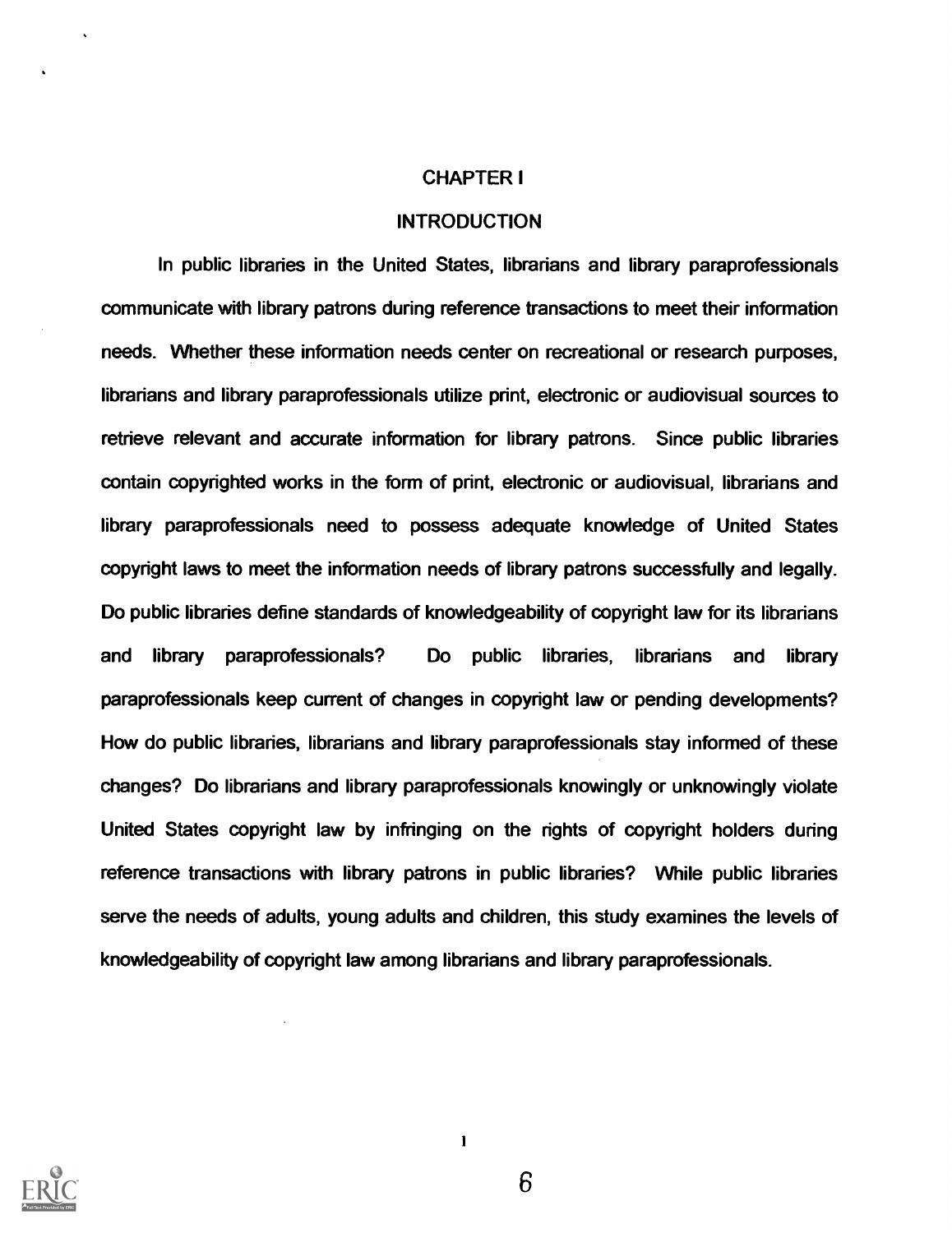# CHAPTER I

## INTRODUCTION

In public libraries in the United States, librarians and library paraprofessionals communicate with library patrons during reference transactions to meet their information needs. Whether these information needs center on recreational or research purposes, librarians and library paraprofessionals utilize print, electronic or audiovisual sources to retrieve relevant and accurate information for library patrons. Since public libraries contain copyrighted works in the form of print, electronic or audiovisual, librarians and library paraprofessionals need to possess adequate knowledge of United States copyright laws to meet the information needs of library patrons successfully and legally. Do public libraries define standards of knowledgeability of copyright law for its librarians and library paraprofessionals? Do public libraries, librarians and library paraprofessionals keep current of changes in copyright law or pending developments? How do public libraries, librarians and library paraprofessionals stay informed of these changes? Do librarians and library paraprofessionals knowingly or unknowingly violate United States copyright law by infringing on the rights of copyright holders during reference transactions with library patrons in public libraries? While public libraries serve the needs of adults, young adults and children, this study examines the levels of knowledgeability of copyright law among librarians and library paraprofessionals.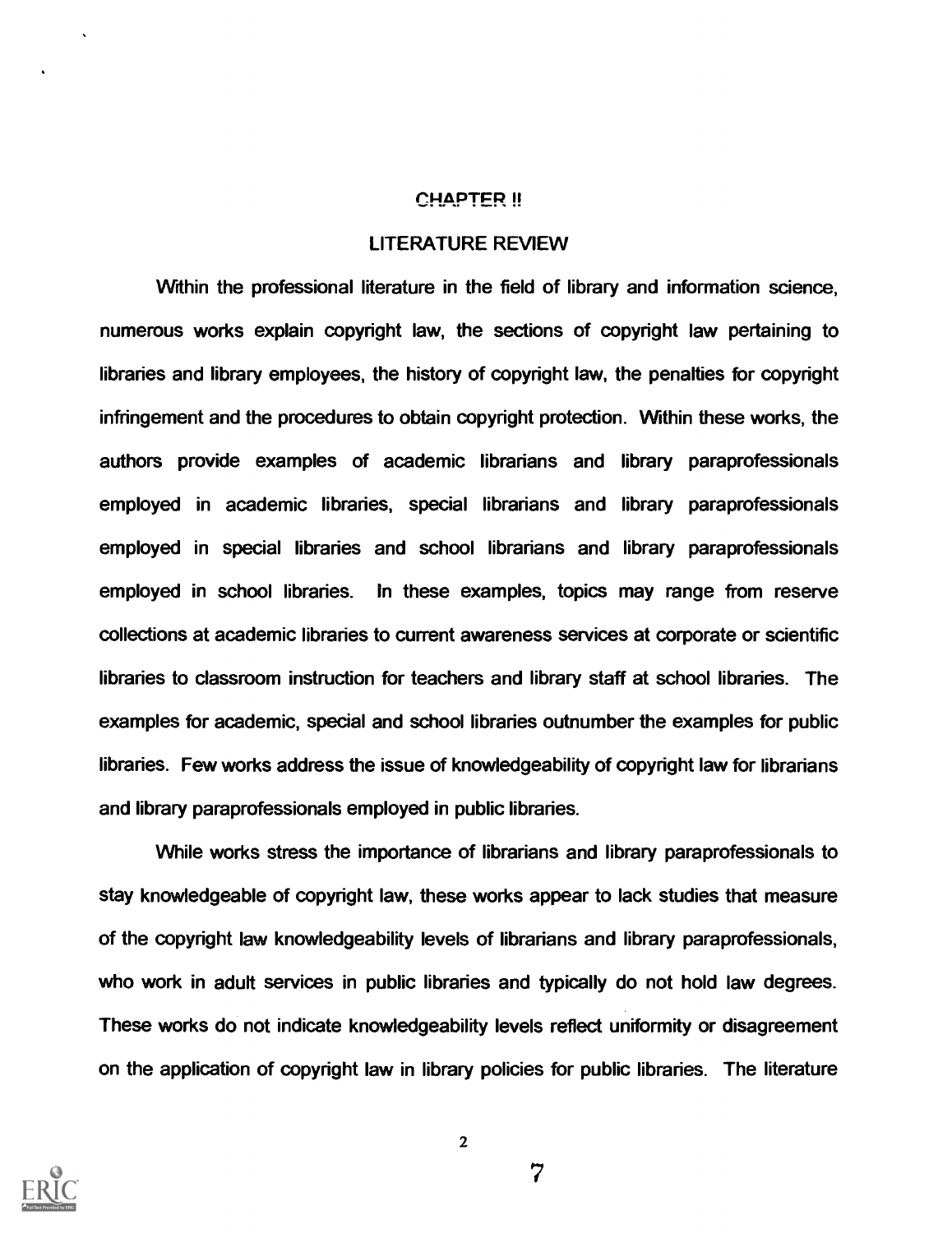# CHAPTER II

## LITERATURE REVIEW

Within the professional literature in the field of library and information science, numerous works explain copyright law, the sections of copyright law pertaining to libraries and library employees, the history of copyright law, the penalties for copyright infringement and the procedures to obtain copyright protection. Within these works, the authors provide examples of academic librarians and library paraprofessionals employed in academic libraries, special librarians and library paraprofessionals employed in special libraries and school librarians and library paraprofessionals employed in school libraries. In these examples, topics may range from reserve collections at academic libraries to current awareness services at corporate or scientific libraries to classroom instruction for teachers and library staff at school libraries. The examples for academic, special and school libraries outnumber the examples for public libraries. Few works address the issue of knowledgeability of copyright law for librarians and library paraprofessionals employed in public libraries.

While works stress the importance of librarians and library paraprofessionals to stay knowledgeable of copyright law, these works appear to lack studies that measure of the copyright law knowledgeability levels of librarians and library paraprofessionals, who work in adult services in public libraries and typically do not hold law degrees. These works do not indicate knowledgeability levels reflect uniformity or disagreement on the application of copyright law in library policies for public libraries. The literature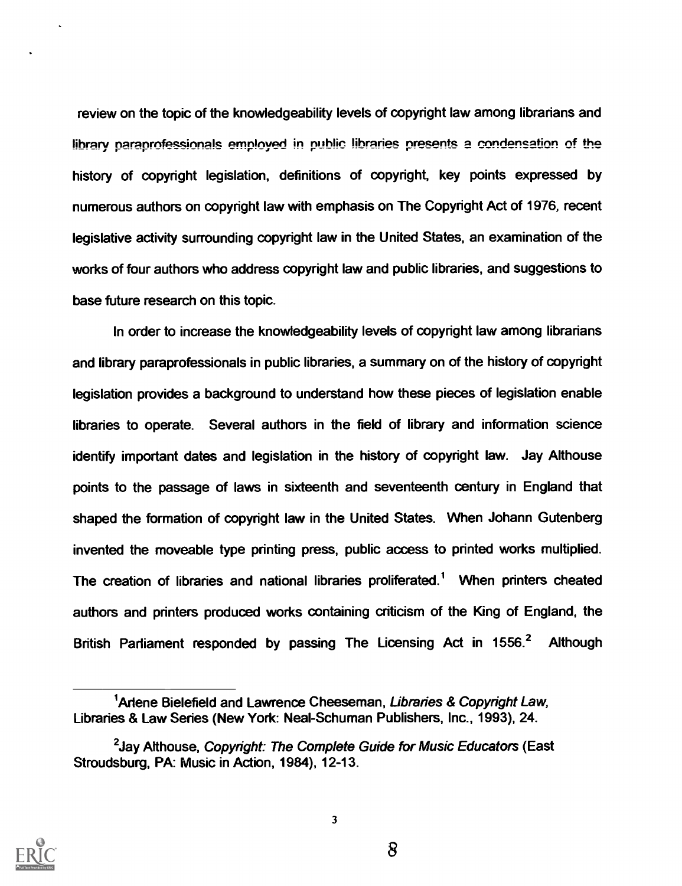review on the topic of the knowledgeability levels of copyright law among librarians and library paraprofessionals employed in public libraries presents a condensation of the history of copyright legislation, definitions of copyright, key points expressed by numerous authors on copyright law with emphasis on The Copyright Act of 1976, recent legislative activity surrounding copyright law in the United States, an examination of the works of four authors who address copyright law and public libraries, and suggestions to base future research on this topic.

In order to increase the knowledgeability levels of copyright law among librarians and library paraprofessionals in public libraries, a summary on of the history of copyright legislation provides a background to understand how these pieces of legislation enable libraries to operate. Several authors in the field of library and information science identify important dates and legislation in the history of copyright law. Jay Althouse points to the passage of laws in sixteenth and seventeenth century in England that shaped the formation of copyright law in the United States. When Johann Gutenberg invented the moveable type printing press, public access to printed works multiplied. The creation of libraries and national libraries proliferated.[1] When printers cheated authors and printers produced works containing criticism of the King of England, the British Parliament responded by passing The Licensing Act in 1556.[2] Although

---

[1] Arlene Bielefield and Lawrence Cheeseman, *Libraries & Copyright Law*, Libraries & Law Series (New York: Neal-Schuman Publishers, Inc., 1993), 24.

[2] Jay Althouse, *Copyright: The Complete Guide for Music Educators* (East Stroudsburg, PA: Music in Action, 1984), 12-13.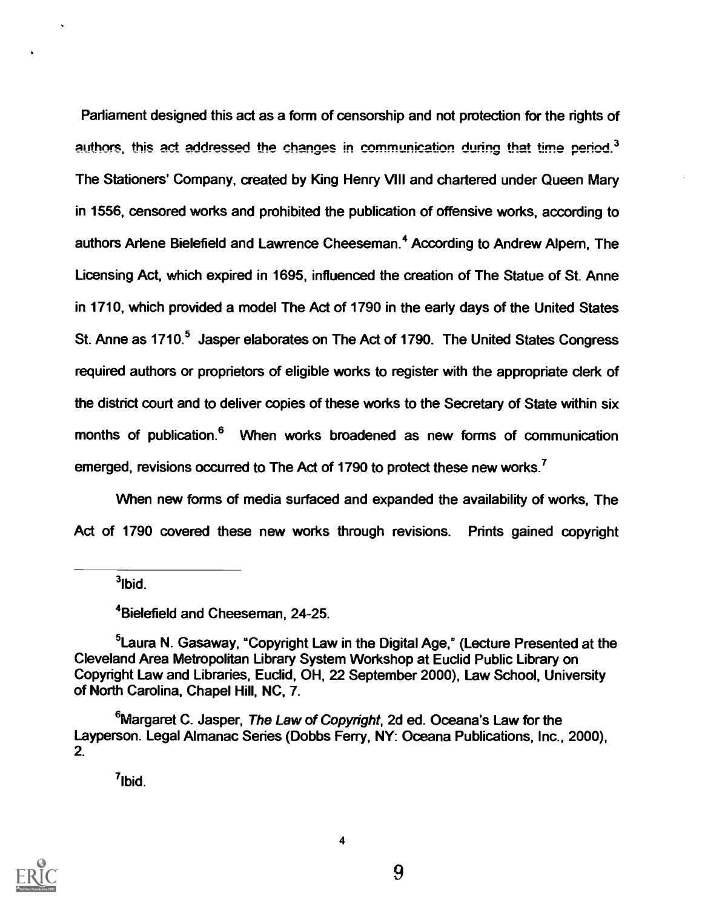Parliament designed this act as a form of censorship and not protection for the rights of authors, this act addressed the changes in communication during that time period.[3] The Stationers' Company, created by King Henry VIII and chartered under Queen Mary in 1556, censored works and prohibited the publication of offensive works, according to authors Arlene Bielefield and Lawrence Cheeseman.[4] According to Andrew Alpern, The Licensing Act, which expired in 1695, influenced the creation of The Statue of St. Anne in 1710, which provided a model The Act of 1790 in the early days of the United States St. Anne as 1710.[5] Jasper elaborates on The Act of 1790. The United States Congress required authors or proprietors of eligible works to register with the appropriate clerk of the district court and to deliver copies of these works to the Secretary of State within six months of publication.[6] When works broadened as new forms of communication emerged, revisions occurred to The Act of 1790 to protect these new works.[7]

When new forms of media surfaced and expanded the availability of works, The Act of 1790 covered these new works through revisions. Prints gained copyright

---

[3]Ibid.

[4]Bielefield and Cheeseman, 24-25.

[5]Laura N. Gasaway, "Copyright Law in the Digital Age," (Lecture Presented at the Cleveland Area Metropolitan Library System Workshop at Euclid Public Library on Copyright Law and Libraries, Euclid, OH, 22 September 2000), Law School, University of North Carolina, Chapel Hill, NC, 7.

[6]Margaret C. Jasper, *The Law of Copyright*, 2d ed. Oceana's Law for the Layperson. Legal Almanac Series (Dobbs Ferry, NY: Oceana Publications, Inc., 2000), 2.

[7]Ibid.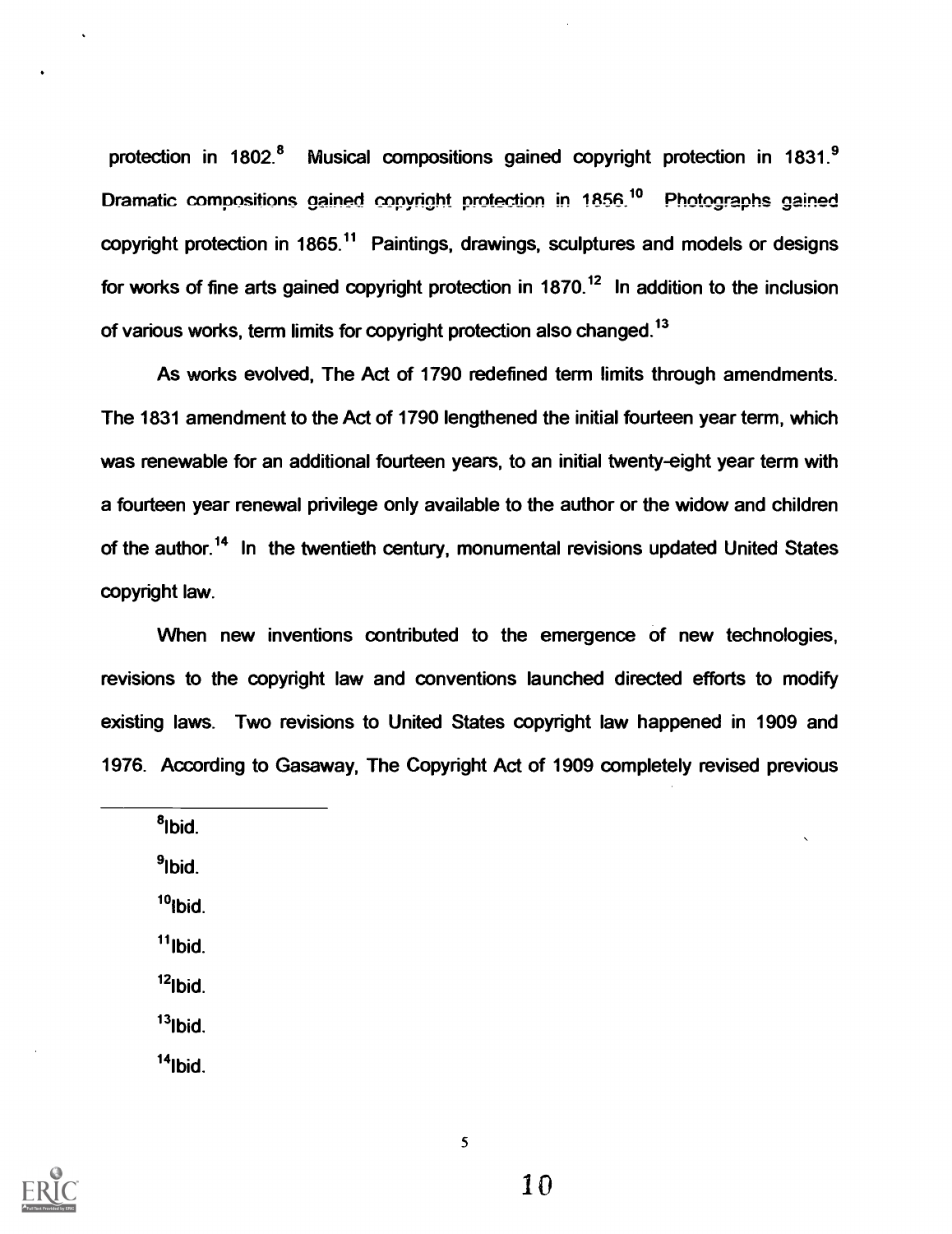protection in 1802.[8] Musical compositions gained copyright protection in 1831.[9] Dramatic compositions gained copyright protection in 1856.[10] Photographs gained copyright protection in 1865.[11] Paintings, drawings, sculptures and models or designs for works of fine arts gained copyright protection in 1870.[12] In addition to the inclusion of various works, term limits for copyright protection also changed.[13]

As works evolved, The Act of 1790 redefined term limits through amendments. The 1831 amendment to the Act of 1790 lengthened the initial fourteen year term, which was renewable for an additional fourteen years, to an initial twenty-eight year term with a fourteen year renewal privilege only available to the author or the widow and children of the author.[14] In the twentieth century, monumental revisions updated United States copyright law.

When new inventions contributed to the emergence of new technologies, revisions to the copyright law and conventions launched directed efforts to modify existing laws. Two revisions to United States copyright law happened in 1909 and 1976. According to Gasaway, The Copyright Act of 1909 completely revised previous

---

[8] Ibid.

[9] Ibid.

[10] Ibid.

[11] Ibid.

[12] Ibid.

[13] Ibid.

[14] Ibid.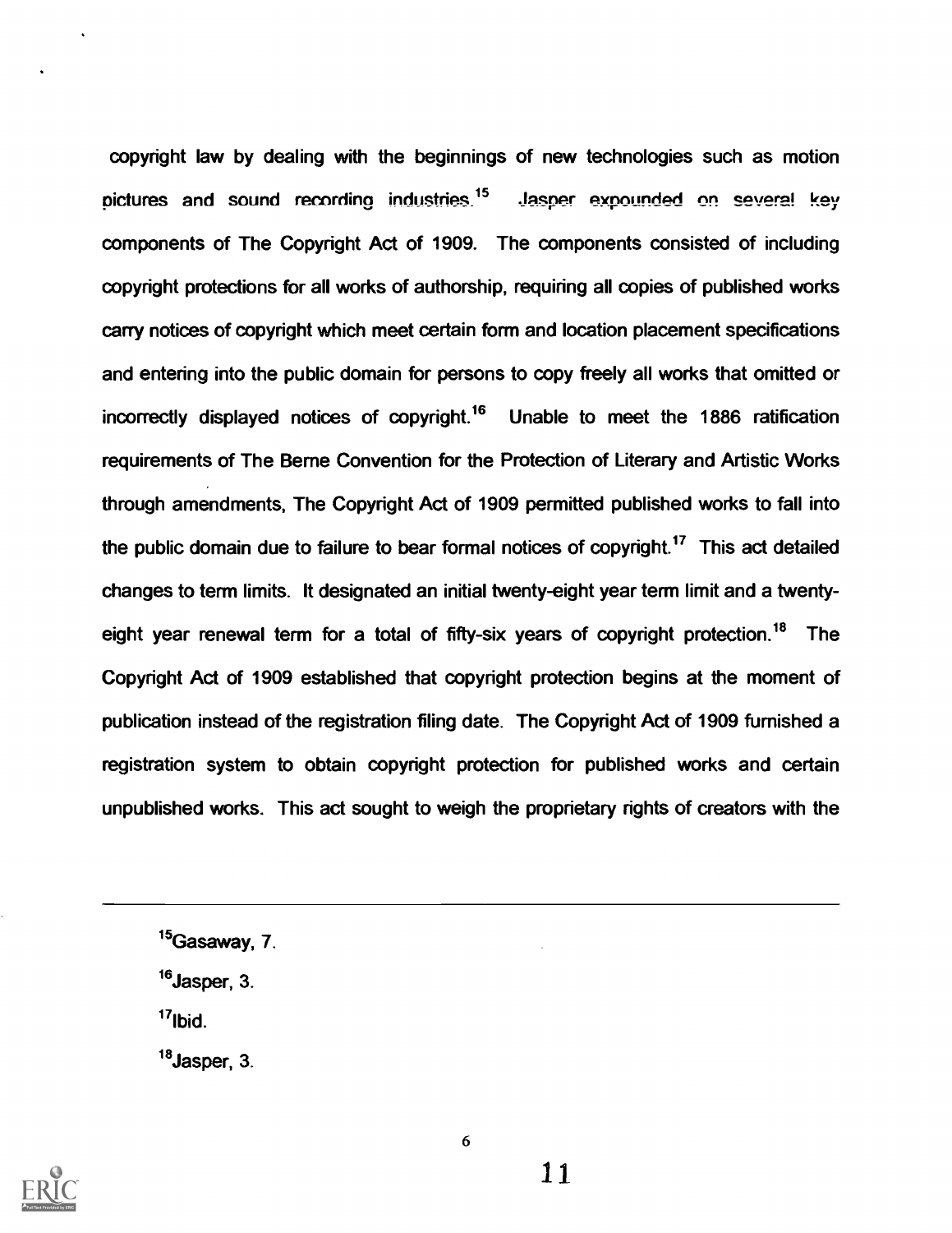copyright law by dealing with the beginnings of new technologies such as motion pictures and sound recording industries.[15] Jasper expounded on several key components of The Copyright Act of 1909. The components consisted of including copyright protections for all works of authorship, requiring all copies of published works carry notices of copyright which meet certain form and location placement specifications and entering into the public domain for persons to copy freely all works that omitted or incorrectly displayed notices of copyright.[16] Unable to meet the 1886 ratification requirements of The Berne Convention for the Protection of Literary and Artistic Works through amendments, The Copyright Act of 1909 permitted published works to fall into the public domain due to failure to bear formal notices of copyright.[17] This act detailed changes to term limits. It designated an initial twenty-eight year term limit and a twenty-eight year renewal term for a total of fifty-six years of copyright protection.[18] The Copyright Act of 1909 established that copyright protection begins at the moment of publication instead of the registration filing date. The Copyright Act of 1909 furnished a registration system to obtain copyright protection for published works and certain unpublished works. This act sought to weigh the proprietary rights of creators with the

---

[15]Gasaway, 7.

[16]Jasper, 3.

[17]Ibid.

[18]Jasper, 3.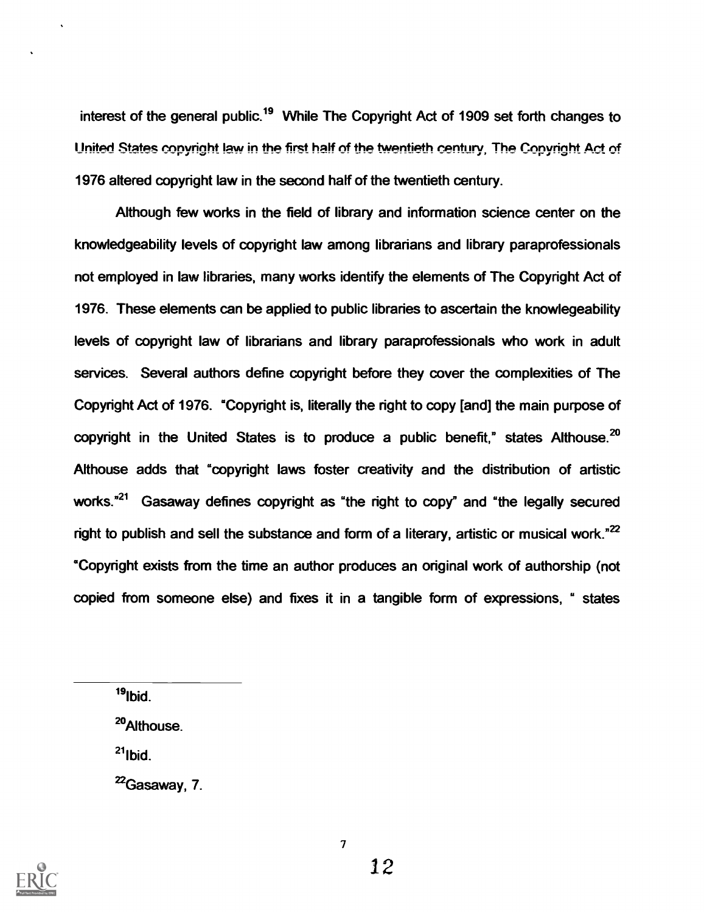interest of the general public.[19] While The Copyright Act of 1909 set forth changes to United States copyright law in the first half of the twentieth century, The Copyright Act of 1976 altered copyright law in the second half of the twentieth century.

Although few works in the field of library and information science center on the knowledgeability levels of copyright law among librarians and library paraprofessionals not employed in law libraries, many works identify the elements of The Copyright Act of 1976. These elements can be applied to public libraries to ascertain the knowlegeability levels of copyright law of librarians and library paraprofessionals who work in adult services. Several authors define copyright before they cover the complexities of The Copyright Act of 1976. "Copyright is, literally the right to copy [and] the main purpose of copyright in the United States is to produce a public benefit," states Althouse.[20] Althouse adds that "copyright laws foster creativity and the distribution of artistic works."[21] Gasaway defines copyright as "the right to copy" and "the legally secured right to publish and sell the substance and form of a literary, artistic or musical work."[22] "Copyright exists from the time an author produces an original work of authorship (not copied from someone else) and fixes it in a tangible form of expressions, " states

---

[19]Ibid.

[20]Althouse.

[21]Ibid.

[22]Gasaway, 7.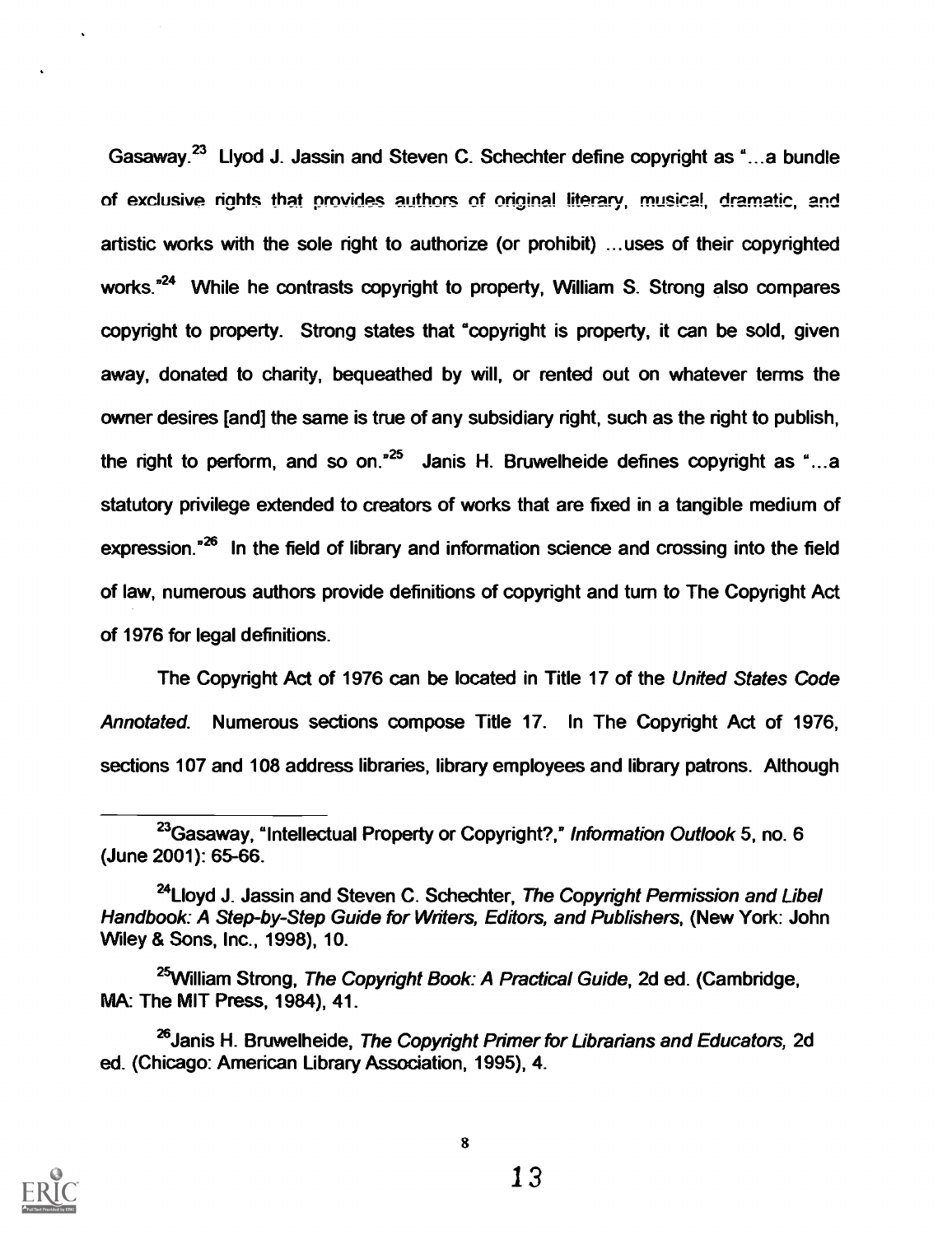Gasaway.[23] Llyod J. Jassin and Steven C. Schechter define copyright as "...a bundle of exclusive rights that provides authors of original literary, musical, dramatic, and artistic works with the sole right to authorize (or prohibit) ...uses of their copyrighted works."[24] While he contrasts copyright to property, William S. Strong also compares copyright to property. Strong states that "copyright is property, it can be sold, given away, donated to charity, bequeathed by will, or rented out on whatever terms the owner desires [and] the same is true of any subsidiary right, such as the right to publish, the right to perform, and so on."[25] Janis H. Bruwelheide defines copyright as "...a statutory privilege extended to creators of works that are fixed in a tangible medium of expression."[26] In the field of library and information science and crossing into the field of law, numerous authors provide definitions of copyright and turn to The Copyright Act of 1976 for legal definitions.

The Copyright Act of 1976 can be located in Title 17 of the *United States Code Annotated*. Numerous sections compose Title 17. In The Copyright Act of 1976, sections 107 and 108 address libraries, library employees and library patrons. Although

---

[23]Gasaway, "Intellectual Property or Copyright?," *Information Outlook* 5, no. 6 (June 2001): 65-66.

[24]Lloyd J. Jassin and Steven C. Schechter, *The Copyright Permission and Libel Handbook: A Step-by-Step Guide for Writers, Editors, and Publishers*, (New York: John Wiley & Sons, Inc., 1998), 10.

[25]William Strong, *The Copyright Book: A Practical Guide*, 2d ed. (Cambridge, MA: The MIT Press, 1984), 41.

[26]Janis H. Bruwelheide, *The Copyright Primer for Librarians and Educators,* 2d ed. (Chicago: American Library Association, 1995), 4.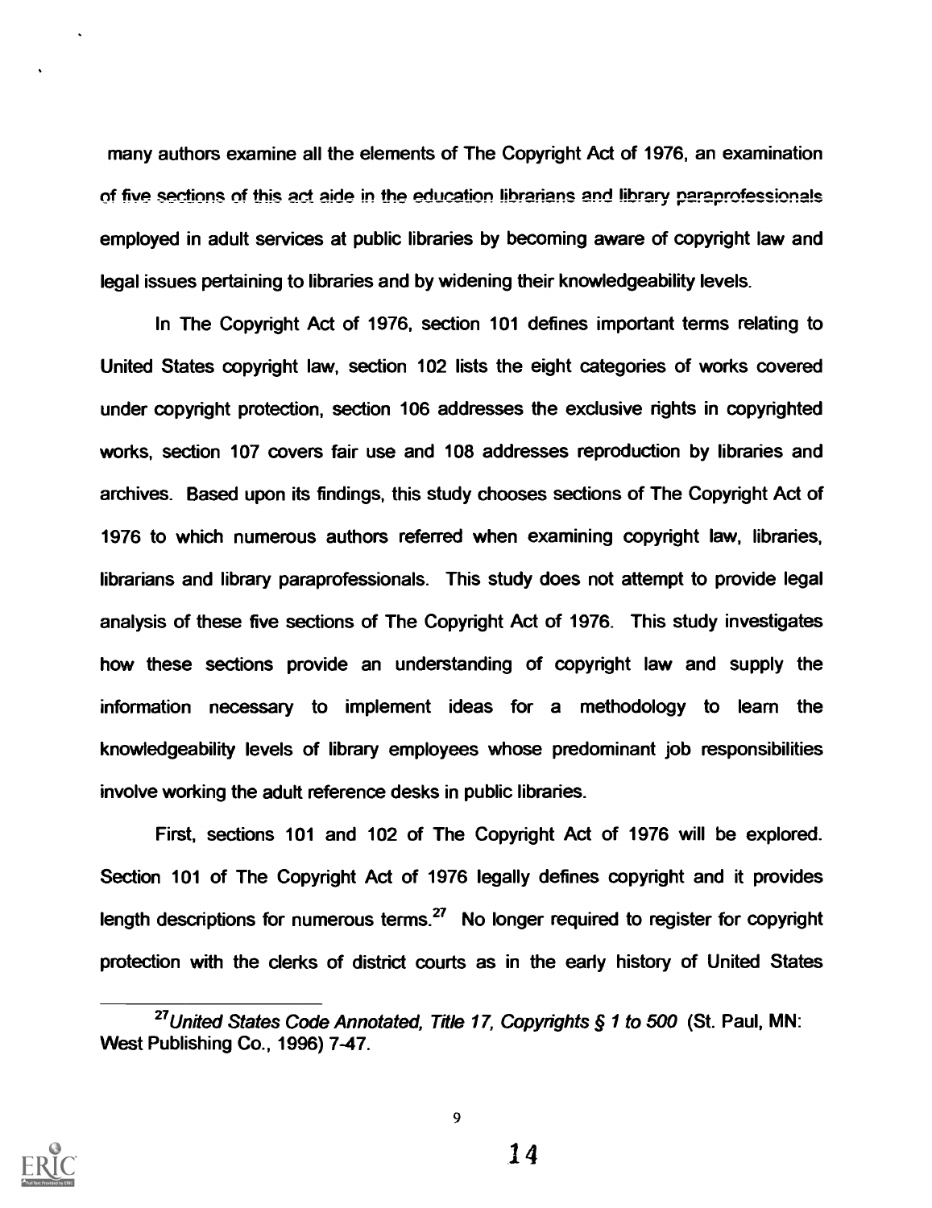many authors examine all the elements of The Copyright Act of 1976, an examination of five sections of this act aide in the education librarians and library paraprofessionals employed in adult services at public libraries by becoming aware of copyright law and legal issues pertaining to libraries and by widening their knowledgeability levels.

In The Copyright Act of 1976, section 101 defines important terms relating to United States copyright law, section 102 lists the eight categories of works covered under copyright protection, section 106 addresses the exclusive rights in copyrighted works, section 107 covers fair use and 108 addresses reproduction by libraries and archives. Based upon its findings, this study chooses sections of The Copyright Act of 1976 to which numerous authors referred when examining copyright law, libraries, librarians and library paraprofessionals. This study does not attempt to provide legal analysis of these five sections of The Copyright Act of 1976. This study investigates how these sections provide an understanding of copyright law and supply the information necessary to implement ideas for a methodology to learn the knowledgeability levels of library employees whose predominant job responsibilities involve working the adult reference desks in public libraries.

First, sections 101 and 102 of The Copyright Act of 1976 will be explored. Section 101 of The Copyright Act of 1976 legally defines copyright and it provides length descriptions for numerous terms.[27] No longer required to register for copyright protection with the clerks of district courts as in the early history of United States

[27] *United States Code Annotated, Title 17, Copyrights § 1 to 500* (St. Paul, MN: West Publishing Co., 1996) 7-47.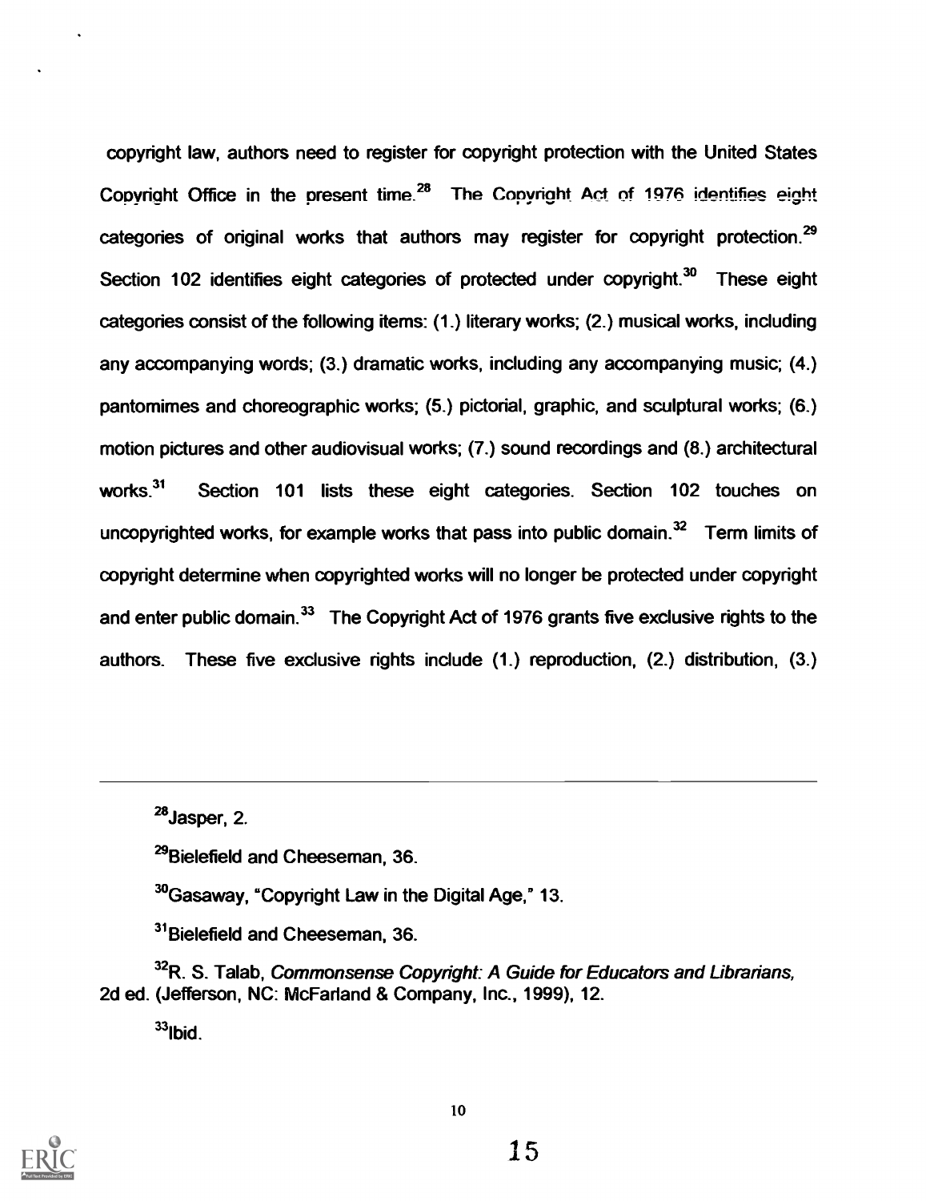copyright law, authors need to register for copyright protection with the United States Copyright Office in the present time.[28] The Copyright Act of 1976 identifies eight categories of original works that authors may register for copyright protection.[29] Section 102 identifies eight categories of protected under copyright.[30] These eight categories consist of the following items: (1.) literary works; (2.) musical works, including any accompanying words; (3.) dramatic works, including any accompanying music; (4.) pantomimes and choreographic works; (5.) pictorial, graphic, and sculptural works; (6.) motion pictures and other audiovisual works; (7.) sound recordings and (8.) architectural works.[31] Section 101 lists these eight categories. Section 102 touches on uncopyrighted works, for example works that pass into public domain.[32] Term limits of copyright determine when copyrighted works will no longer be protected under copyright and enter public domain.[33] The Copyright Act of 1976 grants five exclusive rights to the authors. These five exclusive rights include (1.) reproduction, (2.) distribution, (3.)

---

[28]Jasper, 2.

[29]Bielefield and Cheeseman, 36.

[30]Gasaway, "Copyright Law in the Digital Age," 13.

[31]Bielefield and Cheeseman, 36.

[32]R. S. Talab, *Commonsense Copyright: A Guide for Educators and Librarians*, 2d ed. (Jefferson, NC: McFarland & Company, Inc., 1999), 12.

[33]Ibid.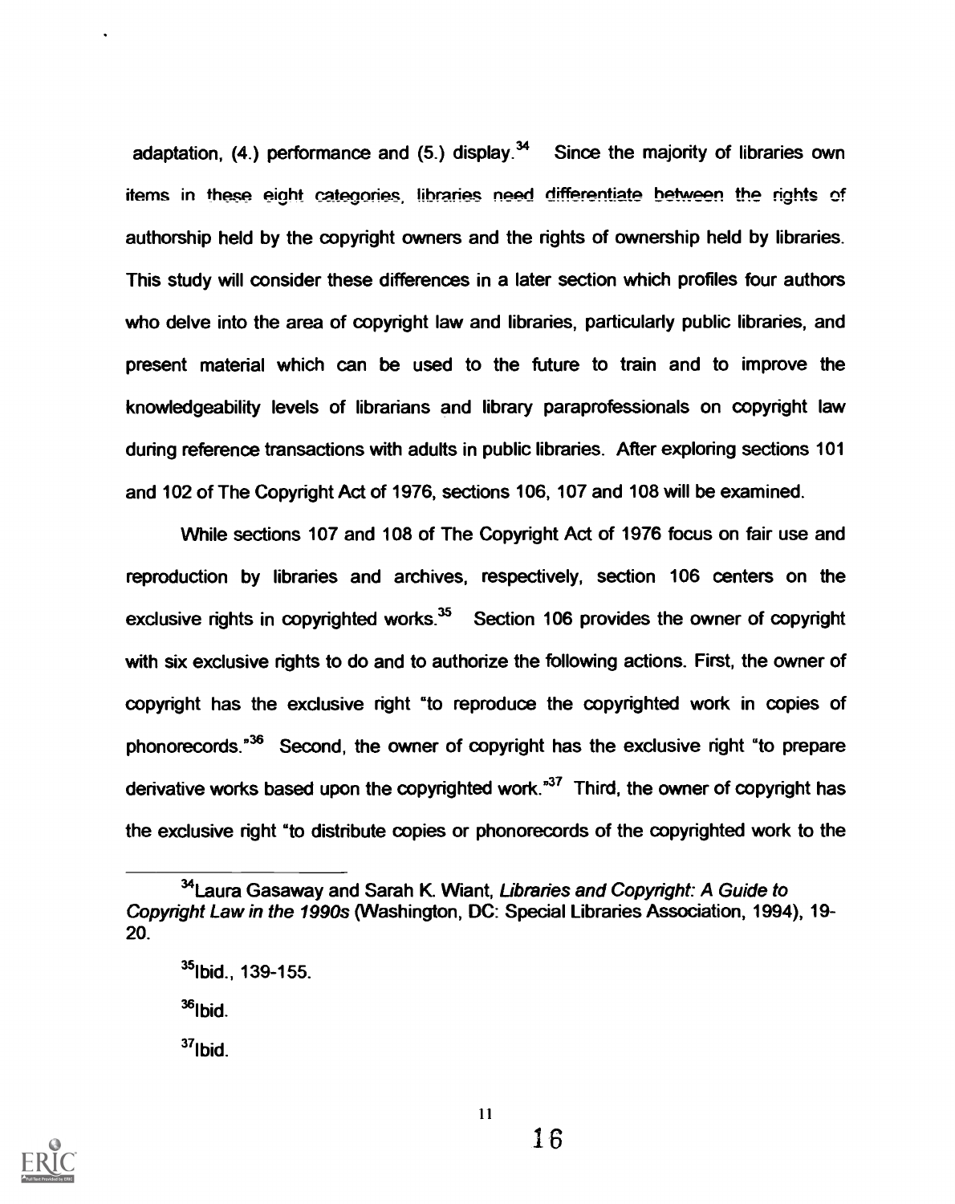adaptation, (4.) performance and (5.) display.[34] Since the majority of libraries own items in these eight categories, libraries need differentiate between the rights of authorship held by the copyright owners and the rights of ownership held by libraries. This study will consider these differences in a later section which profiles four authors who delve into the area of copyright law and libraries, particularly public libraries, and present material which can be used to the future to train and to improve the knowledgeability levels of librarians and library paraprofessionals on copyright law during reference transactions with adults in public libraries. After exploring sections 101 and 102 of The Copyright Act of 1976, sections 106, 107 and 108 will be examined.

While sections 107 and 108 of The Copyright Act of 1976 focus on fair use and reproduction by libraries and archives, respectively, section 106 centers on the exclusive rights in copyrighted works.[35] Section 106 provides the owner of copyright with six exclusive rights to do and to authorize the following actions. First, the owner of copyright has the exclusive right "to reproduce the copyrighted work in copies of phonorecords."[36] Second, the owner of copyright has the exclusive right "to prepare derivative works based upon the copyrighted work."[37] Third, the owner of copyright has the exclusive right "to distribute copies or phonorecords of the copyrighted work to the

---

[34] Laura Gasaway and Sarah K. Wiant, *Libraries and Copyright: A Guide to Copyright Law in the 1990s* (Washington, DC: Special Libraries Association, 1994), 19-20.

[35] Ibid., 139-155.

[36] Ibid.

[37] Ibid.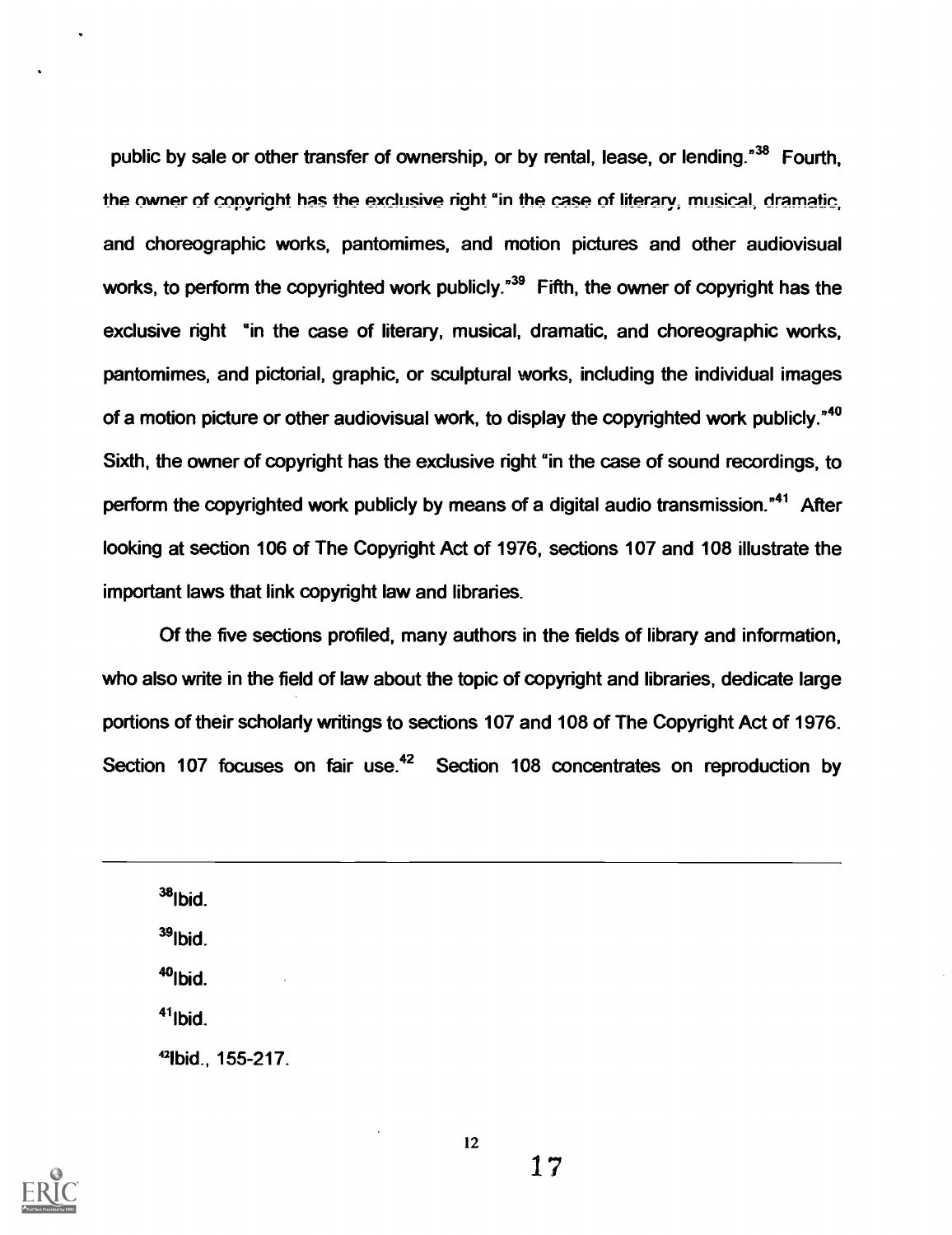public by sale or other transfer of ownership, or by rental, lease, or lending."[38] Fourth, the owner of copyright has the exclusive right "in the case of literary, musical, dramatic, and choreographic works, pantomimes, and motion pictures and other audiovisual works, to perform the copyrighted work publicly."[39] Fifth, the owner of copyright has the exclusive right "in the case of literary, musical, dramatic, and choreographic works, pantomimes, and pictorial, graphic, or sculptural works, including the individual images of a motion picture or other audiovisual work, to display the copyrighted work publicly."[40] Sixth, the owner of copyright has the exclusive right "in the case of sound recordings, to perform the copyrighted work publicly by means of a digital audio transmission."[41] After looking at section 106 of The Copyright Act of 1976, sections 107 and 108 illustrate the important laws that link copyright law and libraries.

Of the five sections profiled, many authors in the fields of library and information, who also write in the field of law about the topic of copyright and libraries, dedicate large portions of their scholarly writings to sections 107 and 108 of The Copyright Act of 1976. Section 107 focuses on fair use.[42] Section 108 concentrates on reproduction by

---

[38]Ibid.

[39]Ibid.

[40]Ibid.

[41]Ibid.

[42]Ibid., 155-217.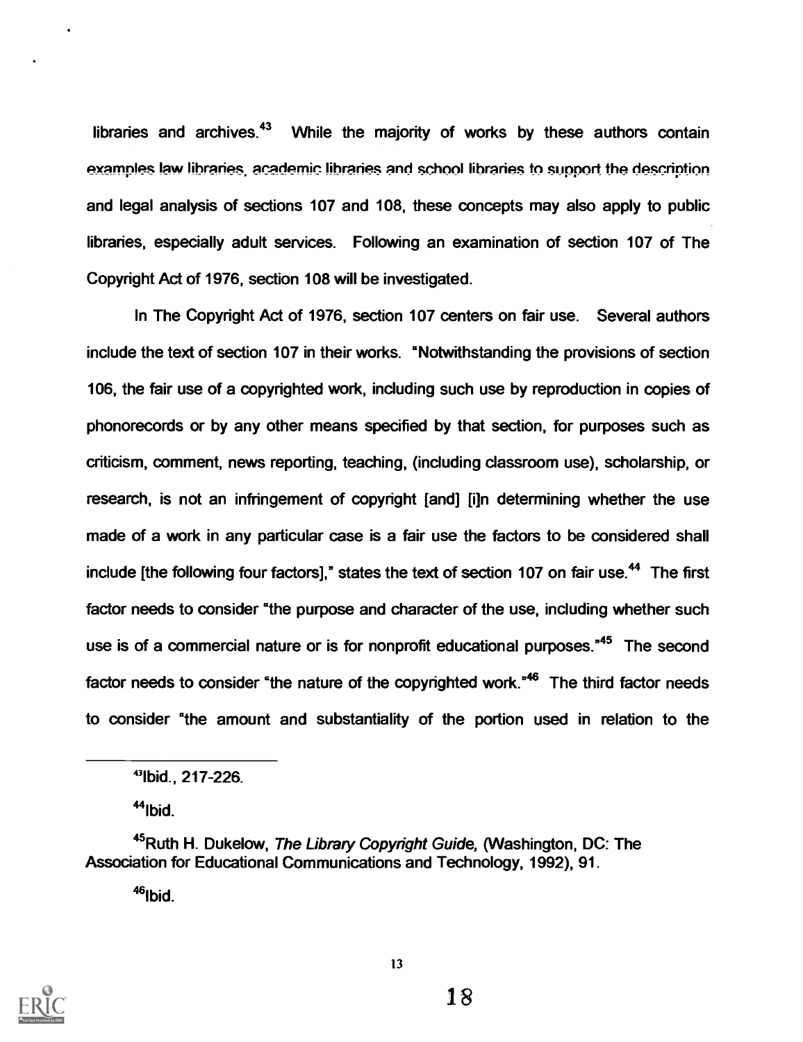libraries and archives.[43] While the majority of works by these authors contain examples law libraries, academic libraries and school libraries to support the description and legal analysis of sections 107 and 108, these concepts may also apply to public libraries, especially adult services. Following an examination of section 107 of The Copyright Act of 1976, section 108 will be investigated.

In The Copyright Act of 1976, section 107 centers on fair use. Several authors include the text of section 107 in their works. "Notwithstanding the provisions of section 106, the fair use of a copyrighted work, including such use by reproduction in copies of phonorecords or by any other means specified by that section, for purposes such as criticism, comment, news reporting, teaching, (including classroom use), scholarship, or research, is not an infringement of copyright [and] [i]n determining whether the use made of a work in any particular case is a fair use the factors to be considered shall include [the following four factors]," states the text of section 107 on fair use.[44] The first factor needs to consider "the purpose and character of the use, including whether such use is of a commercial nature or is for nonprofit educational purposes."[45] The second factor needs to consider "the nature of the copyrighted work."[46] The third factor needs to consider "the amount and substantiality of the portion used in relation to the

---

[43]Ibid., 217-226.

[44]Ibid.

[45]Ruth H. Dukelow, *The Library Copyright Guide,* (Washington, DC: The Association for Educational Communications and Technology, 1992), 91.

[46]Ibid.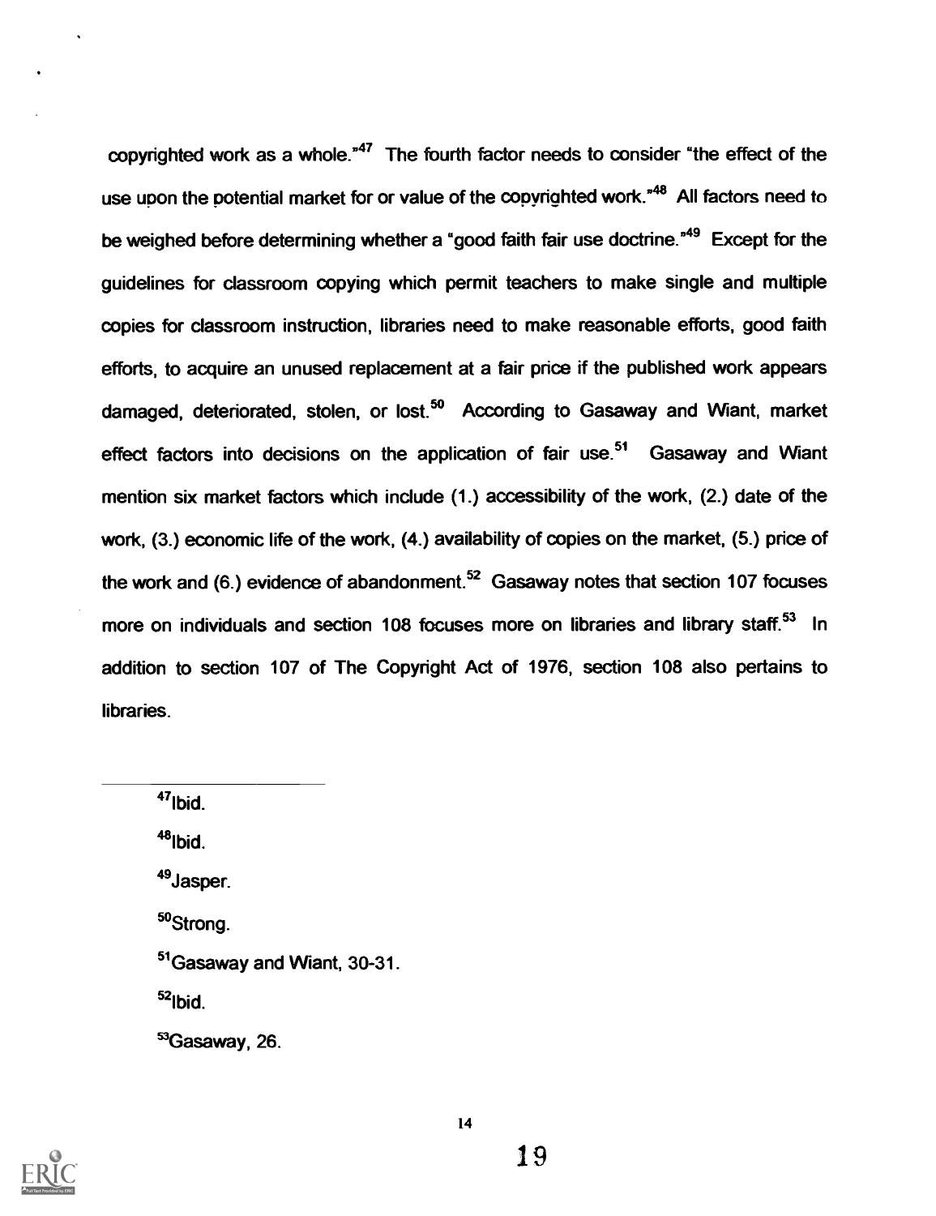copyrighted work as a whole."[47] The fourth factor needs to consider "the effect of the use upon the potential market for or value of the copyrighted work."[48] All factors need to be weighed before determining whether a "good faith fair use doctrine."[49] Except for the guidelines for classroom copying which permit teachers to make single and multiple copies for classroom instruction, libraries need to make reasonable efforts, good faith efforts, to acquire an unused replacement at a fair price if the published work appears damaged, deteriorated, stolen, or lost.[50] According to Gasaway and Wiant, market effect factors into decisions on the application of fair use.[51] Gasaway and Wiant mention six market factors which include (1.) accessibility of the work, (2.) date of the work, (3.) economic life of the work, (4.) availability of copies on the market, (5.) price of the work and (6.) evidence of abandonment.[52] Gasaway notes that section 107 focuses more on individuals and section 108 focuses more on libraries and library staff.[53] In addition to section 107 of The Copyright Act of 1976, section 108 also pertains to libraries.

---

[47]Ibid.

[48]Ibid.

[49]Jasper.

[50]Strong.

[51]Gasaway and Wiant, 30-31.

[52]Ibid.

[53]Gasaway, 26.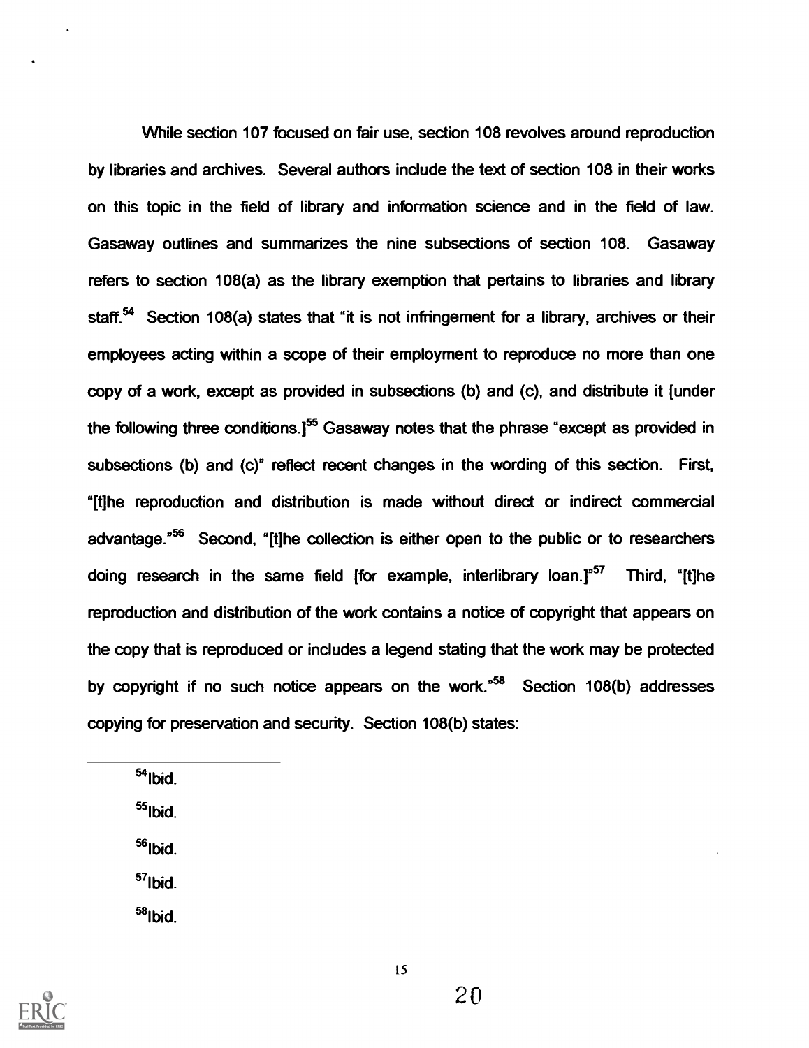While section 107 focused on fair use, section 108 revolves around reproduction by libraries and archives. Several authors include the text of section 108 in their works on this topic in the field of library and information science and in the field of law. Gasaway outlines and summarizes the nine subsections of section 108. Gasaway refers to section 108(a) as the library exemption that pertains to libraries and library staff.[54] Section 108(a) states that "it is not infringement for a library, archives or their employees acting within a scope of their employment to reproduce no more than one copy of a work, except as provided in subsections (b) and (c), and distribute it [under the following three conditions.][55] Gasaway notes that the phrase "except as provided in subsections (b) and (c)" reflect recent changes in the wording of this section. First, "[t]he reproduction and distribution is made without direct or indirect commercial advantage."[56] Second, "[t]he collection is either open to the public or to researchers doing research in the same field [for example, interlibrary loan.]"[57] Third, "[t]he reproduction and distribution of the work contains a notice of copyright that appears on the copy that is reproduced or includes a legend stating that the work may be protected by copyright if no such notice appears on the work."[58] Section 108(b) addresses copying for preservation and security. Section 108(b) states:

---

[54]Ibid.

[55]Ibid.

[56]Ibid.

[57]Ibid.

[58]Ibid.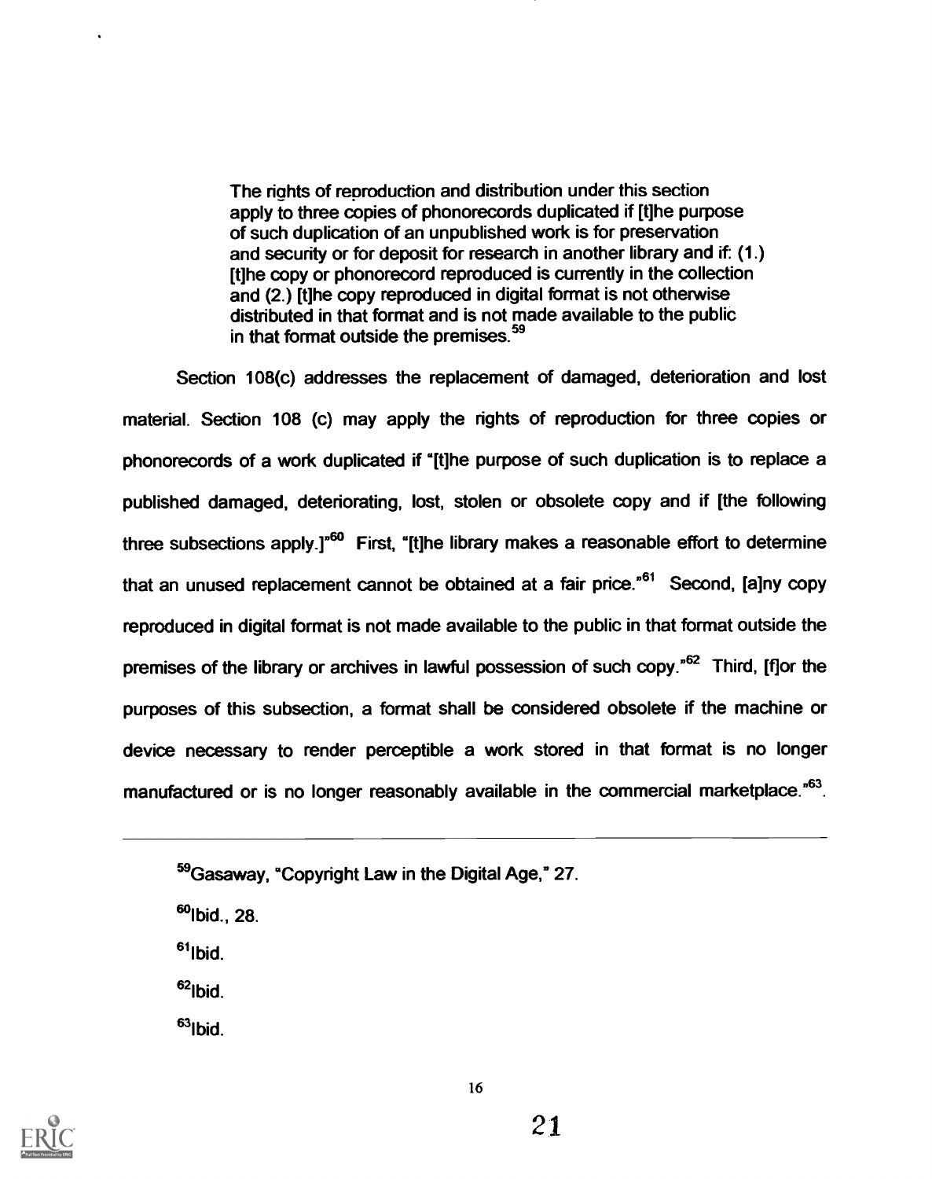> The rights of reproduction and distribution under this section apply to three copies of phonorecords duplicated if [t]he purpose of such duplication of an unpublished work is for preservation and security or for deposit for research in another library and if: (1.) [t]he copy or phonorecord reproduced is currently in the collection and (2.) [t]he copy reproduced in digital format is not otherwise distributed in that format and is not made available to the public in that format outside the premises.[59]

Section 108(c) addresses the replacement of damaged, deterioration and lost material. Section 108 (c) may apply the rights of reproduction for three copies or phonorecords of a work duplicated if "[t]he purpose of such duplication is to replace a published damaged, deteriorating, lost, stolen or obsolete copy and if [the following three subsections apply.]"[60] First, "[t]he library makes a reasonable effort to determine that an unused replacement cannot be obtained at a fair price."[61] Second, [a]ny copy reproduced in digital format is not made available to the public in that format outside the premises of the library or archives in lawful possession of such copy."[62] Third, [f]or the purposes of this subsection, a format shall be considered obsolete if the machine or device necessary to render perceptible a work stored in that format is no longer manufactured or is no longer reasonably available in the commercial marketplace."[63].

---

[59]Gasaway, "Copyright Law in the Digital Age," 27.

[60]Ibid., 28.

[61]Ibid.

[62]Ibid.

[63]Ibid.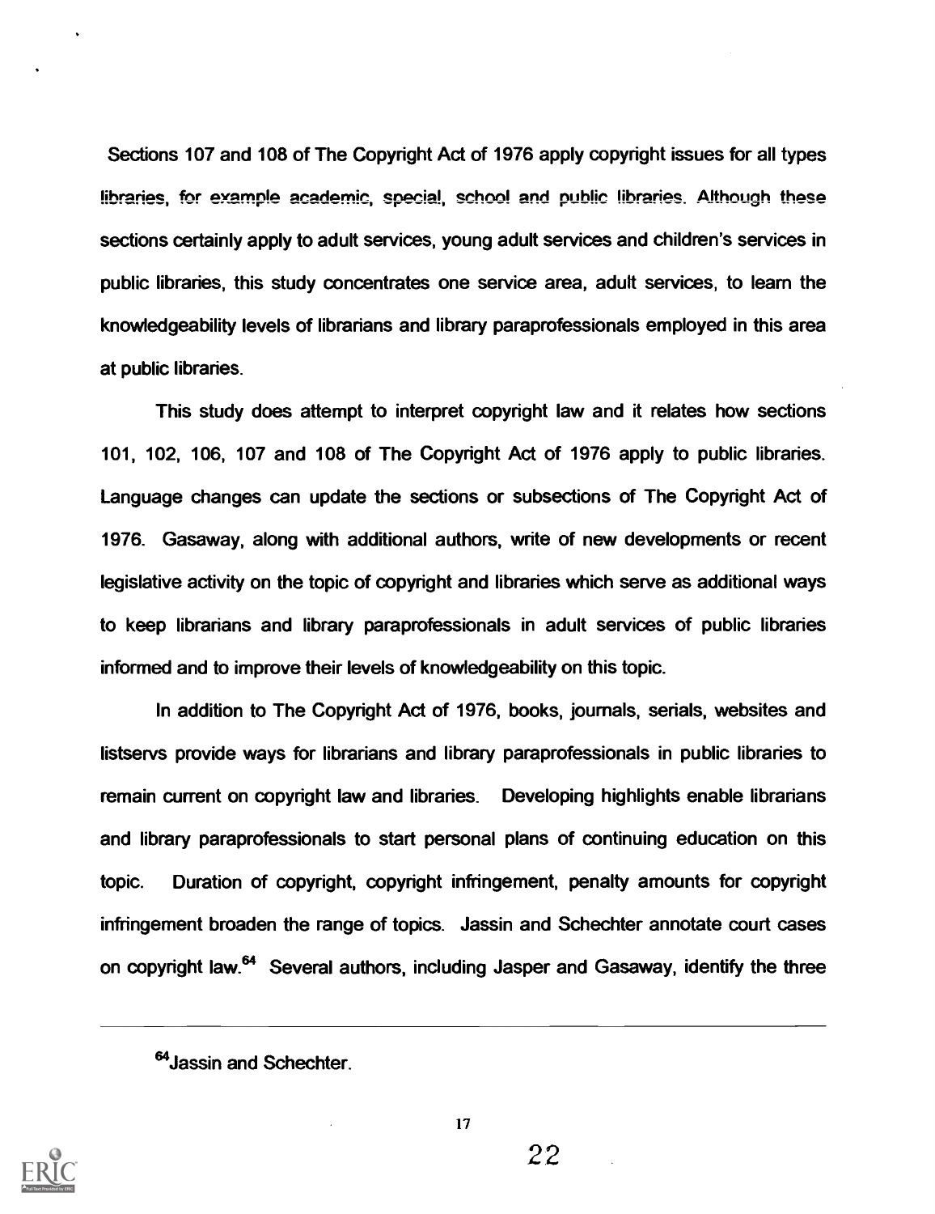Sections 107 and 108 of The Copyright Act of 1976 apply copyright issues for all types libraries, for example academic, special, school and public libraries. Although these sections certainly apply to adult services, young adult services and children's services in public libraries, this study concentrates one service area, adult services, to learn the knowledgeability levels of librarians and library paraprofessionals employed in this area at public libraries.

This study does attempt to interpret copyright law and it relates how sections 101, 102, 106, 107 and 108 of The Copyright Act of 1976 apply to public libraries. Language changes can update the sections or subsections of The Copyright Act of 1976. Gasaway, along with additional authors, write of new developments or recent legislative activity on the topic of copyright and libraries which serve as additional ways to keep librarians and library paraprofessionals in adult services of public libraries informed and to improve their levels of knowledgeability on this topic.

In addition to The Copyright Act of 1976, books, journals, serials, websites and listservs provide ways for librarians and library paraprofessionals in public libraries to remain current on copyright law and libraries. Developing highlights enable librarians and library paraprofessionals to start personal plans of continuing education on this topic. Duration of copyright, copyright infringement, penalty amounts for copyright infringement broaden the range of topics. Jassin and Schechter annotate court cases on copyright law.[64] Several authors, including Jasper and Gasaway, identify the three

---

[64]Jassin and Schechter.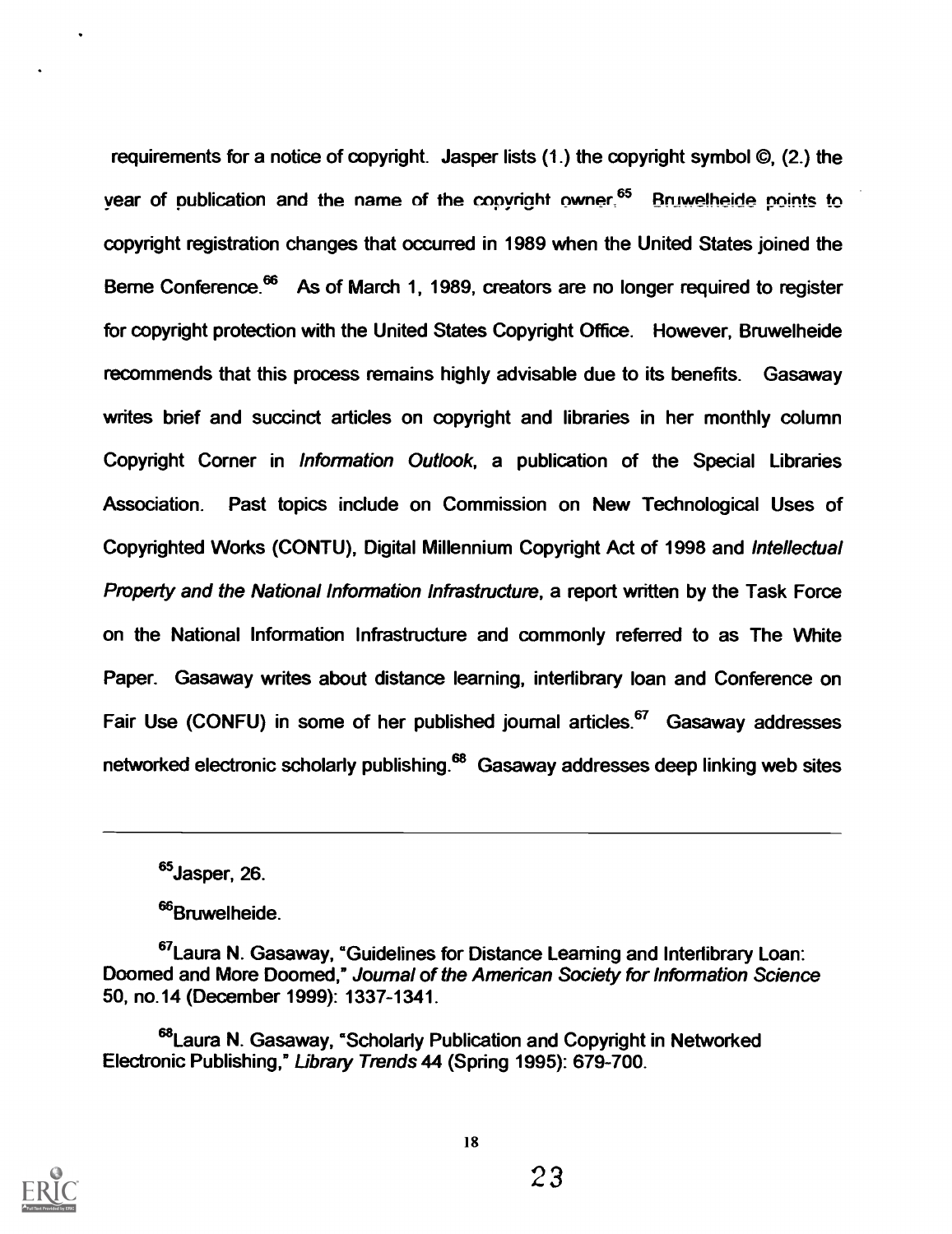requirements for a notice of copyright. Jasper lists (1.) the copyright symbol ©, (2.) the year of publication and the name of the copyright owner.[65] Bruwelheide points to copyright registration changes that occurred in 1989 when the United States joined the Berne Conference.[66] As of March 1, 1989, creators are no longer required to register for copyright protection with the United States Copyright Office. However, Bruwelheide recommends that this process remains highly advisable due to its benefits. Gasaway writes brief and succinct articles on copyright and libraries in her monthly column Copyright Corner in *Information Outlook*, a publication of the Special Libraries Association. Past topics include on Commission on New Technological Uses of Copyrighted Works (CONTU), Digital Millennium Copyright Act of 1998 and *Intellectual Property and the National Information Infrastructure*, a report written by the Task Force on the National Information Infrastructure and commonly referred to as The White Paper. Gasaway writes about distance learning, interlibrary loan and Conference on Fair Use (CONFU) in some of her published journal articles.[67] Gasaway addresses networked electronic scholarly publishing.[68] Gasaway addresses deep linking web sites

---

[65]Jasper, 26.

[66]Bruwelheide.

[67]Laura N. Gasaway, "Guidelines for Distance Learning and Interlibrary Loan: Doomed and More Doomed," *Journal of the American Society for Information Science* 50, no.14 (December 1999): 1337-1341.

[68]Laura N. Gasaway, "Scholarly Publication and Copyright in Networked Electronic Publishing," *Library Trends* 44 (Spring 1995): 679-700.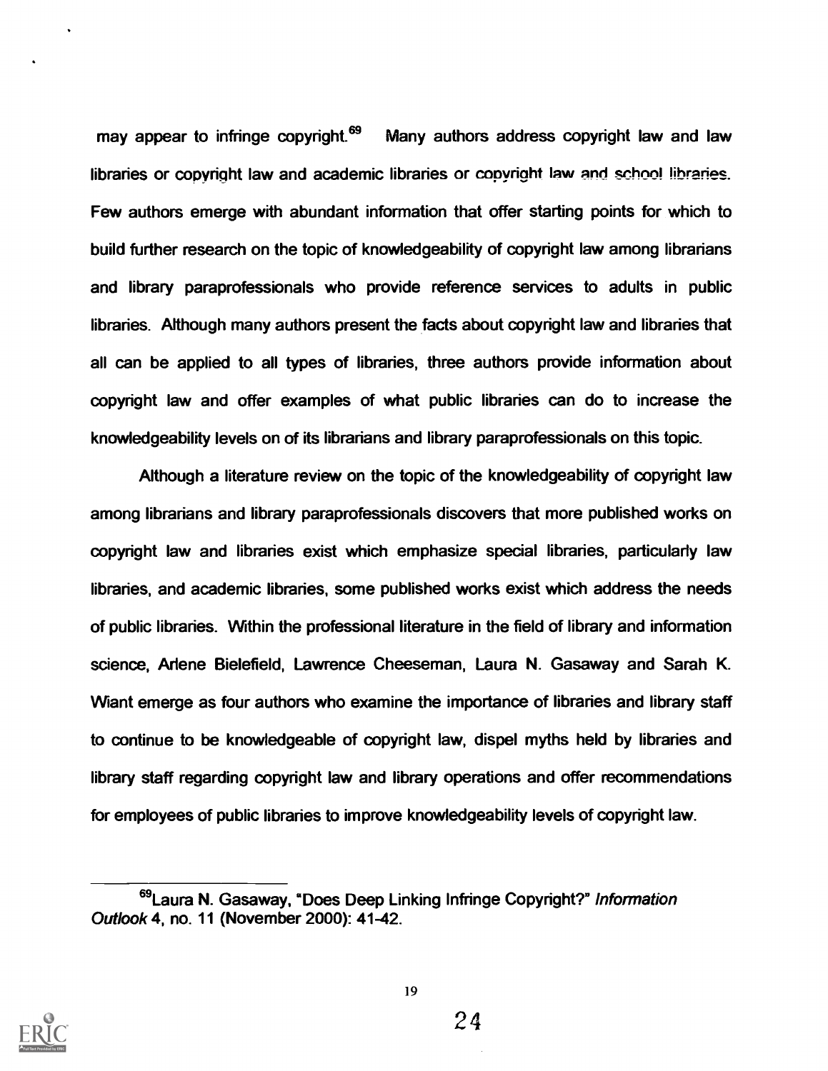may appear to infringe copyright.[69] Many authors address copyright law and law libraries or copyright law and academic libraries or copyright law and school libraries. Few authors emerge with abundant information that offer starting points for which to build further research on the topic of knowledgeability of copyright law among librarians and library paraprofessionals who provide reference services to adults in public libraries. Although many authors present the facts about copyright law and libraries that all can be applied to all types of libraries, three authors provide information about copyright law and offer examples of what public libraries can do to increase the knowledgeability levels on of its librarians and library paraprofessionals on this topic.

Although a literature review on the topic of the knowledgeability of copyright law among librarians and library paraprofessionals discovers that more published works on copyright law and libraries exist which emphasize special libraries, particularly law libraries, and academic libraries, some published works exist which address the needs of public libraries. Within the professional literature in the field of library and information science, Arlene Bielefield, Lawrence Cheeseman, Laura N. Gasaway and Sarah K. Wiant emerge as four authors who examine the importance of libraries and library staff to continue to be knowledgeable of copyright law, dispel myths held by libraries and library staff regarding copyright law and library operations and offer recommendations for employees of public libraries to improve knowledgeability levels of copyright law.

[69] Laura N. Gasaway, "Does Deep Linking Infringe Copyright?" *Information Outlook* 4, no. 11 (November 2000): 41-42.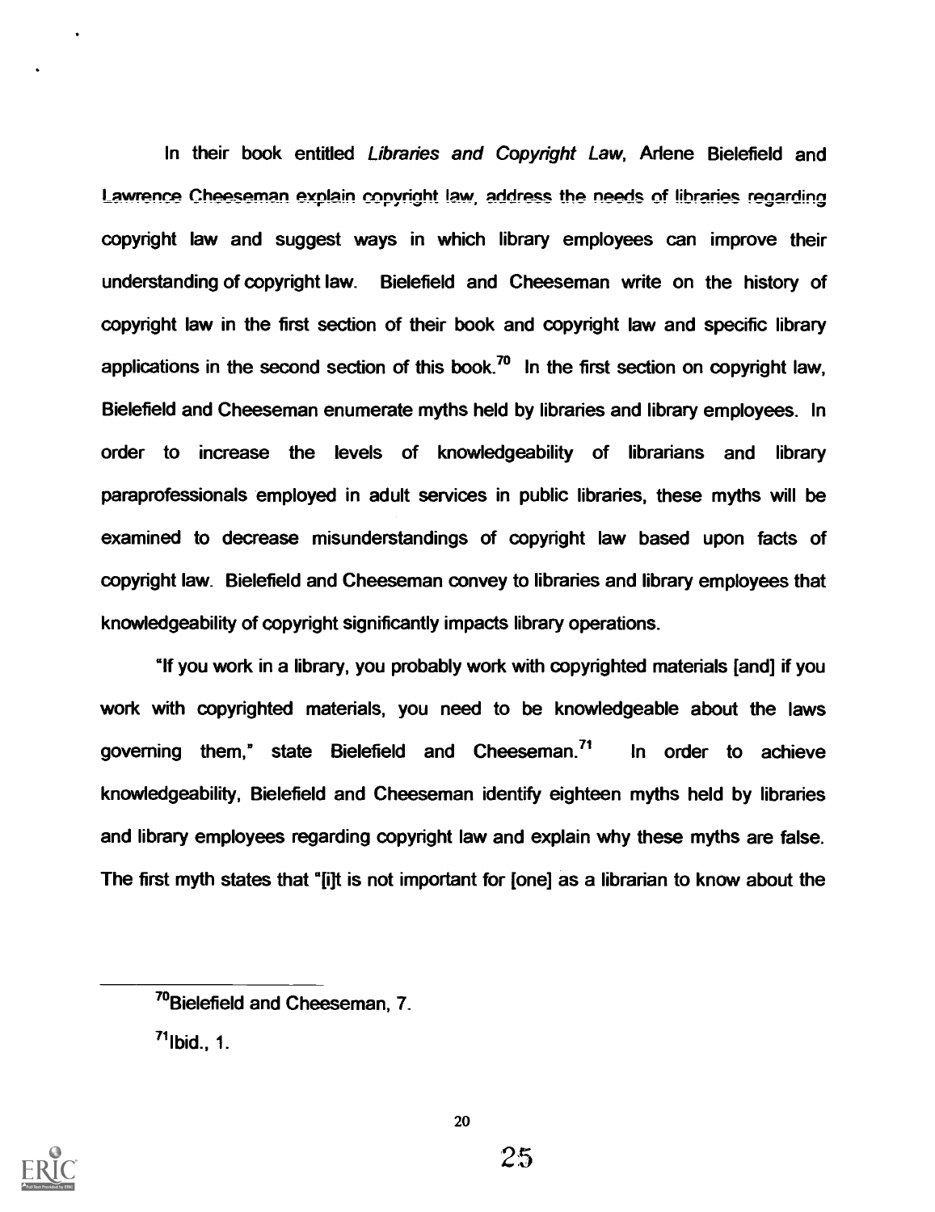In their book entitled *Libraries and Copyright Law*, Arlene Bielefield and Lawrence Cheeseman explain copyright law, address the needs of libraries regarding copyright law and suggest ways in which library employees can improve their understanding of copyright law. Bielefield and Cheeseman write on the history of copyright law in the first section of their book and copyright law and specific library applications in the second section of this book.[70] In the first section on copyright law, Bielefield and Cheeseman enumerate myths held by libraries and library employees. In order to increase the levels of knowledgeability of librarians and library paraprofessionals employed in adult services in public libraries, these myths will be examined to decrease misunderstandings of copyright law based upon facts of copyright law. Bielefield and Cheeseman convey to libraries and library employees that knowledgeability of copyright significantly impacts library operations.

"If you work in a library, you probably work with copyrighted materials [and] if you work with copyrighted materials, you need to be knowledgeable about the laws governing them," state Bielefield and Cheeseman.[71] In order to achieve knowledgeability, Bielefield and Cheeseman identify eighteen myths held by libraries and library employees regarding copyright law and explain why these myths are false. The first myth states that "[i]t is not important for [one] as a librarian to know about the

---

[70]Bielefield and Cheeseman, 7.

[71]Ibid., 1.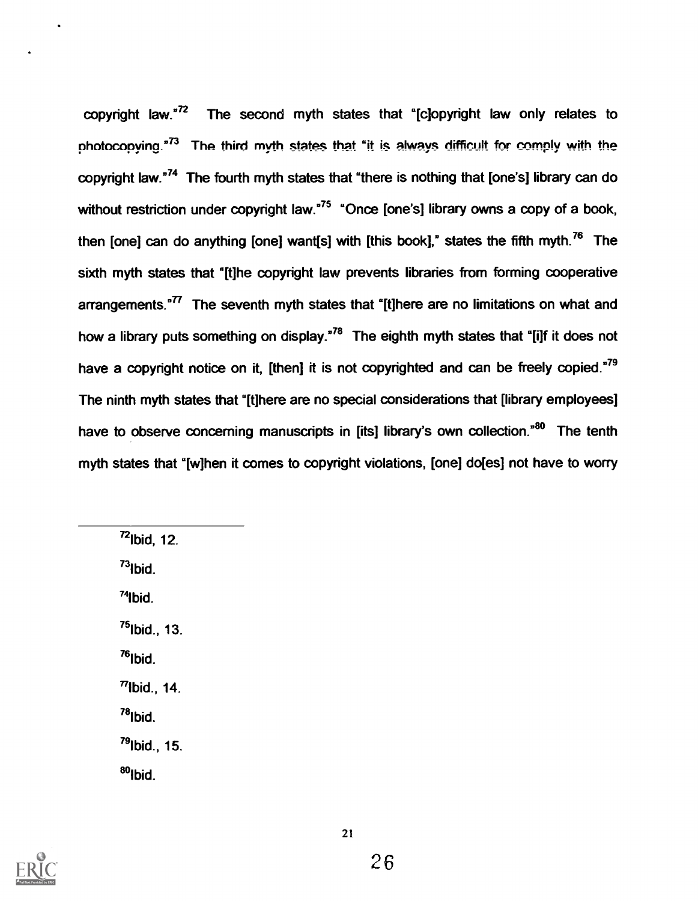copyright law."[72] The second myth states that "[c]opyright law only relates to photocopying."[73] The third myth states that "it is always difficult for comply with the copyright law."[74] The fourth myth states that "there is nothing that [one's] library can do without restriction under copyright law."[75] "Once [one's] library owns a copy of a book, then [one] can do anything [one] want[s] with [this book]," states the fifth myth.[76] The sixth myth states that "[t]he copyright law prevents libraries from forming cooperative arrangements."[77] The seventh myth states that "[t]here are no limitations on what and how a library puts something on display."[78] The eighth myth states that "[i]f it does not have a copyright notice on it, [then] it is not copyrighted and can be freely copied."[79] The ninth myth states that "[t]here are no special considerations that [library employees] have to observe concerning manuscripts in [its] library's own collection."[80] The tenth myth states that "[w]hen it comes to copyright violations, [one] do[es] not have to worry

---

[72]Ibid, 12.

[73]Ibid.

[74]Ibid.

[75]Ibid., 13.

[76]Ibid.

[77]Ibid., 14.

[78]Ibid.

[79]Ibid., 15.

[80]Ibid.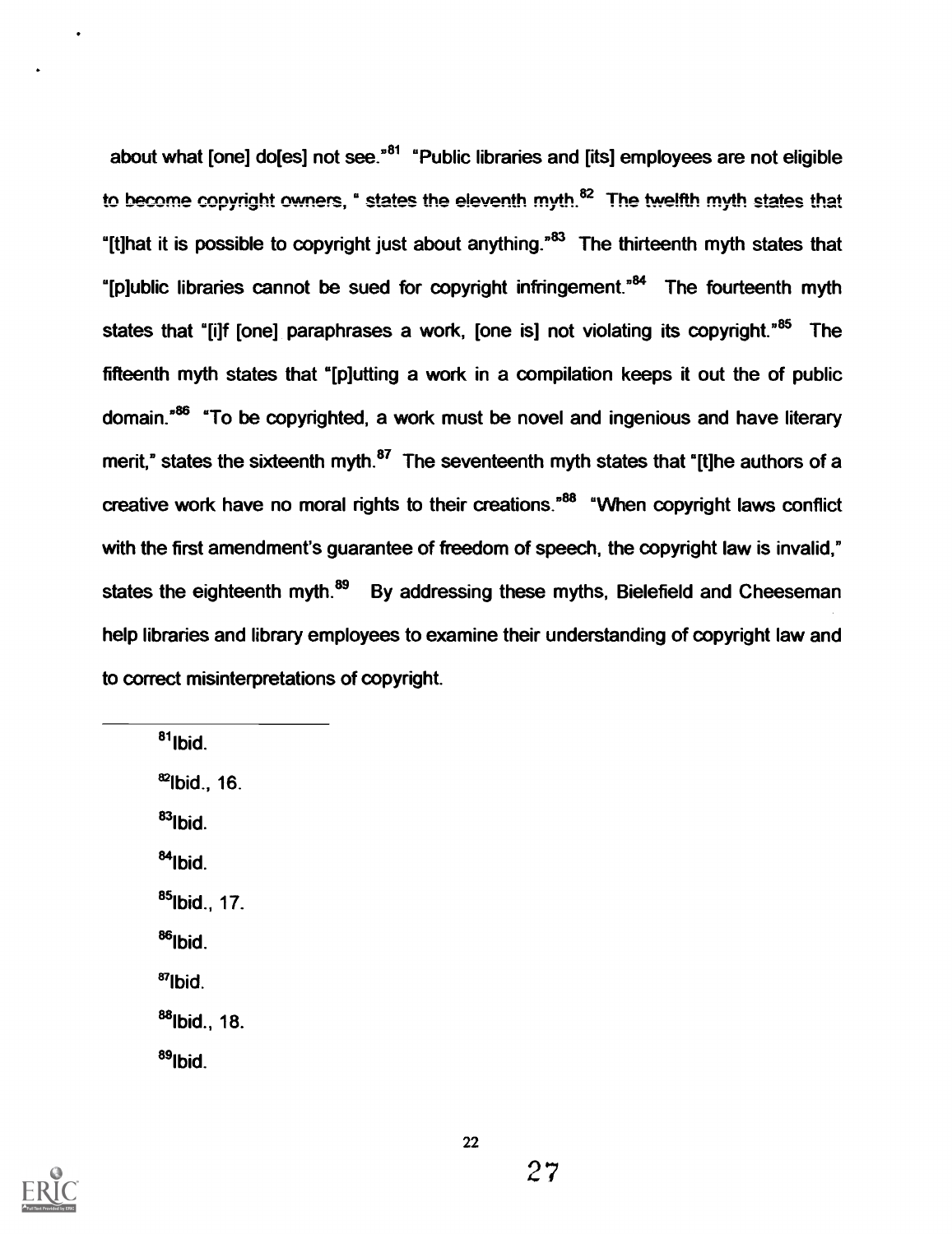about what [one] do[es] not see."[81] "Public libraries and [its] employees are not eligible to become copyright owners, " states the eleventh myth.[82] The twelfth myth states that "[t]hat it is possible to copyright just about anything."[83] The thirteenth myth states that "[p]ublic libraries cannot be sued for copyright infringement."[84] The fourteenth myth states that "[i]f [one] paraphrases a work, [one is] not violating its copyright."[85] The fifteenth myth states that "[p]utting a work in a compilation keeps it out the of public domain."[86] "To be copyrighted, a work must be novel and ingenious and have literary merit," states the sixteenth myth.[87] The seventeenth myth states that "[t]he authors of a creative work have no moral rights to their creations."[88] "When copyright laws conflict with the first amendment's guarantee of freedom of speech, the copyright law is invalid," states the eighteenth myth.[89] By addressing these myths, Bielefield and Cheeseman help libraries and library employees to examine their understanding of copyright law and to correct misinterpretations of copyright.

---

[81]Ibid.

[82]Ibid., 16.

[83]Ibid.

[84]Ibid.

[85]Ibid., 17.

[86]Ibid.

[87]Ibid.

[88]Ibid., 18.

[89]Ibid.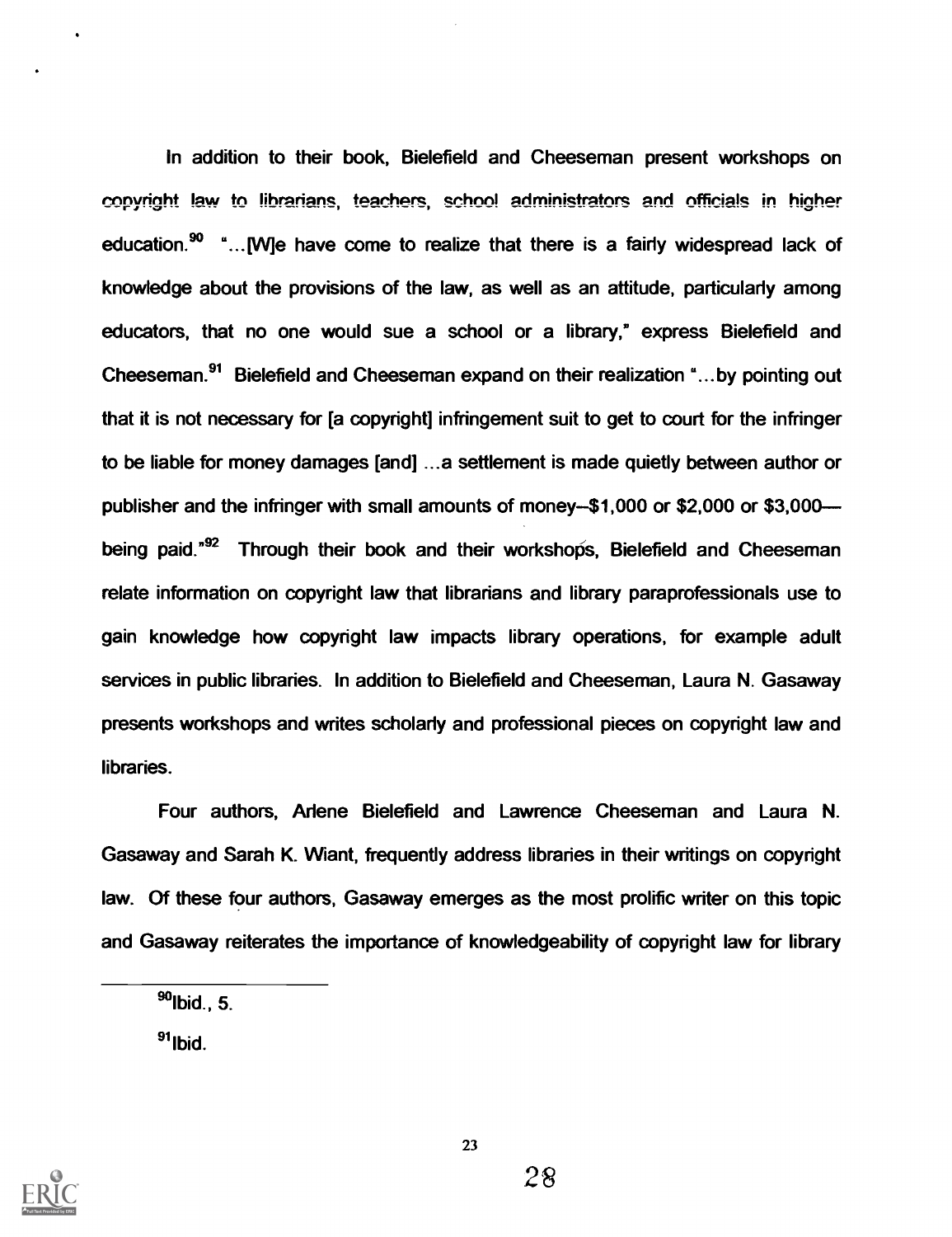In addition to their book, Bielefield and Cheeseman present workshops on copyright law to librarians, teachers, school administrators and officials in higher education.[90] "...[W]e have come to realize that there is a fairly widespread lack of knowledge about the provisions of the law, as well as an attitude, particularly among educators, that no one would sue a school or a library," express Bielefield and Cheeseman.[91] Bielefield and Cheeseman expand on their realization "...by pointing out that it is not necessary for [a copyright] infringement suit to get to court for the infringer to be liable for money damages [and] ...a settlement is made quietly between author or publisher and the infringer with small amounts of money--$1,000 or $2,000 or $3,000—being paid."[92] Through their book and their workshops, Bielefield and Cheeseman relate information on copyright law that librarians and library paraprofessionals use to gain knowledge how copyright law impacts library operations, for example adult services in public libraries. In addition to Bielefield and Cheeseman, Laura N. Gasaway presents workshops and writes scholarly and professional pieces on copyright law and libraries.

Four authors, Arlene Bielefield and Lawrence Cheeseman and Laura N. Gasaway and Sarah K. Wiant, frequently address libraries in their writings on copyright law. Of these four authors, Gasaway emerges as the most prolific writer on this topic and Gasaway reiterates the importance of knowledgeability of copyright law for library

---

[90] Ibid., 5.

[91] Ibid.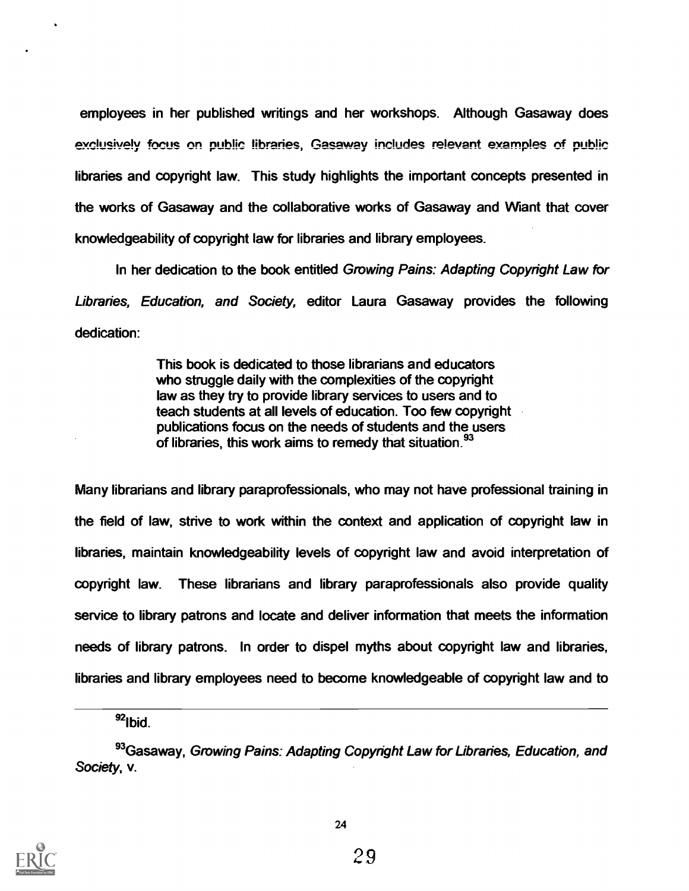employees in her published writings and her workshops. Although Gasaway does exclusively focus on public libraries, Gasaway includes relevant examples of public libraries and copyright law. This study highlights the important concepts presented in the works of Gasaway and the collaborative works of Gasaway and Wiant that cover knowledgeability of copyright law for libraries and library employees.

In her dedication to the book entitled *Growing Pains: Adapting Copyright Law for Libraries, Education, and Society,* editor Laura Gasaway provides the following dedication:

> This book is dedicated to those librarians and educators who struggle daily with the complexities of the copyright law as they try to provide library services to users and to teach students at all levels of education. Too few copyright publications focus on the needs of students and the users of libraries, this work aims to remedy that situation.[93]

Many librarians and library paraprofessionals, who may not have professional training in the field of law, strive to work within the context and application of copyright law in libraries, maintain knowledgeability levels of copyright law and avoid interpretation of copyright law. These librarians and library paraprofessionals also provide quality service to library patrons and locate and deliver information that meets the information needs of library patrons. In order to dispel myths about copyright law and libraries, libraries and library employees need to become knowledgeable of copyright law and to

---

[92]Ibid.

[93]Gasaway, *Growing Pains: Adapting Copyright Law for Libraries, Education, and Society*, v.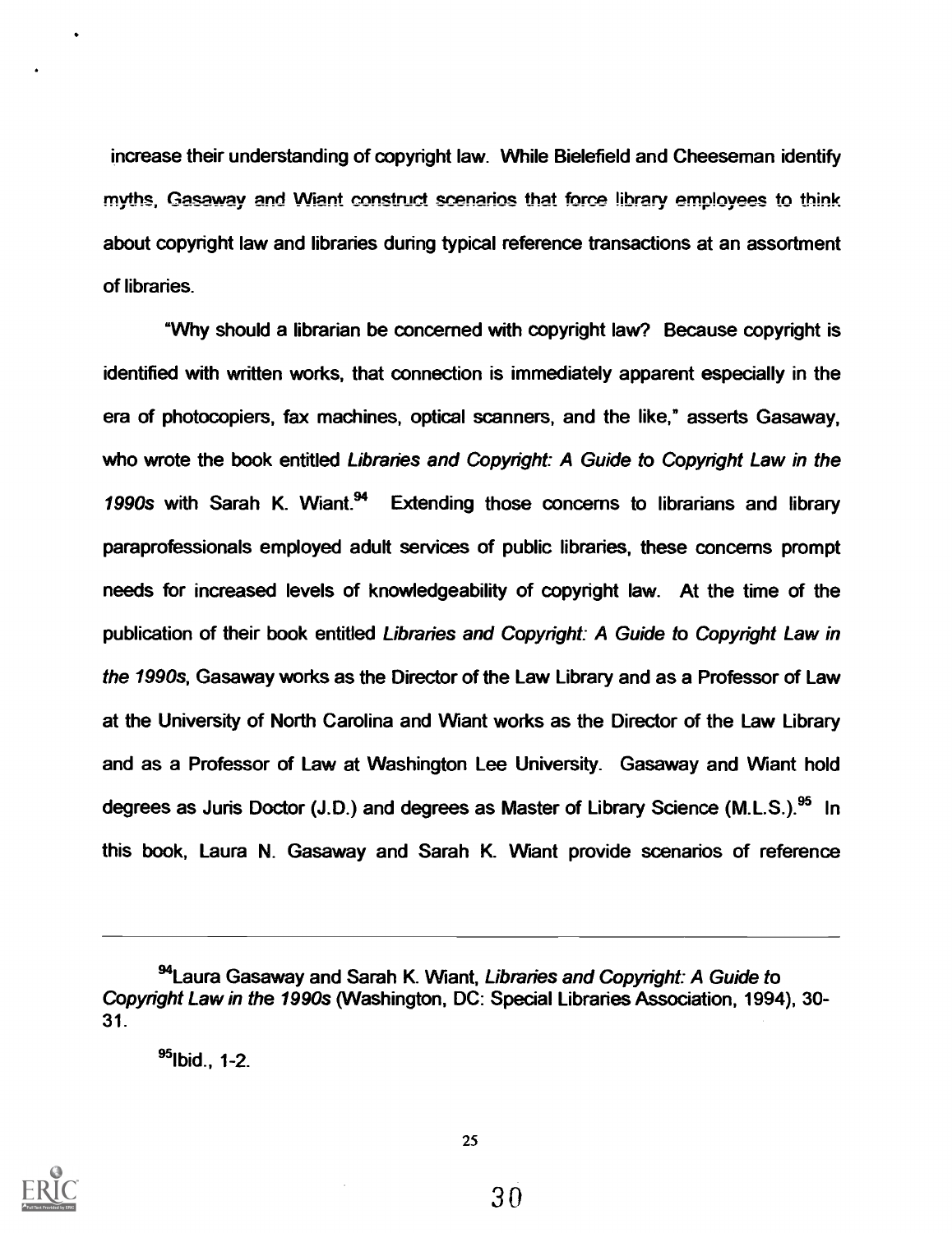increase their understanding of copyright law. While Bielefield and Cheeseman identify myths, Gasaway and Wiant construct scenarios that force library employees to think about copyright law and libraries during typical reference transactions at an assortment of libraries.

"Why should a librarian be concerned with copyright law? Because copyright is identified with written works, that connection is immediately apparent especially in the era of photocopiers, fax machines, optical scanners, and the like," asserts Gasaway, who wrote the book entitled *Libraries and Copyright: A Guide to Copyright Law in the 1990s* with Sarah K. Wiant.[94] Extending those concerns to librarians and library paraprofessionals employed adult services of public libraries, these concerns prompt needs for increased levels of knowledgeability of copyright law. At the time of the publication of their book entitled *Libraries and Copyright: A Guide to Copyright Law in the 1990s*, Gasaway works as the Director of the Law Library and as a Professor of Law at the University of North Carolina and Wiant works as the Director of the Law Library and as a Professor of Law at Washington Lee University. Gasaway and Wiant hold degrees as Juris Doctor (J.D.) and degrees as Master of Library Science (M.L.S.).[95] In this book, Laura N. Gasaway and Sarah K. Wiant provide scenarios of reference

---

[94]Laura Gasaway and Sarah K. Wiant, *Libraries and Copyright: A Guide to Copyright Law in the 1990s* (Washington, DC: Special Libraries Association, 1994), 30-31.

[95]Ibid., 1-2.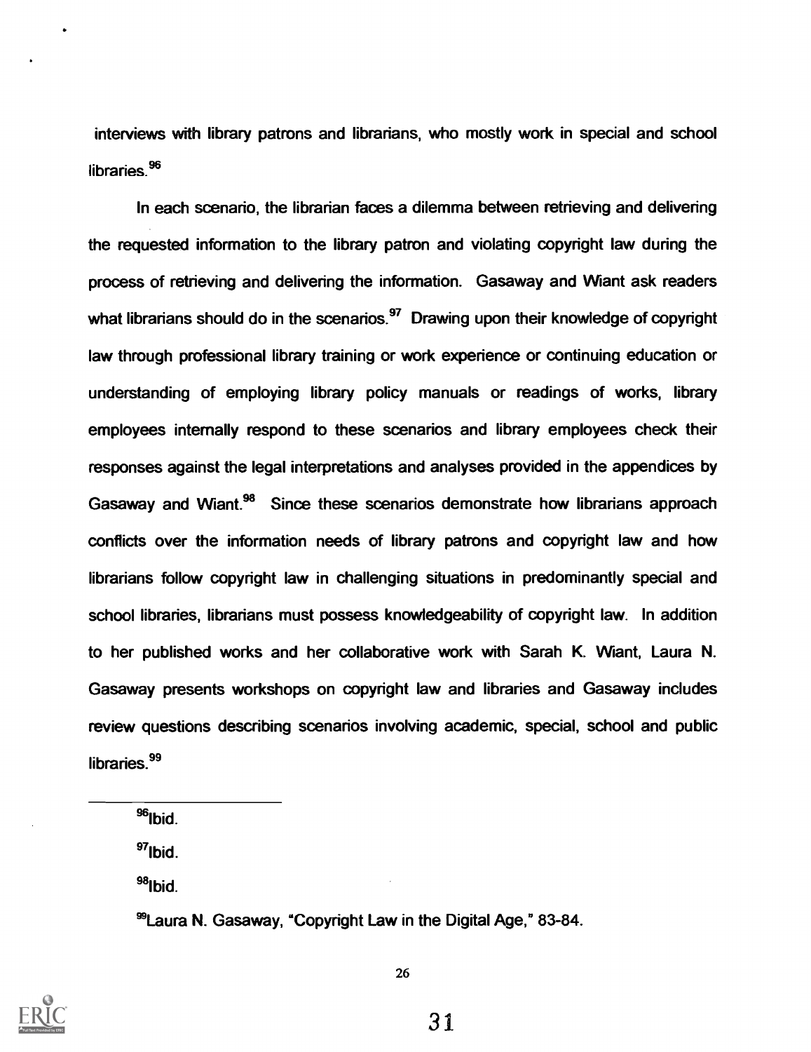interviews with library patrons and librarians, who mostly work in special and school libraries.[96]

In each scenario, the librarian faces a dilemma between retrieving and delivering the requested information to the library patron and violating copyright law during the process of retrieving and delivering the information. Gasaway and Wiant ask readers what librarians should do in the scenarios.[97] Drawing upon their knowledge of copyright law through professional library training or work experience or continuing education or understanding of employing library policy manuals or readings of works, library employees internally respond to these scenarios and library employees check their responses against the legal interpretations and analyses provided in the appendices by Gasaway and Wiant.[98] Since these scenarios demonstrate how librarians approach conflicts over the information needs of library patrons and copyright law and how librarians follow copyright law in challenging situations in predominantly special and school libraries, librarians must possess knowledgeability of copyright law. In addition to her published works and her collaborative work with Sarah K. Wiant, Laura N. Gasaway presents workshops on copyright law and libraries and Gasaway includes review questions describing scenarios involving academic, special, school and public libraries.[99]

---

[96]Ibid.

[97]Ibid.

[98]Ibid.

[99]Laura N. Gasaway, "Copyright Law in the Digital Age," 83-84.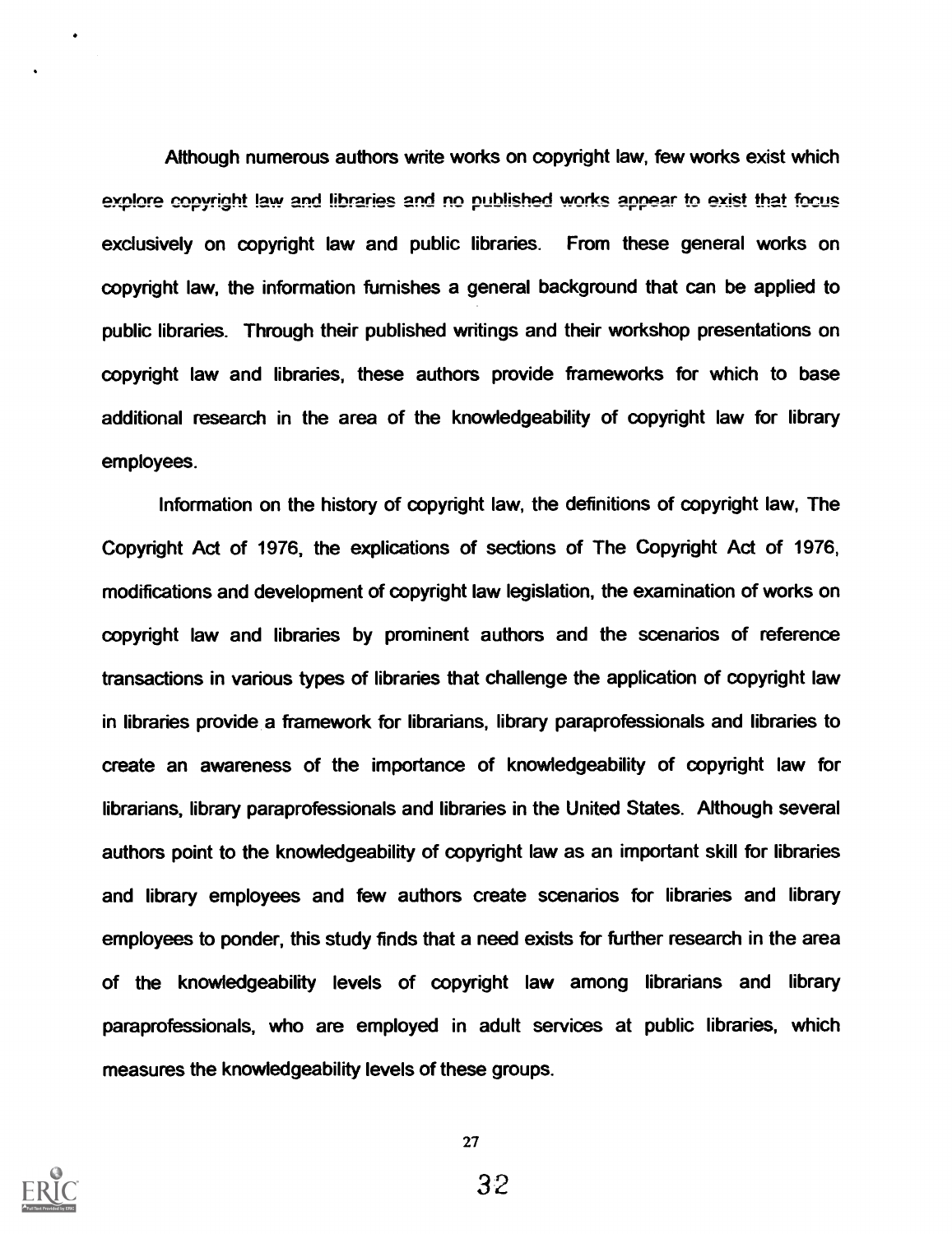Although numerous authors write works on copyright law, few works exist which explore copyright law and libraries and no published works appear to exist that focus exclusively on copyright law and public libraries. From these general works on copyright law, the information furnishes a general background that can be applied to public libraries. Through their published writings and their workshop presentations on copyright law and libraries, these authors provide frameworks for which to base additional research in the area of the knowledgeability of copyright law for library employees.

Information on the history of copyright law, the definitions of copyright law, The Copyright Act of 1976, the explications of sections of The Copyright Act of 1976, modifications and development of copyright law legislation, the examination of works on copyright law and libraries by prominent authors and the scenarios of reference transactions in various types of libraries that challenge the application of copyright law in libraries provide a framework for librarians, library paraprofessionals and libraries to create an awareness of the importance of knowledgeability of copyright law for librarians, library paraprofessionals and libraries in the United States. Although several authors point to the knowledgeability of copyright law as an important skill for libraries and library employees and few authors create scenarios for libraries and library employees to ponder, this study finds that a need exists for further research in the area of the knowledgeability levels of copyright law among librarians and library paraprofessionals, who are employed in adult services at public libraries, which measures the knowledgeability levels of these groups.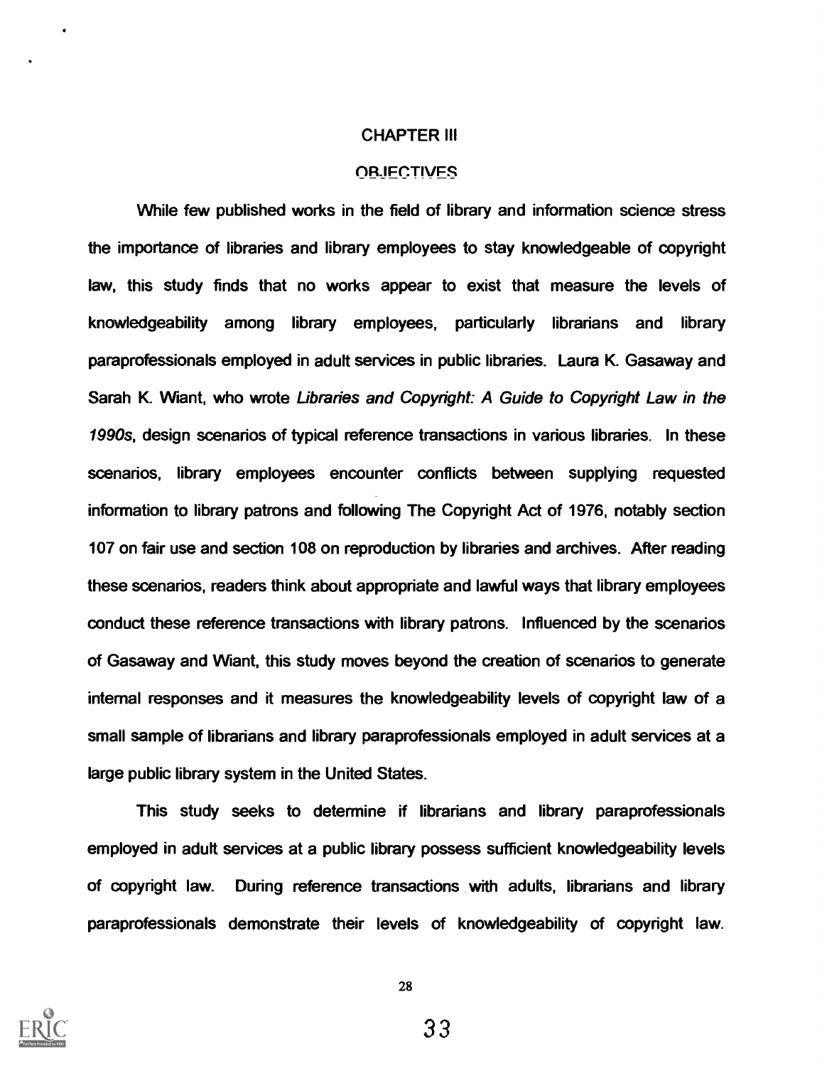# CHAPTER III

## OBJECTIVES

While few published works in the field of library and information science stress the importance of libraries and library employees to stay knowledgeable of copyright law, this study finds that no works appear to exist that measure the levels of knowledgeability among library employees, particularly librarians and library paraprofessionals employed in adult services in public libraries. Laura K. Gasaway and Sarah K. Wiant, who wrote *Libraries and Copyright: A Guide to Copyright Law in the 1990s*, design scenarios of typical reference transactions in various libraries. In these scenarios, library employees encounter conflicts between supplying requested information to library patrons and following The Copyright Act of 1976, notably section 107 on fair use and section 108 on reproduction by libraries and archives. After reading these scenarios, readers think about appropriate and lawful ways that library employees conduct these reference transactions with library patrons. Influenced by the scenarios of Gasaway and Wiant, this study moves beyond the creation of scenarios to generate internal responses and it measures the knowledgeability levels of copyright law of a small sample of librarians and library paraprofessionals employed in adult services at a large public library system in the United States.

This study seeks to determine if librarians and library paraprofessionals employed in adult services at a public library possess sufficient knowledgeability levels of copyright law. During reference transactions with adults, librarians and library paraprofessionals demonstrate their levels of knowledgeability of copyright law.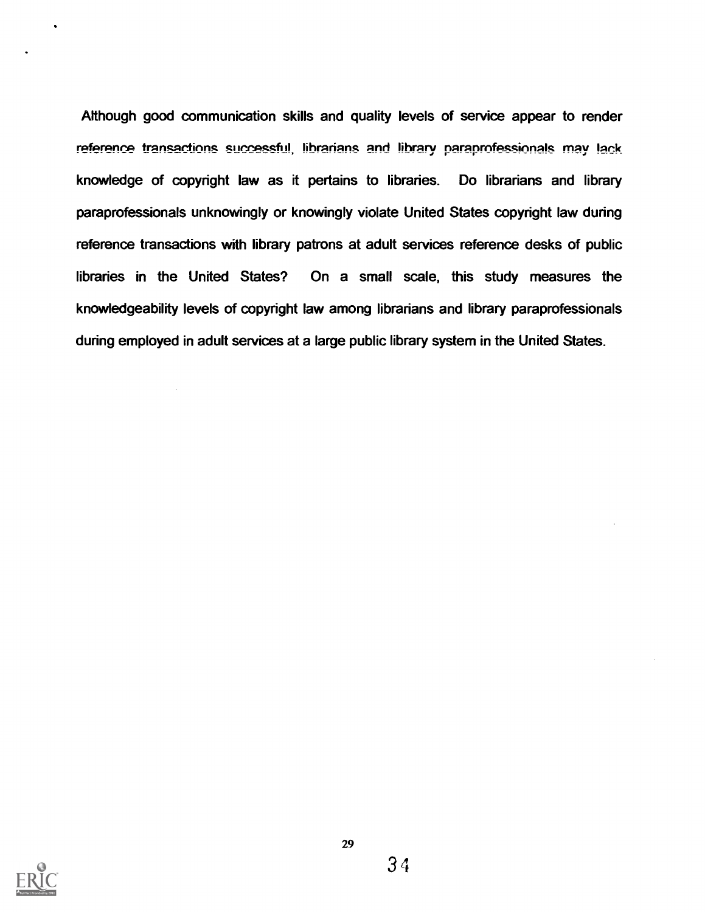Although good communication skills and quality levels of service appear to render reference transactions successful, librarians and library paraprofessionals may lack knowledge of copyright law as it pertains to libraries. Do librarians and library paraprofessionals unknowingly or knowingly violate United States copyright law during reference transactions with library patrons at adult services reference desks of public libraries in the United States? On a small scale, this study measures the knowledgeability levels of copyright law among librarians and library paraprofessionals during employed in adult services at a large public library system in the United States.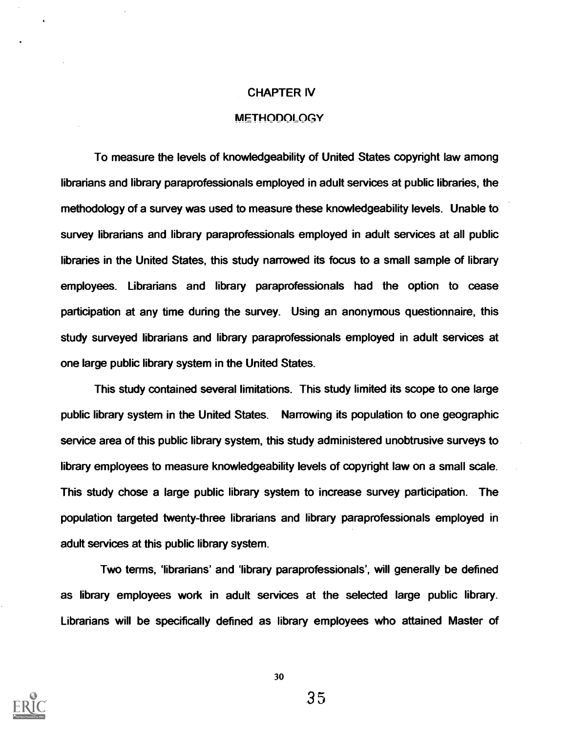# CHAPTER IV

## METHODOLOGY

To measure the levels of knowledgeability of United States copyright law among librarians and library paraprofessionals employed in adult services at public libraries, the methodology of a survey was used to measure these knowledgeability levels. Unable to survey librarians and library paraprofessionals employed in adult services at all public libraries in the United States, this study narrowed its focus to a small sample of library employees. Librarians and library paraprofessionals had the option to cease participation at any time during the survey. Using an anonymous questionnaire, this study surveyed librarians and library paraprofessionals employed in adult services at one large public library system in the United States.

This study contained several limitations. This study limited its scope to one large public library system in the United States. Narrowing its population to one geographic service area of this public library system, this study administered unobtrusive surveys to library employees to measure knowledgeability levels of copyright law on a small scale. This study chose a large public library system to increase survey participation. The population targeted twenty-three librarians and library paraprofessionals employed in adult services at this public library system.

Two terms, 'librarians' and 'library paraprofessionals', will generally be defined as library employees work in adult services at the selected large public library. Librarians will be specifically defined as library employees who attained Master of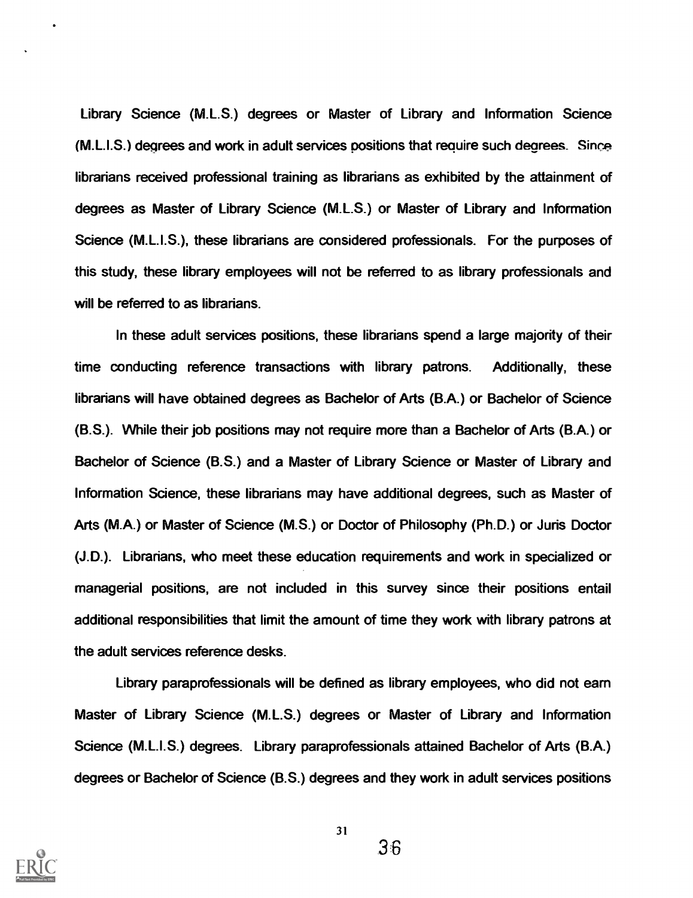Library Science (M.L.S.) degrees or Master of Library and Information Science (M.L.I.S.) degrees and work in adult services positions that require such degrees. Since librarians received professional training as librarians as exhibited by the attainment of degrees as Master of Library Science (M.L.S.) or Master of Library and Information Science (M.L.I.S.), these librarians are considered professionals. For the purposes of this study, these library employees will not be referred to as library professionals and will be referred to as librarians.

In these adult services positions, these librarians spend a large majority of their time conducting reference transactions with library patrons. Additionally, these librarians will have obtained degrees as Bachelor of Arts (B.A.) or Bachelor of Science (B.S.). While their job positions may not require more than a Bachelor of Arts (B.A.) or Bachelor of Science (B.S.) and a Master of Library Science or Master of Library and Information Science, these librarians may have additional degrees, such as Master of Arts (M.A.) or Master of Science (M.S.) or Doctor of Philosophy (Ph.D.) or Juris Doctor (J.D.). Librarians, who meet these education requirements and work in specialized or managerial positions, are not included in this survey since their positions entail additional responsibilities that limit the amount of time they work with library patrons at the adult services reference desks.

Library paraprofessionals will be defined as library employees, who did not earn Master of Library Science (M.L.S.) degrees or Master of Library and Information Science (M.L.I.S.) degrees. Library paraprofessionals attained Bachelor of Arts (B.A.) degrees or Bachelor of Science (B.S.) degrees and they work in adult services positions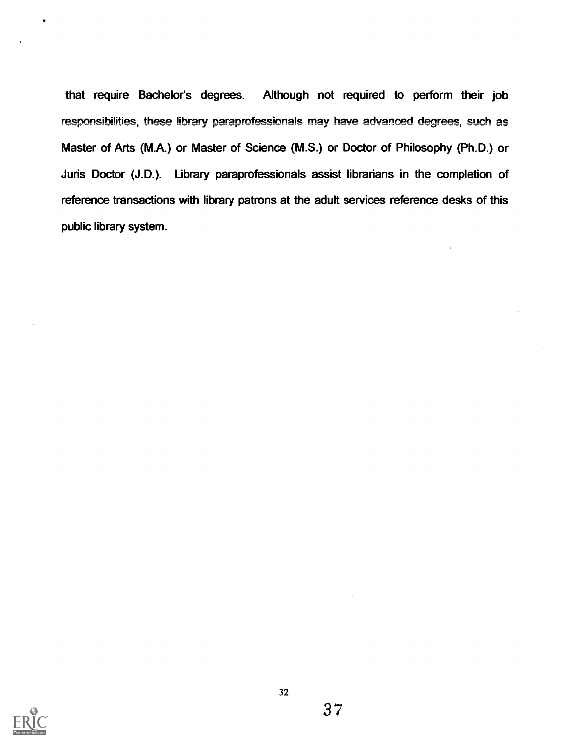that require Bachelor's degrees. Although not required to perform their job responsibilities, these library paraprofessionals may have advanced degrees, such as Master of Arts (M.A.) or Master of Science (M.S.) or Doctor of Philosophy (Ph.D.) or Juris Doctor (J.D.). Library paraprofessionals assist librarians in the completion of reference transactions with library patrons at the adult services reference desks of this public library system.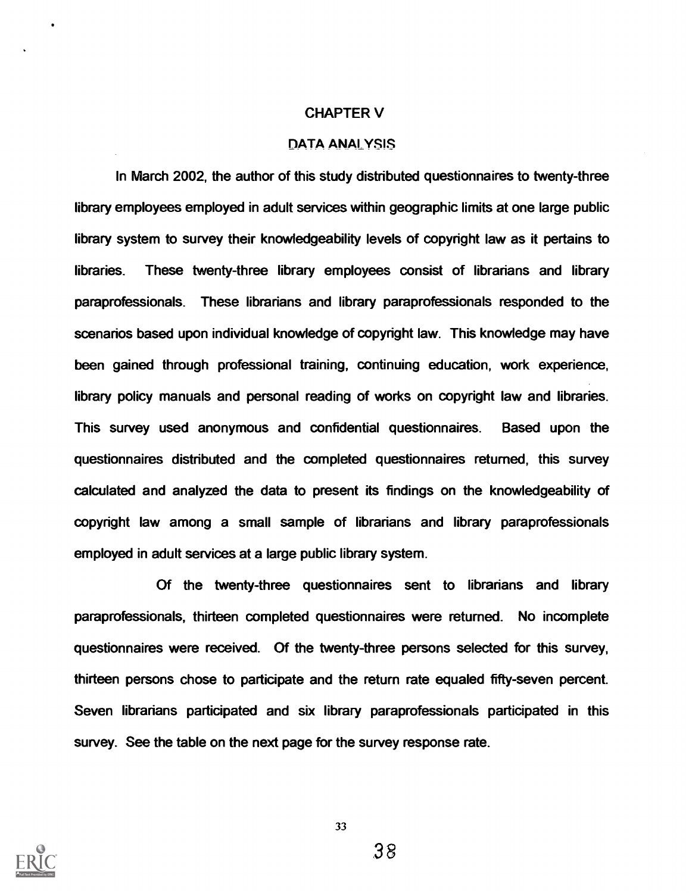# CHAPTER V

## DATA ANALYSIS

In March 2002, the author of this study distributed questionnaires to twenty-three library employees employed in adult services within geographic limits at one large public library system to survey their knowledgeability levels of copyright law as it pertains to libraries. These twenty-three library employees consist of librarians and library paraprofessionals. These librarians and library paraprofessionals responded to the scenarios based upon individual knowledge of copyright law. This knowledge may have been gained through professional training, continuing education, work experience, library policy manuals and personal reading of works on copyright law and libraries. This survey used anonymous and confidential questionnaires. Based upon the questionnaires distributed and the completed questionnaires returned, this survey calculated and analyzed the data to present its findings on the knowledgeability of copyright law among a small sample of librarians and library paraprofessionals employed in adult services at a large public library system.

Of the twenty-three questionnaires sent to librarians and library paraprofessionals, thirteen completed questionnaires were returned. No incomplete questionnaires were received. Of the twenty-three persons selected for this survey, thirteen persons chose to participate and the return rate equaled fifty-seven percent. Seven librarians participated and six library paraprofessionals participated in this survey. See the table on the next page for the survey response rate.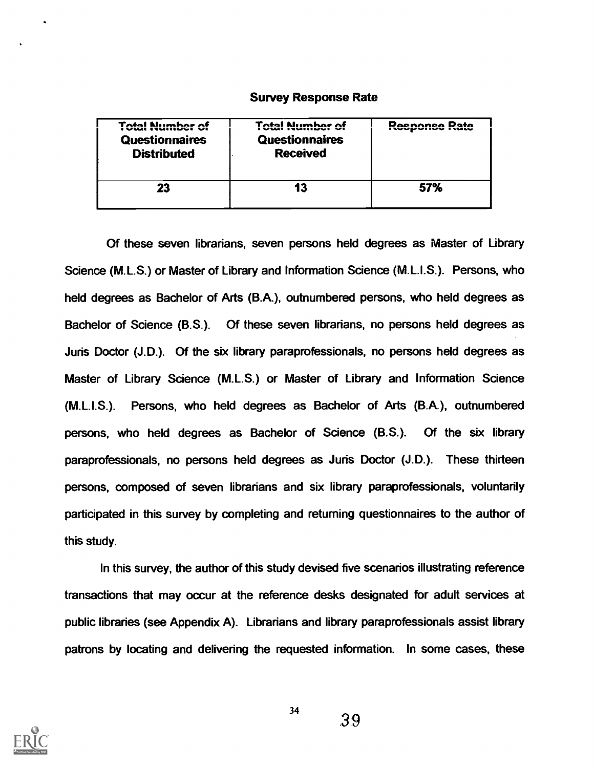**Survey Response Rate**

| Total Number of Questionnaires Distributed | Total Number of Questionnaires Received | Response Rate |
|---|---|---|
| 23 | 13 | 57% |

Of these seven librarians, seven persons held degrees as Master of Library Science (M.L.S.) or Master of Library and Information Science (M.L.I.S.). Persons, who held degrees as Bachelor of Arts (B.A.), outnumbered persons, who held degrees as Bachelor of Science (B.S.). Of these seven librarians, no persons held degrees as Juris Doctor (J.D.). Of the six library paraprofessionals, no persons held degrees as Master of Library Science (M.L.S.) or Master of Library and Information Science (M.L.I.S.). Persons, who held degrees as Bachelor of Arts (B.A.), outnumbered persons, who held degrees as Bachelor of Science (B.S.). Of the six library paraprofessionals, no persons held degrees as Juris Doctor (J.D.). These thirteen persons, composed of seven librarians and six library paraprofessionals, voluntarily participated in this survey by completing and returning questionnaires to the author of this study.

In this survey, the author of this study devised five scenarios illustrating reference transactions that may occur at the reference desks designated for adult services at public libraries (see Appendix A). Librarians and library paraprofessionals assist library patrons by locating and delivering the requested information. In some cases, these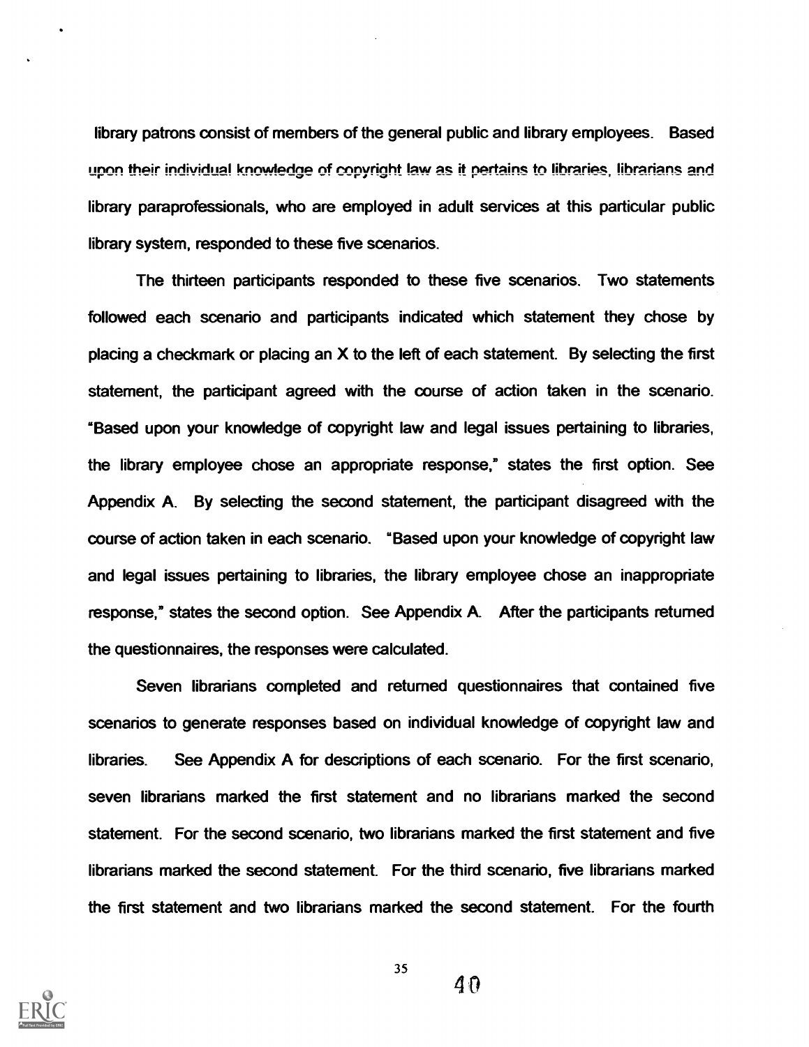library patrons consist of members of the general public and library employees. Based upon their individual knowledge of copyright law as it pertains to libraries, librarians and library paraprofessionals, who are employed in adult services at this particular public library system, responded to these five scenarios.

The thirteen participants responded to these five scenarios. Two statements followed each scenario and participants indicated which statement they chose by placing a checkmark or placing an X to the left of each statement. By selecting the first statement, the participant agreed with the course of action taken in the scenario. "Based upon your knowledge of copyright law and legal issues pertaining to libraries, the library employee chose an appropriate response," states the first option. See Appendix A. By selecting the second statement, the participant disagreed with the course of action taken in each scenario. "Based upon your knowledge of copyright law and legal issues pertaining to libraries, the library employee chose an inappropriate response," states the second option. See Appendix A. After the participants returned the questionnaires, the responses were calculated.

Seven librarians completed and returned questionnaires that contained five scenarios to generate responses based on individual knowledge of copyright law and libraries. See Appendix A for descriptions of each scenario. For the first scenario, seven librarians marked the first statement and no librarians marked the second statement. For the second scenario, two librarians marked the first statement and five librarians marked the second statement. For the third scenario, five librarians marked the first statement and two librarians marked the second statement. For the fourth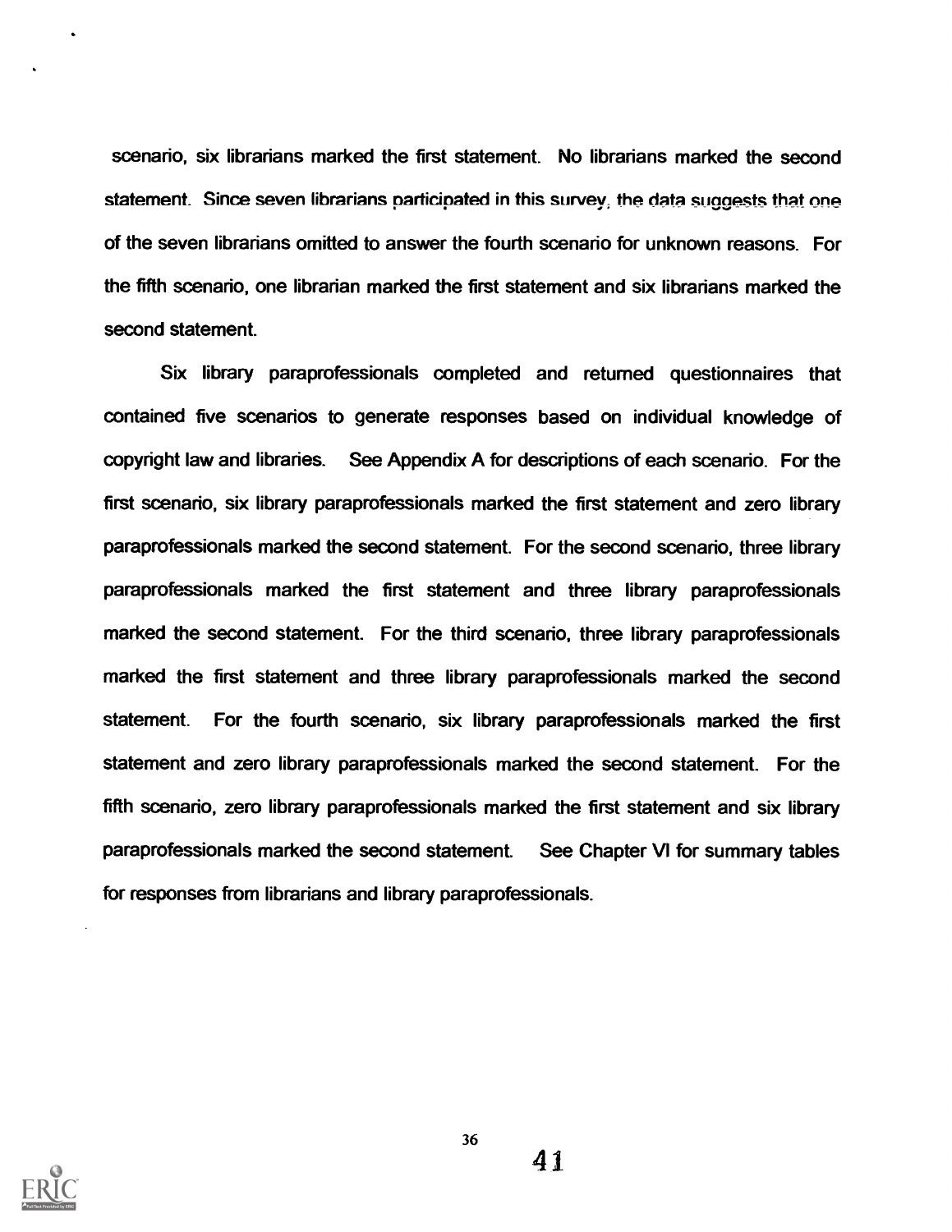scenario, six librarians marked the first statement. No librarians marked the second statement. Since seven librarians participated in this survey, the data suggests that one of the seven librarians omitted to answer the fourth scenario for unknown reasons. For the fifth scenario, one librarian marked the first statement and six librarians marked the second statement.

Six library paraprofessionals completed and returned questionnaires that contained five scenarios to generate responses based on individual knowledge of copyright law and libraries. See Appendix A for descriptions of each scenario. For the first scenario, six library paraprofessionals marked the first statement and zero library paraprofessionals marked the second statement. For the second scenario, three library paraprofessionals marked the first statement and three library paraprofessionals marked the second statement. For the third scenario, three library paraprofessionals marked the first statement and three library paraprofessionals marked the second statement. For the fourth scenario, six library paraprofessionals marked the first statement and zero library paraprofessionals marked the second statement. For the fifth scenario, zero library paraprofessionals marked the first statement and six library paraprofessionals marked the second statement. See Chapter VI for summary tables for responses from librarians and library paraprofessionals.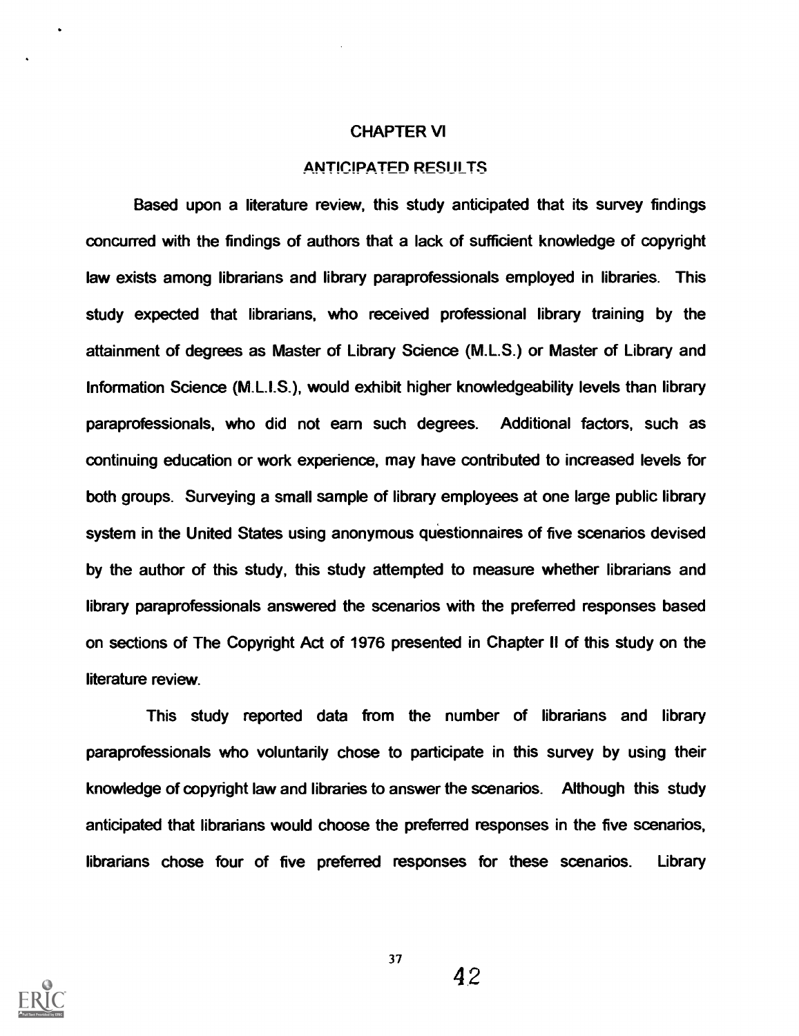# CHAPTER VI

## ANTICIPATED RESULTS

Based upon a literature review, this study anticipated that its survey findings concurred with the findings of authors that a lack of sufficient knowledge of copyright law exists among librarians and library paraprofessionals employed in libraries. This study expected that librarians, who received professional library training by the attainment of degrees as Master of Library Science (M.L.S.) or Master of Library and Information Science (M.L.I.S.), would exhibit higher knowledgeability levels than library paraprofessionals, who did not earn such degrees. Additional factors, such as continuing education or work experience, may have contributed to increased levels for both groups. Surveying a small sample of library employees at one large public library system in the United States using anonymous questionnaires of five scenarios devised by the author of this study, this study attempted to measure whether librarians and library paraprofessionals answered the scenarios with the preferred responses based on sections of The Copyright Act of 1976 presented in Chapter II of this study on the literature review.

This study reported data from the number of librarians and library paraprofessionals who voluntarily chose to participate in this survey by using their knowledge of copyright law and libraries to answer the scenarios. Although this study anticipated that librarians would choose the preferred responses in the five scenarios, librarians chose four of five preferred responses for these scenarios. Library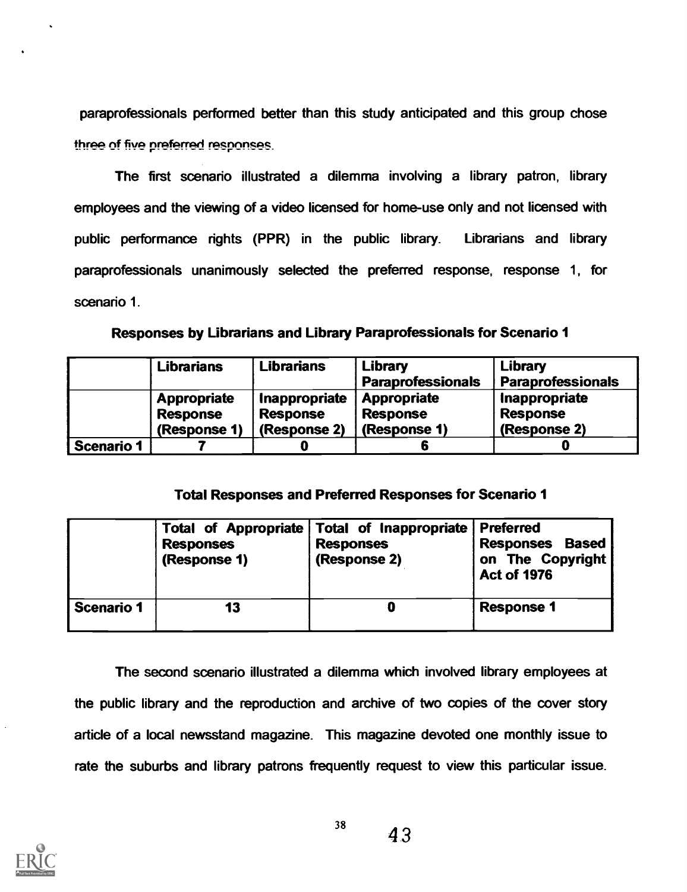paraprofessionals performed better than this study anticipated and this group chose three of five preferred responses.

The first scenario illustrated a dilemma involving a library patron, library employees and the viewing of a video licensed for home-use only and not licensed with public performance rights (PPR) in the public library. Librarians and library paraprofessionals unanimously selected the preferred response, response 1, for scenario 1.

**Responses by Librarians and Library Paraprofessionals for Scenario 1**

| | Librarians | Librarians | Library Paraprofessionals | Library Paraprofessionals |
|---|---|---|---|---|
| | Appropriate Response (Response 1) | Inappropriate Response (Response 2) | Appropriate Response (Response 1) | Inappropriate Response (Response 2) |
| **Scenario 1** | 7 | 0 | 6 | 0 |

**Total Responses and Preferred Responses for Scenario 1**

| | Total of Appropriate Responses (Response 1) | Total of Inappropriate Responses (Response 2) | Preferred Responses Based on The Copyright Act of 1976 |
|---|---|---|---|
| **Scenario 1** | 13 | 0 | Response 1 |

The second scenario illustrated a dilemma which involved library employees at the public library and the reproduction and archive of two copies of the cover story article of a local newsstand magazine. This magazine devoted one monthly issue to rate the suburbs and library patrons frequently request to view this particular issue.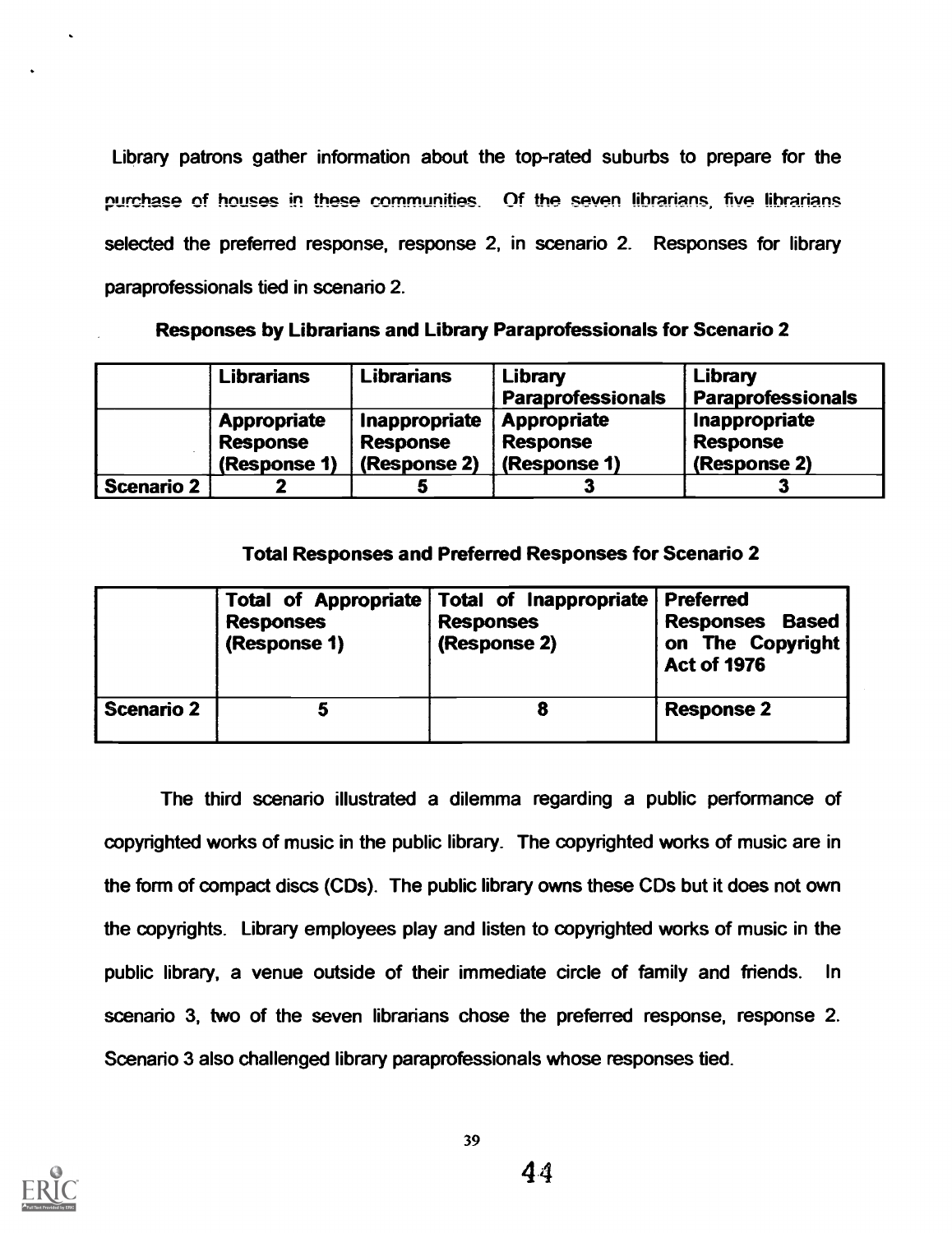Library patrons gather information about the top-rated suburbs to prepare for the purchase of houses in these communities. Of the seven librarians, five librarians selected the preferred response, response 2, in scenario 2. Responses for library paraprofessionals tied in scenario 2.

**Responses by Librarians and Library Paraprofessionals for Scenario 2**

| | Librarians | Librarians | Library Paraprofessionals | Library Paraprofessionals |
|---|---|---|---|---|
| | Appropriate Response (Response 1) | Inappropriate Response (Response 2) | Appropriate Response (Response 1) | Inappropriate Response (Response 2) |
| **Scenario 2** | 2 | 5 | 3 | 3 |

**Total Responses and Preferred Responses for Scenario 2**

| | Total of Appropriate Responses (Response 1) | Total of Inappropriate Responses (Response 2) | Preferred Responses Based on The Copyright Act of 1976 |
|---|---|---|---|
| **Scenario 2** | 5 | 8 | Response 2 |

The third scenario illustrated a dilemma regarding a public performance of copyrighted works of music in the public library. The copyrighted works of music are in the form of compact discs (CDs). The public library owns these CDs but it does not own the copyrights. Library employees play and listen to copyrighted works of music in the public library, a venue outside of their immediate circle of family and friends. In scenario 3, two of the seven librarians chose the preferred response, response 2. Scenario 3 also challenged library paraprofessionals whose responses tied.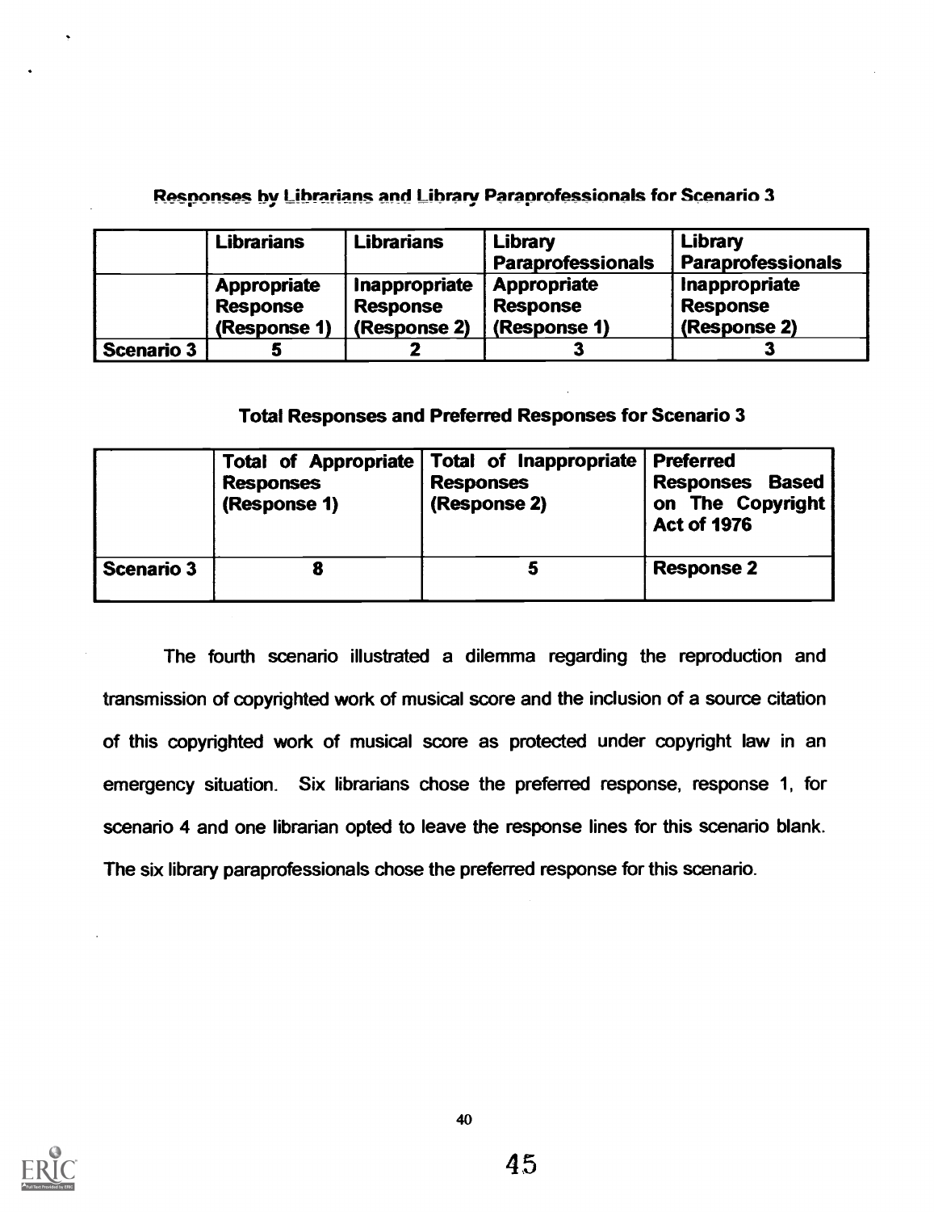**Responses by Librarians and Library Paraprofessionals for Scenario 3**

| | Librarians | Librarians | Library Paraprofessionals | Library Paraprofessionals |
|---|---|---|---|---|
| | Appropriate Response (Response 1) | Inappropriate Response (Response 2) | Appropriate Response (Response 1) | Inappropriate Response (Response 2) |
| Scenario 3 | 5 | 2 | 3 | 3 |

**Total Responses and Preferred Responses for Scenario 3**

| | Total of Appropriate Responses (Response 1) | Total of Inappropriate Responses (Response 2) | Preferred Responses Based on The Copyright Act of 1976 |
|---|---|---|---|
| Scenario 3 | 8 | 5 | Response 2 |

The fourth scenario illustrated a dilemma regarding the reproduction and transmission of copyrighted work of musical score and the inclusion of a source citation of this copyrighted work of musical score as protected under copyright law in an emergency situation. Six librarians chose the preferred response, response 1, for scenario 4 and one librarian opted to leave the response lines for this scenario blank. The six library paraprofessionals chose the preferred response for this scenario.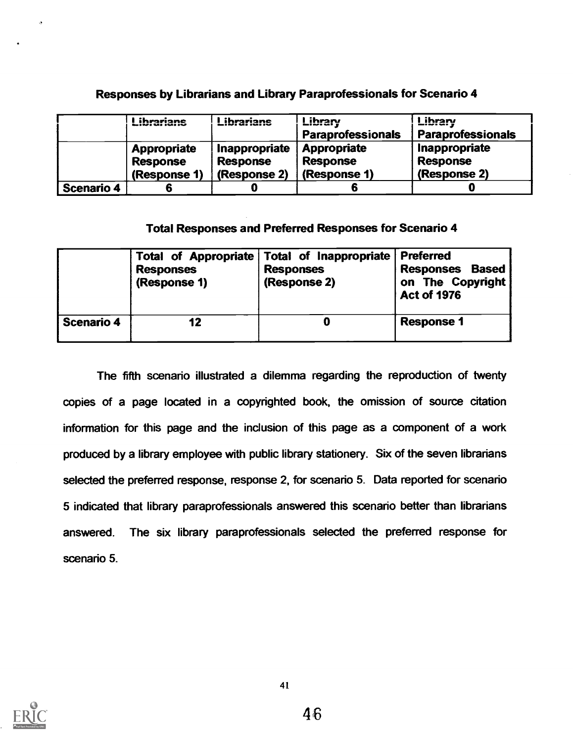**Responses by Librarians and Library Paraprofessionals for Scenario 4**

| | Librarians | Librarians | Library Paraprofessionals | Library Paraprofessionals |
|---|---|---|---|---|
| | Appropriate Response (Response 1) | Inappropriate Response (Response 2) | Appropriate Response (Response 1) | Inappropriate Response (Response 2) |
| Scenario 4 | 6 | 0 | 6 | 0 |

**Total Responses and Preferred Responses for Scenario 4**

| | Total of Appropriate Responses (Response 1) | Total of Inappropriate Responses (Response 2) | Preferred Responses Based on The Copyright Act of 1976 |
|---|---|---|---|
| Scenario 4 | 12 | 0 | Response 1 |

The fifth scenario illustrated a dilemma regarding the reproduction of twenty copies of a page located in a copyrighted book, the omission of source citation information for this page and the inclusion of this page as a component of a work produced by a library employee with public library stationery. Six of the seven librarians selected the preferred response, response 2, for scenario 5. Data reported for scenario 5 indicated that library paraprofessionals answered this scenario better than librarians answered. The six library paraprofessionals selected the preferred response for scenario 5.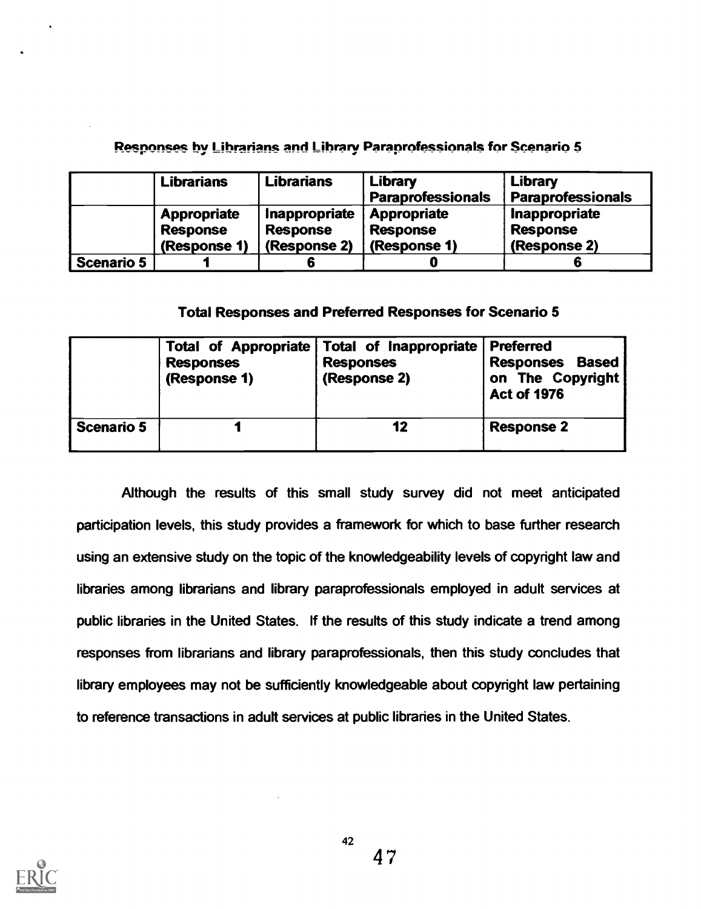**Responses by Librarians and Library Paraprofessionals for Scenario 5**

| | Librarians | Librarians | Library Paraprofessionals | Library Paraprofessionals |
|---|---|---|---|---|
| | Appropriate Response (Response 1) | Inappropriate Response (Response 2) | Appropriate Response (Response 1) | Inappropriate Response (Response 2) |
| **Scenario 5** | 1 | 6 | 0 | 6 |

**Total Responses and Preferred Responses for Scenario 5**

| | Total of Appropriate Responses (Response 1) | Total of Inappropriate Responses (Response 2) | Preferred Responses Based on The Copyright Act of 1976 |
|---|---|---|---|
| **Scenario 5** | 1 | 12 | Response 2 |

Although the results of this small study survey did not meet anticipated participation levels, this study provides a framework for which to base further research using an extensive study on the topic of the knowledgeability levels of copyright law and libraries among librarians and library paraprofessionals employed in adult services at public libraries in the United States. If the results of this study indicate a trend among responses from librarians and library paraprofessionals, then this study concludes that library employees may not be sufficiently knowledgeable about copyright law pertaining to reference transactions in adult services at public libraries in the United States.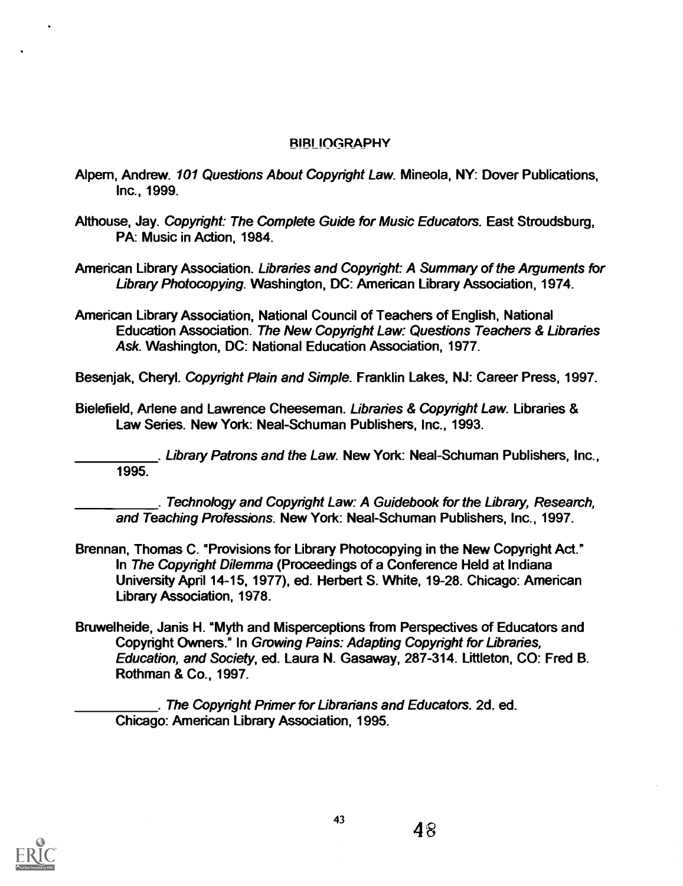## BIBLIOGRAPHY

Alpern, Andrew. *101 Questions About Copyright Law*. Mineola, NY: Dover Publications, Inc., 1999.

Althouse, Jay. *Copyright: The Complete Guide for Music Educators*. East Stroudsburg, PA: Music in Action, 1984.

American Library Association. *Libraries and Copyright: A Summary of the Arguments for Library Photocopying*. Washington, DC: American Library Association, 1974.

American Library Association, National Council of Teachers of English, National Education Association. *The New Copyright Law: Questions Teachers & Libraries Ask*. Washington, DC: National Education Association, 1977.

Besenjak, Cheryl. *Copyright Plain and Simple*. Franklin Lakes, NJ: Career Press, 1997.

Bielefield, Arlene and Lawrence Cheeseman. *Libraries & Copyright Law*. Libraries & Law Series. New York: Neal-Schuman Publishers, Inc., 1993.

\_\_\_\_\_\_\_\_\_\_\_. *Library Patrons and the Law*. New York: Neal-Schuman Publishers, Inc., 1995.

\_\_\_\_\_\_\_\_\_\_\_. *Technology and Copyright Law: A Guidebook for the Library, Research, and Teaching Professions*. New York: Neal-Schuman Publishers, Inc., 1997.

Brennan, Thomas C. "Provisions for Library Photocopying in the New Copyright Act." In *The Copyright Dilemma* (Proceedings of a Conference Held at Indiana University April 14-15, 1977), ed. Herbert S. White, 19-28. Chicago: American Library Association, 1978.

Bruwelheide, Janis H. "Myth and Misperceptions from Perspectives of Educators and Copyright Owners." In *Growing Pains: Adapting Copyright for Libraries, Education, and Society*, ed. Laura N. Gasaway, 287-314. Littleton, CO: Fred B. Rothman & Co., 1997.

\_\_\_\_\_\_\_\_\_\_\_. *The Copyright Primer for Librarians and Educators*. 2d. ed. Chicago: American Library Association, 1995.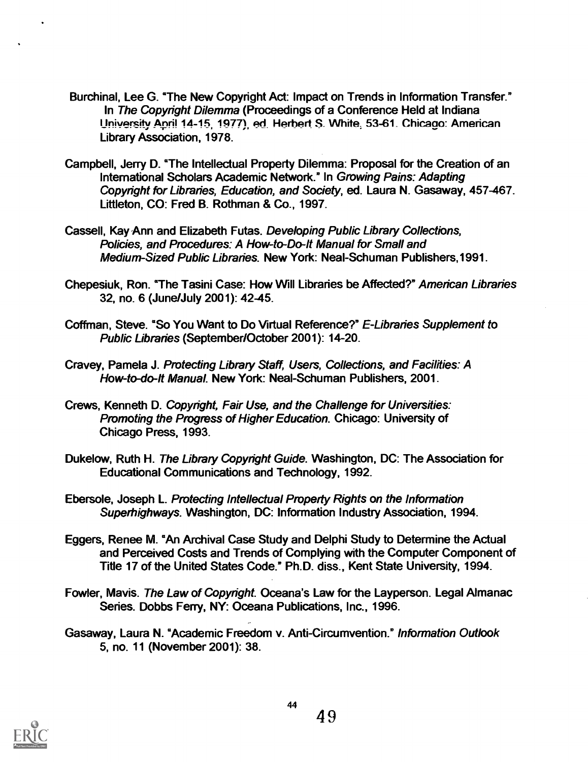Burchinal, Lee G. "The New Copyright Act: Impact on Trends in Information Transfer." In *The Copyright Dilemma* (Proceedings of a Conference Held at Indiana University April 14-15, 1977), ed. Herbert S. White, 53-61. Chicago: American Library Association, 1978.

Campbell, Jerry D. "The Intellectual Property Dilemma: Proposal for the Creation of an International Scholars Academic Network." In *Growing Pains: Adapting Copyright for Libraries, Education, and Society*, ed. Laura N. Gasaway, 457-467. Littleton, CO: Fred B. Rothman & Co., 1997.

Cassell, Kay Ann and Elizabeth Futas. *Developing Public Library Collections, Policies, and Procedures: A How-to-Do-It Manual for Small and Medium-Sized Public Libraries.* New York: Neal-Schuman Publishers, 1991.

Chepesiuk, Ron. "The Tasini Case: How Will Libraries be Affected?" *American Libraries* 32, no. 6 (June/July 2001): 42-45.

Coffman, Steve. "So You Want to Do Virtual Reference?" *E-Libraries Supplement to Public Libraries* (September/October 2001): 14-20.

Cravey, Pamela J. *Protecting Library Staff, Users, Collections, and Facilities: A How-to-do-It Manual.* New York: Neal-Schuman Publishers, 2001.

Crews, Kenneth D. *Copyright, Fair Use, and the Challenge for Universities: Promoting the Progress of Higher Education.* Chicago: University of Chicago Press, 1993.

Dukelow, Ruth H. *The Library Copyright Guide.* Washington, DC: The Association for Educational Communications and Technology, 1992.

Ebersole, Joseph L. *Protecting Intellectual Property Rights on the Information Superhighways.* Washington, DC: Information Industry Association, 1994.

Eggers, Renee M. "An Archival Case Study and Delphi Study to Determine the Actual and Perceived Costs and Trends of Complying with the Computer Component of Title 17 of the United States Code." Ph.D. diss., Kent State University, 1994.

Fowler, Mavis. *The Law of Copyright.* Oceana's Law for the Layperson. Legal Almanac Series. Dobbs Ferry, NY: Oceana Publications, Inc., 1996.

Gasaway, Laura N. "Academic Freedom v. Anti-Circumvention." *Information Outlook* 5, no. 11 (November 2001): 38.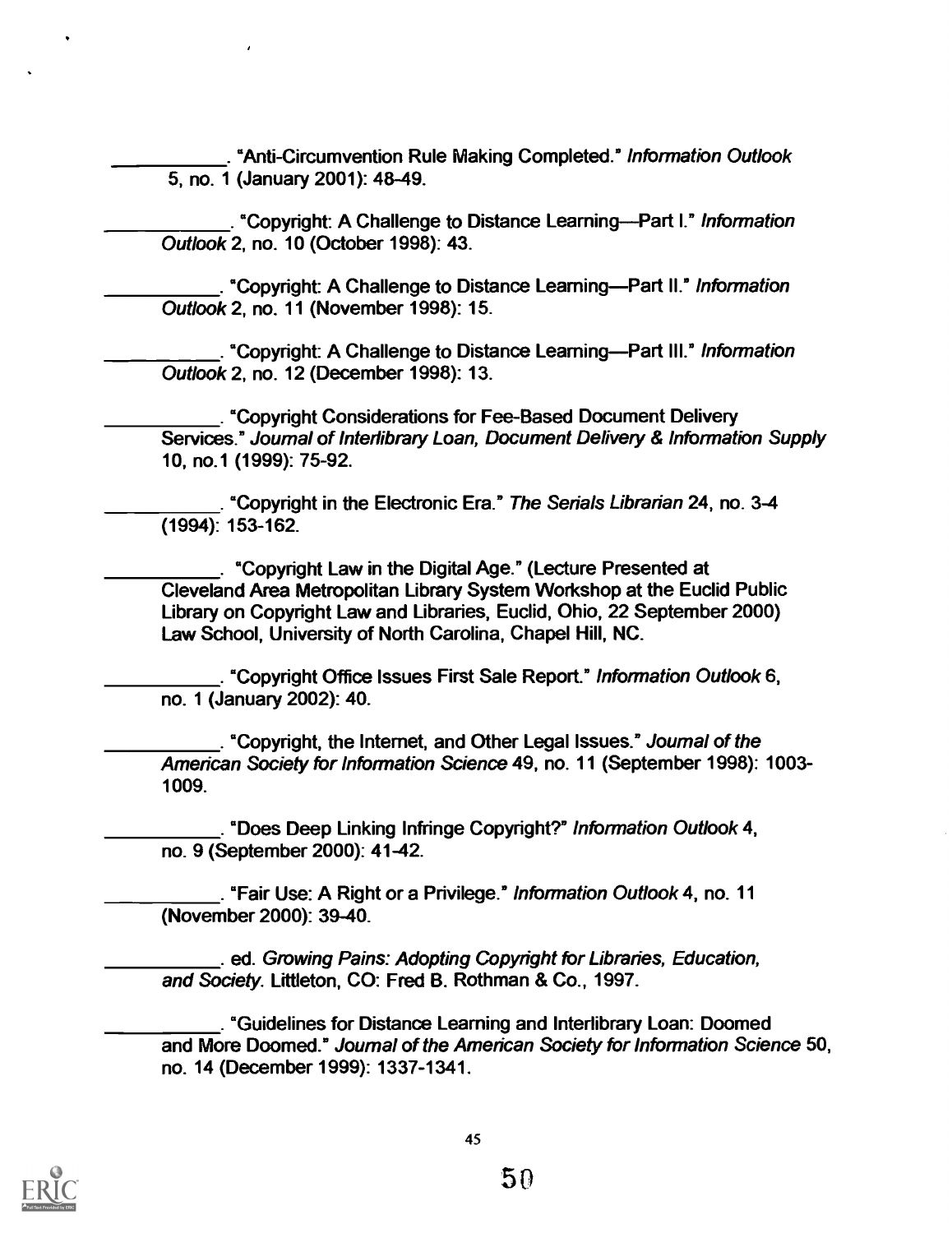__________. "Anti-Circumvention Rule Making Completed." *Information Outlook* 5, no. 1 (January 2001): 48-49.

__________. "Copyright: A Challenge to Distance Learning—Part I." *Information Outlook* 2, no. 10 (October 1998): 43.

__________. "Copyright: A Challenge to Distance Learning—Part II." *Information Outlook* 2, no. 11 (November 1998): 15.

__________. "Copyright: A Challenge to Distance Learning—Part III." *Information Outlook* 2, no. 12 (December 1998): 13.

__________. "Copyright Considerations for Fee-Based Document Delivery Services." *Journal of Interlibrary Loan, Document Delivery & Information Supply* 10, no.1 (1999): 75-92.

__________. "Copyright in the Electronic Era." *The Serials Librarian* 24, no. 3-4 (1994): 153-162.

__________. "Copyright Law in the Digital Age." (Lecture Presented at Cleveland Area Metropolitan Library System Workshop at the Euclid Public Library on Copyright Law and Libraries, Euclid, Ohio, 22 September 2000) Law School, University of North Carolina, Chapel Hill, NC.

__________. "Copyright Office Issues First Sale Report." *Information Outlook* 6, no. 1 (January 2002): 40.

__________. "Copyright, the Internet, and Other Legal Issues." *Journal of the American Society for Information Science* 49, no. 11 (September 1998): 1003-1009.

__________. "Does Deep Linking Infringe Copyright?" *Information Outlook* 4, no. 9 (September 2000): 41-42.

__________. "Fair Use: A Right or a Privilege." *Information Outlook* 4, no. 11 (November 2000): 39-40.

__________. ed. *Growing Pains: Adopting Copyright for Libraries, Education, and Society*. Littleton, CO: Fred B. Rothman & Co., 1997.

__________. "Guidelines for Distance Learning and Interlibrary Loan: Doomed and More Doomed." *Journal of the American Society for Information Science* 50, no. 14 (December 1999): 1337-1341.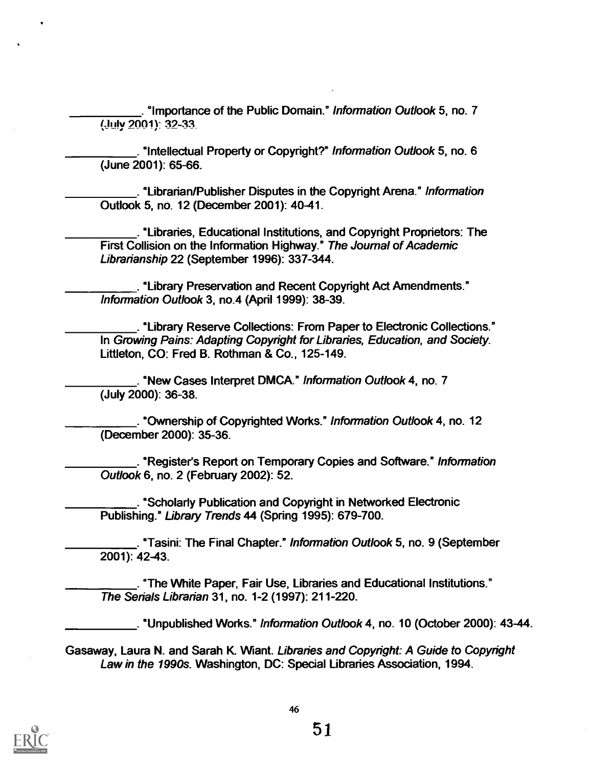\_\_\_\_\_\_\_\_\_\_\_. "Importance of the Public Domain." *Information Outlook* 5, no. 7 (July 2001): 32-33.

\_\_\_\_\_\_\_\_\_\_\_. "Intellectual Property or Copyright?" *Information Outlook* 5, no. 6 (June 2001): 65-66.

\_\_\_\_\_\_\_\_\_\_\_. "Librarian/Publisher Disputes in the Copyright Arena." *Information* Outlook 5, no. 12 (December 2001): 40-41.

\_\_\_\_\_\_\_\_\_\_\_. "Libraries, Educational Institutions, and Copyright Proprietors: The First Collision on the Information Highway." *The Journal of Academic Librarianship* 22 (September 1996): 337-344.

\_\_\_\_\_\_\_\_\_\_\_. "Library Preservation and Recent Copyright Act Amendments." *Information Outlook* 3, no.4 (April 1999): 38-39.

\_\_\_\_\_\_\_\_\_\_\_. "Library Reserve Collections: From Paper to Electronic Collections." In *Growing Pains: Adapting Copyright for Libraries, Education, and Society*. Littleton, CO: Fred B. Rothman & Co., 125-149.

\_\_\_\_\_\_\_\_\_\_\_. "New Cases Interpret DMCA." *Information Outlook* 4, no. 7 (July 2000): 36-38.

\_\_\_\_\_\_\_\_\_\_\_. "Ownership of Copyrighted Works." *Information Outlook* 4, no. 12 (December 2000): 35-36.

\_\_\_\_\_\_\_\_\_\_\_. "Register's Report on Temporary Copies and Software." *Information Outlook* 6, no. 2 (February 2002): 52.

\_\_\_\_\_\_\_\_\_\_\_. "Scholarly Publication and Copyright in Networked Electronic Publishing." *Library Trends* 44 (Spring 1995): 679-700.

\_\_\_\_\_\_\_\_\_\_\_. "Tasini: The Final Chapter." *Information Outlook* 5, no. 9 (September 2001): 42-43.

\_\_\_\_\_\_\_\_\_\_\_. "The White Paper, Fair Use, Libraries and Educational Institutions." *The Serials Librarian* 31, no. 1-2 (1997): 211-220.

\_\_\_\_\_\_\_\_\_\_\_. "Unpublished Works." *Information Outlook* 4, no. 10 (October 2000): 43-44.

Gasaway, Laura N. and Sarah K. Wiant. *Libraries and Copyright: A Guide to Copyright Law in the 1990s*. Washington, DC: Special Libraries Association, 1994.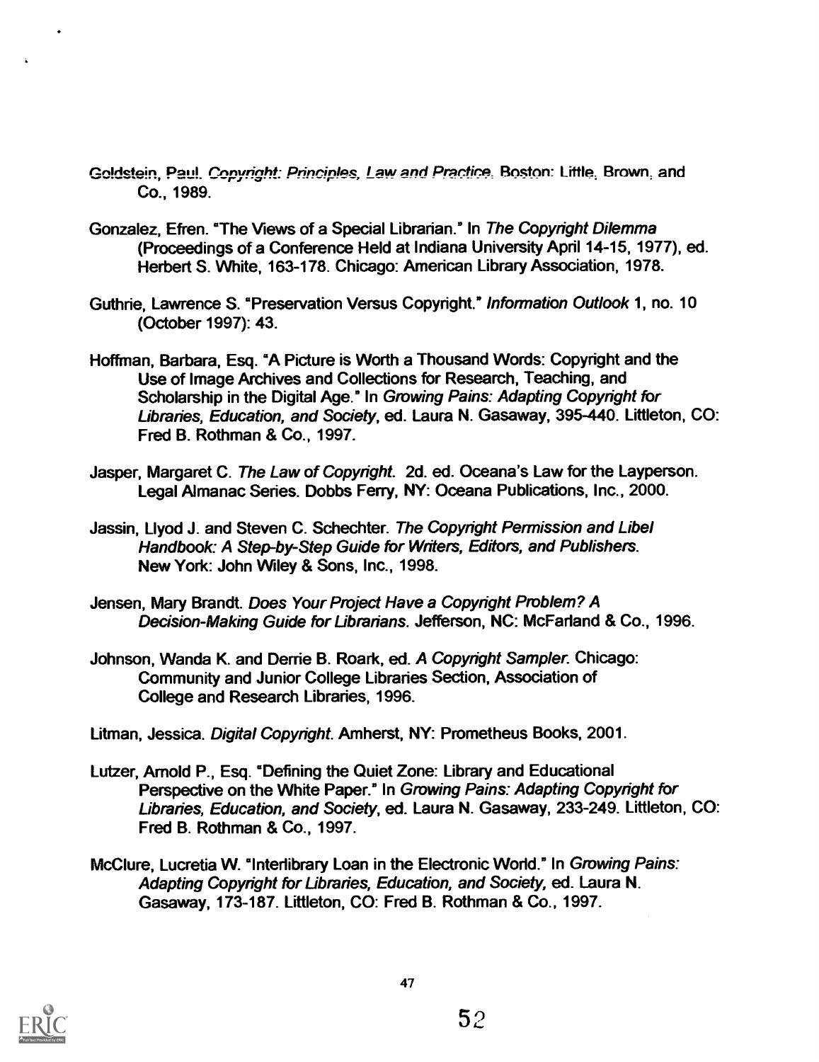Goldstein, Paul. *Copyright: Principles, Law and Practice*. Boston: Little, Brown, and Co., 1989.

Gonzalez, Efren. "The Views of a Special Librarian." In *The Copyright Dilemma* (Proceedings of a Conference Held at Indiana University April 14-15, 1977), ed. Herbert S. White, 163-178. Chicago: American Library Association, 1978.

Guthrie, Lawrence S. "Preservation Versus Copyright." *Information Outlook* 1, no. 10 (October 1997): 43.

Hoffman, Barbara, Esq. "A Picture is Worth a Thousand Words: Copyright and the Use of Image Archives and Collections for Research, Teaching, and Scholarship in the Digital Age." In *Growing Pains: Adapting Copyright for Libraries, Education, and Society*, ed. Laura N. Gasaway, 395-440. Littleton, CO: Fred B. Rothman & Co., 1997.

Jasper, Margaret C. *The Law of Copyright*. 2d. ed. Oceana's Law for the Layperson. Legal Almanac Series. Dobbs Ferry, NY: Oceana Publications, Inc., 2000.

Jassin, Llyod J. and Steven C. Schechter. *The Copyright Permission and Libel Handbook: A Step-by-Step Guide for Writers, Editors, and Publishers*. New York: John Wiley & Sons, Inc., 1998.

Jensen, Mary Brandt. *Does Your Project Have a Copyright Problem? A Decision-Making Guide for Librarians*. Jefferson, NC: McFarland & Co., 1996.

Johnson, Wanda K. and Derrie B. Roark, ed. *A Copyright Sampler*. Chicago: Community and Junior College Libraries Section, Association of College and Research Libraries, 1996.

Litman, Jessica. *Digital Copyright*. Amherst, NY: Prometheus Books, 2001.

Lutzer, Arnold P., Esq. "Defining the Quiet Zone: Library and Educational Perspective on the White Paper." In *Growing Pains: Adapting Copyright for Libraries, Education, and Society*, ed. Laura N. Gasaway, 233-249. Littleton, CO: Fred B. Rothman & Co., 1997.

McClure, Lucretia W. "Interlibrary Loan in the Electronic World." In *Growing Pains: Adapting Copyright for Libraries, Education, and Society*, ed. Laura N. Gasaway, 173-187. Littleton, CO: Fred B. Rothman & Co., 1997.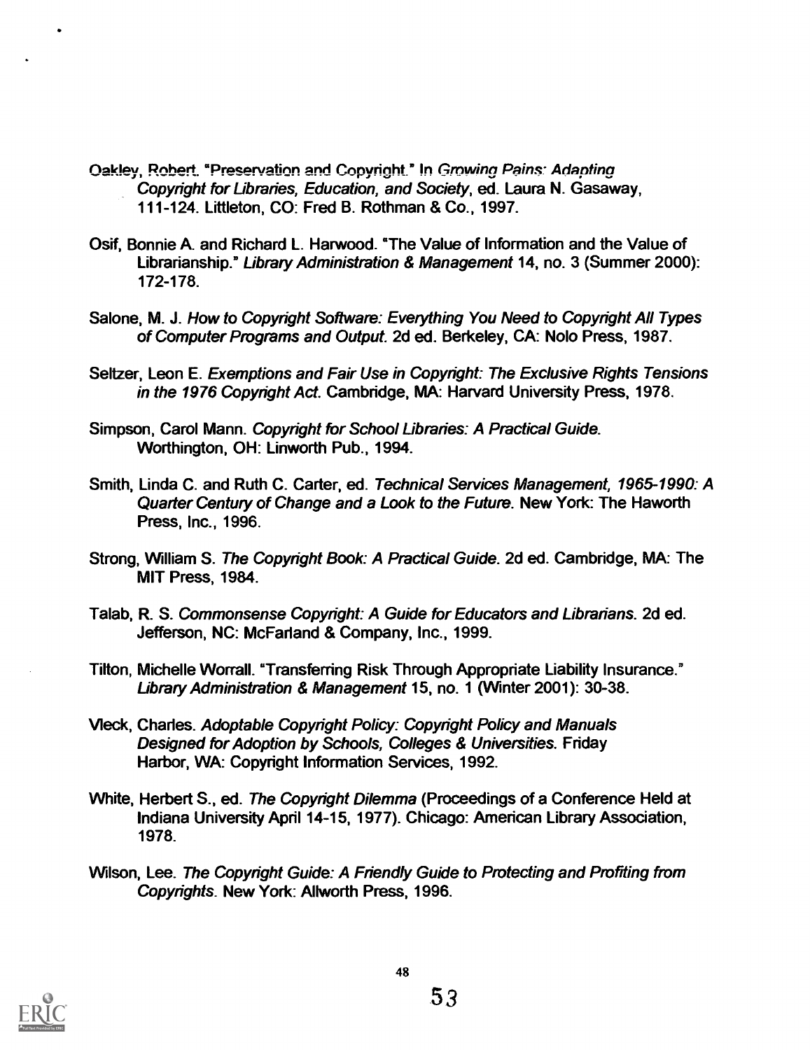Oakley, Robert. "Preservation and Copyright." In *Growing Pains: Adapting Copyright for Libraries, Education, and Society*, ed. Laura N. Gasaway, 111-124. Littleton, CO: Fred B. Rothman & Co., 1997.

Osif, Bonnie A. and Richard L. Harwood. "The Value of Information and the Value of Librarianship." *Library Administration & Management* 14, no. 3 (Summer 2000): 172-178.

Salone, M. J. *How to Copyright Software: Everything You Need to Copyright All Types of Computer Programs and Output*. 2d ed. Berkeley, CA: Nolo Press, 1987.

Seltzer, Leon E. *Exemptions and Fair Use in Copyright: The Exclusive Rights Tensions in the 1976 Copyright Act*. Cambridge, MA: Harvard University Press, 1978.

Simpson, Carol Mann. *Copyright for School Libraries: A Practical Guide*. Worthington, OH: Linworth Pub., 1994.

Smith, Linda C. and Ruth C. Carter, ed. *Technical Services Management, 1965-1990: A Quarter Century of Change and a Look to the Future*. New York: The Haworth Press, Inc., 1996.

Strong, William S. *The Copyright Book: A Practical Guide*. 2d ed. Cambridge, MA: The MIT Press, 1984.

Talab, R. S. *Commonsense Copyright: A Guide for Educators and Librarians*. 2d ed. Jefferson, NC: McFarland & Company, Inc., 1999.

Tilton, Michelle Worrall. "Transferring Risk Through Appropriate Liability Insurance." *Library Administration & Management* 15, no. 1 (Winter 2001): 30-38.

Vleck, Charles. *Adoptable Copyright Policy: Copyright Policy and Manuals Designed for Adoption by Schools, Colleges & Universities*. Friday Harbor, WA: Copyright Information Services, 1992.

White, Herbert S., ed. *The Copyright Dilemma* (Proceedings of a Conference Held at Indiana University April 14-15, 1977). Chicago: American Library Association, 1978.

Wilson, Lee. *The Copyright Guide: A Friendly Guide to Protecting and Profiting from Copyrights*. New York: Allworth Press, 1996.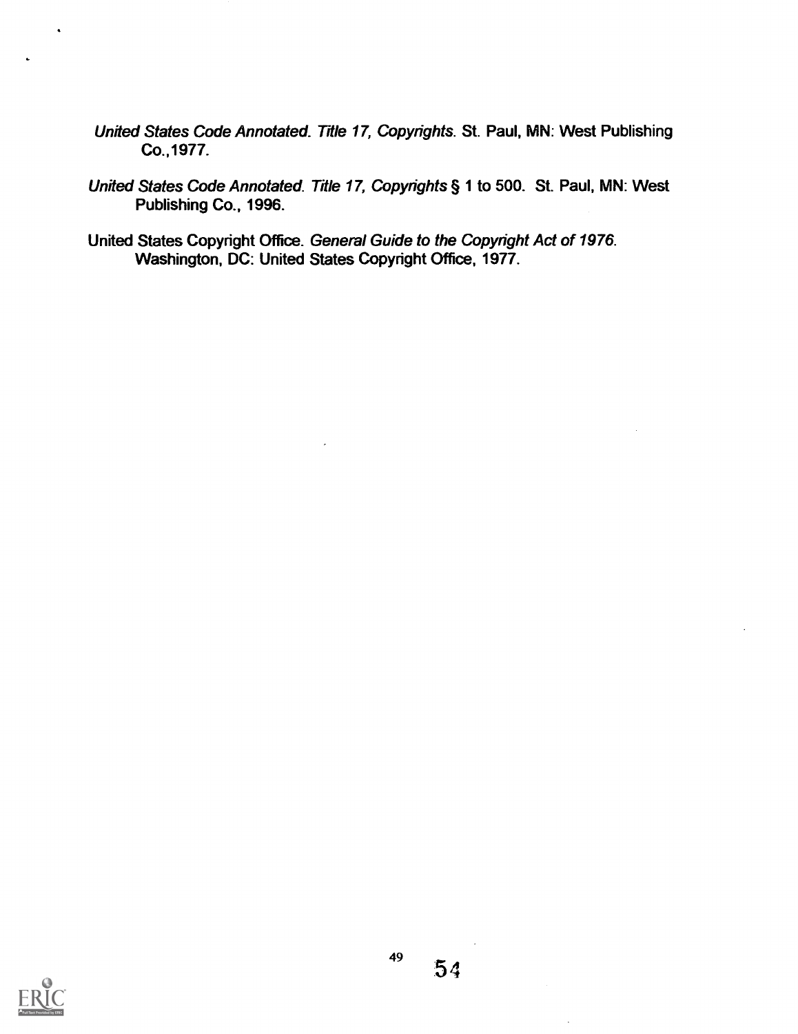*United States Code Annotated. Title 17, Copyrights*. St. Paul, MN: West Publishing Co.,1977.

*United States Code Annotated. Title 17, Copyrights* § 1 to 500. St. Paul, MN: West Publishing Co., 1996.

United States Copyright Office. *General Guide to the Copyright Act of 1976*. Washington, DC: United States Copyright Office, 1977.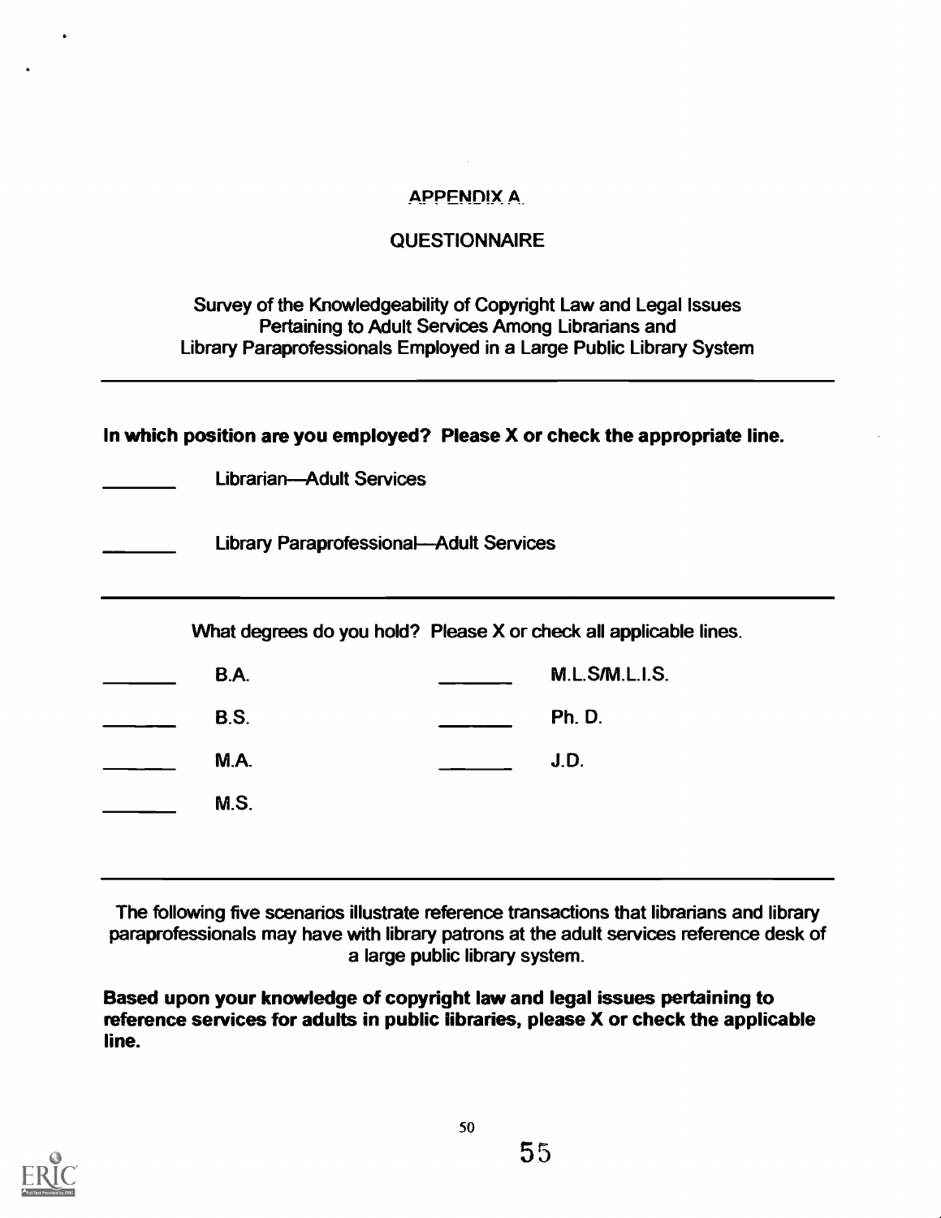## APPENDIX A

## QUESTIONNAIRE

Survey of the Knowledgeability of Copyright Law and Legal Issues Pertaining to Adult Services Among Librarians and Library Paraprofessionals Employed in a Large Public Library System

---

**In which position are you employed? Please X or check the appropriate line.**

_______ Librarian—Adult Services

_______ Library Paraprofessional—Adult Services

---

What degrees do you hold? Please X or check all applicable lines.

| | | | |
|---|---|---|---|
| _______ | B.A. | _______ | M.L.S/M.L.I.S. |
| _______ | B.S. | _______ | Ph. D. |
| _______ | M.A. | _______ | J.D. |
| _______ | M.S. | | |

---

The following five scenarios illustrate reference transactions that librarians and library paraprofessionals may have with library patrons at the adult services reference desk of a large public library system.

**Based upon your knowledge of copyright law and legal issues pertaining to reference services for adults in public libraries, please X or check the applicable line.**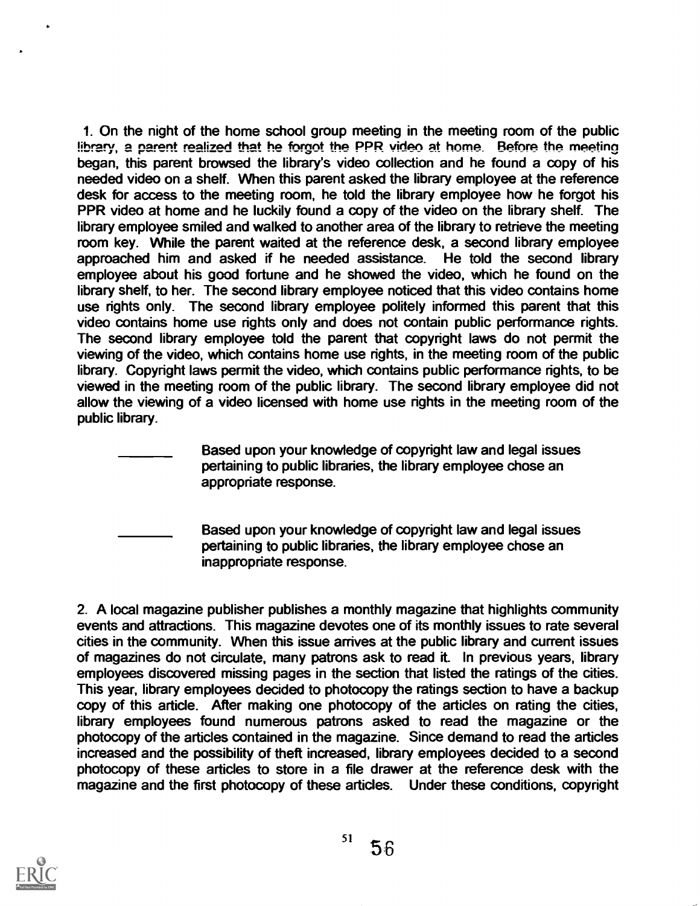1. On the night of the home school group meeting in the meeting room of the public library, a parent realized that he forgot the PPR video at home. Before the meeting began, this parent browsed the library's video collection and he found a copy of his needed video on a shelf. When this parent asked the library employee at the reference desk for access to the meeting room, he told the library employee how he forgot his PPR video at home and he luckily found a copy of the video on the library shelf. The library employee smiled and walked to another area of the library to retrieve the meeting room key. While the parent waited at the reference desk, a second library employee approached him and asked if he needed assistance. He told the second library employee about his good fortune and he showed the video, which he found on the library shelf, to her. The second library employee noticed that this video contains home use rights only. The second library employee politely informed this parent that this video contains home use rights only and does not contain public performance rights. The second library employee told the parent that copyright laws do not permit the viewing of the video, which contains home use rights, in the meeting room of the public library. Copyright laws permit the video, which contains public performance rights, to be viewed in the meeting room of the public library. The second library employee did not allow the viewing of a video licensed with home use rights in the meeting room of the public library.

_______ Based upon your knowledge of copyright law and legal issues pertaining to public libraries, the library employee chose an appropriate response.

_______ Based upon your knowledge of copyright law and legal issues pertaining to public libraries, the library employee chose an inappropriate response.

2. A local magazine publisher publishes a monthly magazine that highlights community events and attractions. This magazine devotes one of its monthly issues to rate several cities in the community. When this issue arrives at the public library and current issues of magazines do not circulate, many patrons ask to read it. In previous years, library employees discovered missing pages in the section that listed the ratings of the cities. This year, library employees decided to photocopy the ratings section to have a backup copy of this article. After making one photocopy of the articles on rating the cities, library employees found numerous patrons asked to read the magazine or the photocopy of the articles contained in the magazine. Since demand to read the articles increased and the possibility of theft increased, library employees decided to a second photocopy of these articles to store in a file drawer at the reference desk with the magazine and the first photocopy of these articles. Under these conditions, copyright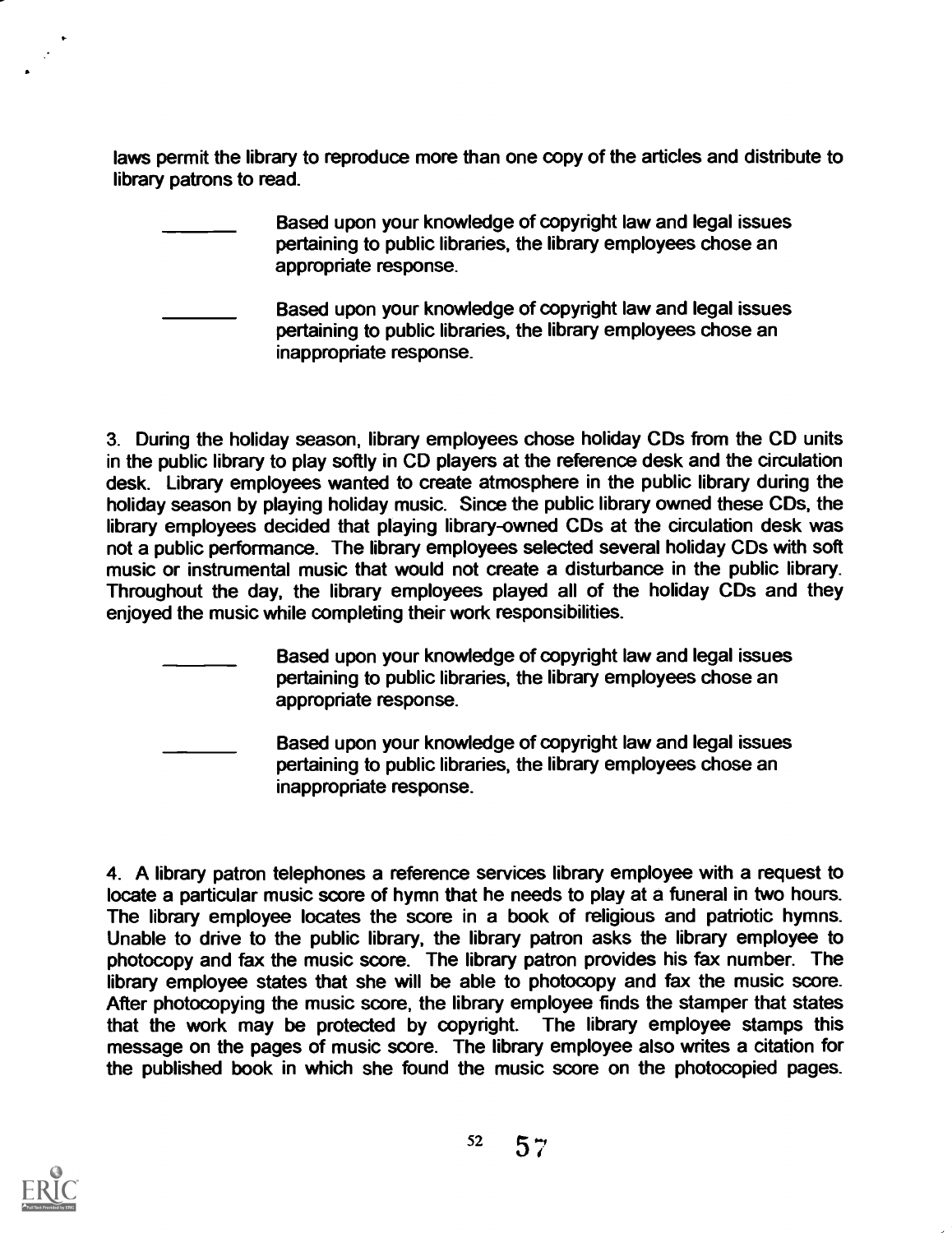laws permit the library to reproduce more than one copy of the articles and distribute to library patrons to read.

_______ Based upon your knowledge of copyright law and legal issues pertaining to public libraries, the library employees chose an appropriate response.

_______ Based upon your knowledge of copyright law and legal issues pertaining to public libraries, the library employees chose an inappropriate response.

3. During the holiday season, library employees chose holiday CDs from the CD units in the public library to play softly in CD players at the reference desk and the circulation desk. Library employees wanted to create atmosphere in the public library during the holiday season by playing holiday music. Since the public library owned these CDs, the library employees decided that playing library-owned CDs at the circulation desk was not a public performance. The library employees selected several holiday CDs with soft music or instrumental music that would not create a disturbance in the public library. Throughout the day, the library employees played all of the holiday CDs and they enjoyed the music while completing their work responsibilities.

_______ Based upon your knowledge of copyright law and legal issues pertaining to public libraries, the library employees chose an appropriate response.

_______ Based upon your knowledge of copyright law and legal issues pertaining to public libraries, the library employees chose an inappropriate response.

4. A library patron telephones a reference services library employee with a request to locate a particular music score of hymn that he needs to play at a funeral in two hours. The library employee locates the score in a book of religious and patriotic hymns. Unable to drive to the public library, the library patron asks the library employee to photocopy and fax the music score. The library patron provides his fax number. The library employee states that she will be able to photocopy and fax the music score. After photocopying the music score, the library employee finds the stamper that states that the work may be protected by copyright. The library employee stamps this message on the pages of music score. The library employee also writes a citation for the published book in which she found the music score on the photocopied pages.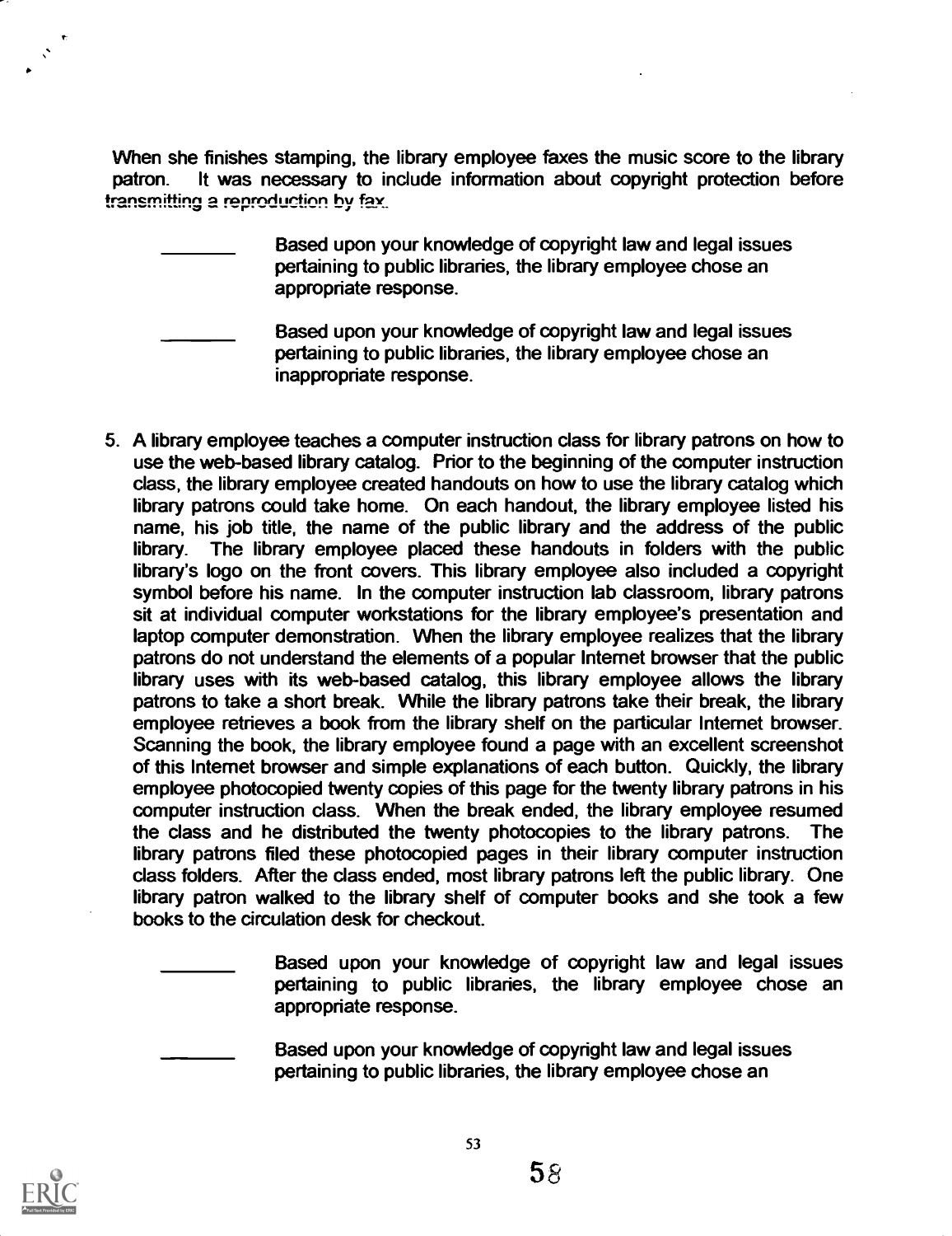When she finishes stamping, the library employee faxes the music score to the library patron. It was necessary to include information about copyright protection before transmitting a reproduction by fax.

_______ Based upon your knowledge of copyright law and legal issues pertaining to public libraries, the library employee chose an appropriate response.

_______ Based upon your knowledge of copyright law and legal issues pertaining to public libraries, the library employee chose an inappropriate response.

5. A library employee teaches a computer instruction class for library patrons on how to use the web-based library catalog. Prior to the beginning of the computer instruction class, the library employee created handouts on how to use the library catalog which library patrons could take home. On each handout, the library employee listed his name, his job title, the name of the public library and the address of the public library. The library employee placed these handouts in folders with the public library's logo on the front covers. This library employee also included a copyright symbol before his name. In the computer instruction lab classroom, library patrons sit at individual computer workstations for the library employee's presentation and laptop computer demonstration. When the library employee realizes that the library patrons do not understand the elements of a popular Internet browser that the public library uses with its web-based catalog, this library employee allows the library patrons to take a short break. While the library patrons take their break, the library employee retrieves a book from the library shelf on the particular Internet browser. Scanning the book, the library employee found a page with an excellent screenshot of this Internet browser and simple explanations of each button. Quickly, the library employee photocopied twenty copies of this page for the twenty library patrons in his computer instruction class. When the break ended, the library employee resumed the class and he distributed the twenty photocopies to the library patrons. The library patrons filed these photocopied pages in their library computer instruction class folders. After the class ended, most library patrons left the public library. One library patron walked to the library shelf of computer books and she took a few books to the circulation desk for checkout.

_______ Based upon your knowledge of copyright law and legal issues pertaining to public libraries, the library employee chose an appropriate response.

_______ Based upon your knowledge of copyright law and legal issues pertaining to public libraries, the library employee chose an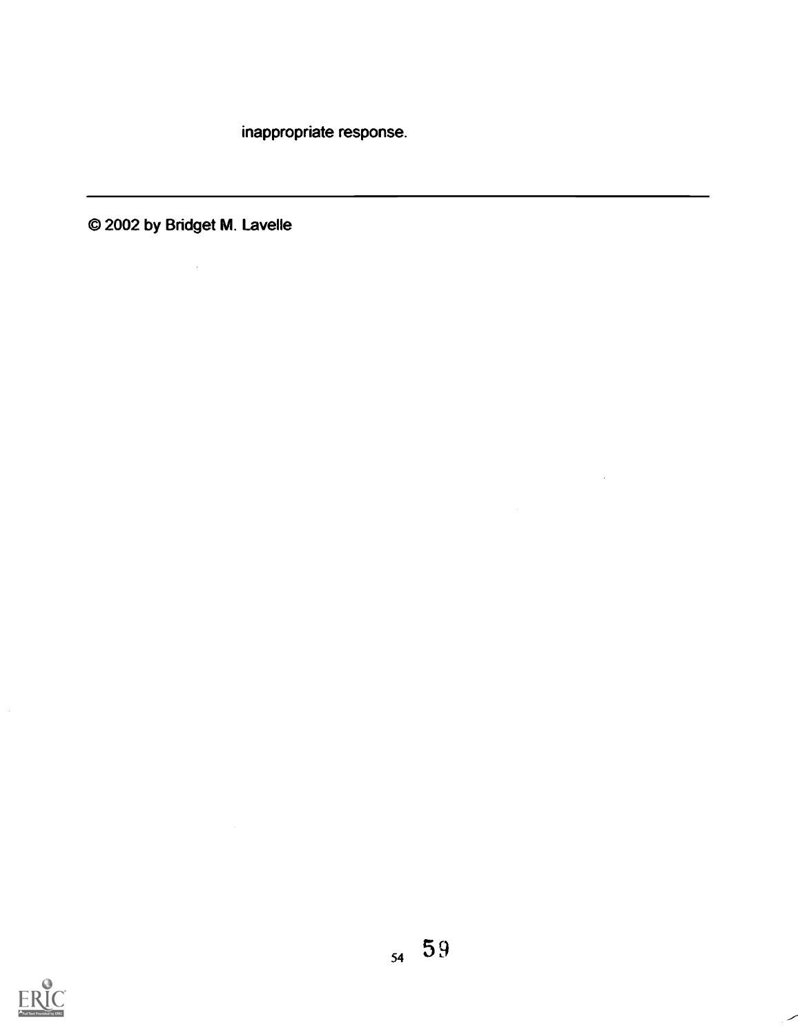inappropriate response.

---

© 2002 by Bridget M. Lavelle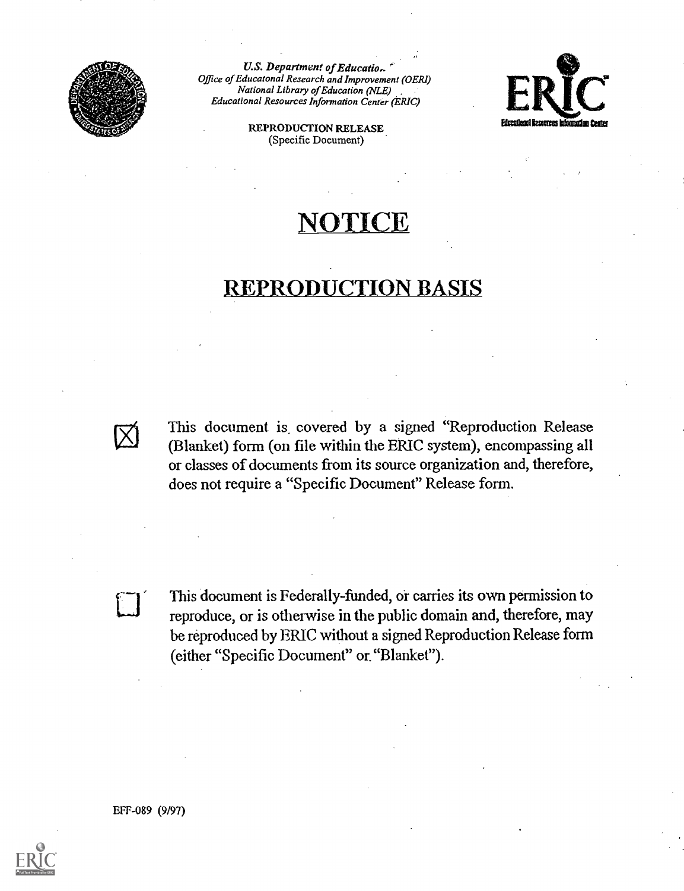*U.S. Department of Educatio..*
*Office of Educatonal Research and Improvement (OERI)*
*National Library of Education (NLE)*
*Educational Resources Information Center (ERIC)*

REPRODUCTION RELEASE
(Specific Document)

# NOTICE

## REPRODUCTION BASIS

☒ This document is covered by a signed "Reproduction Release (Blanket) form (on file within the ERIC system), encompassing all or classes of documents from its source organization and, therefore, does not require a "Specific Document" Release form.

☐ This document is Federally-funded, or carries its own permission to reproduce, or is otherwise in the public domain and, therefore, may be reproduced by ERIC without a signed Reproduction Release form (either "Specific Document" or "Blanket").

EFF-089 (9/97)